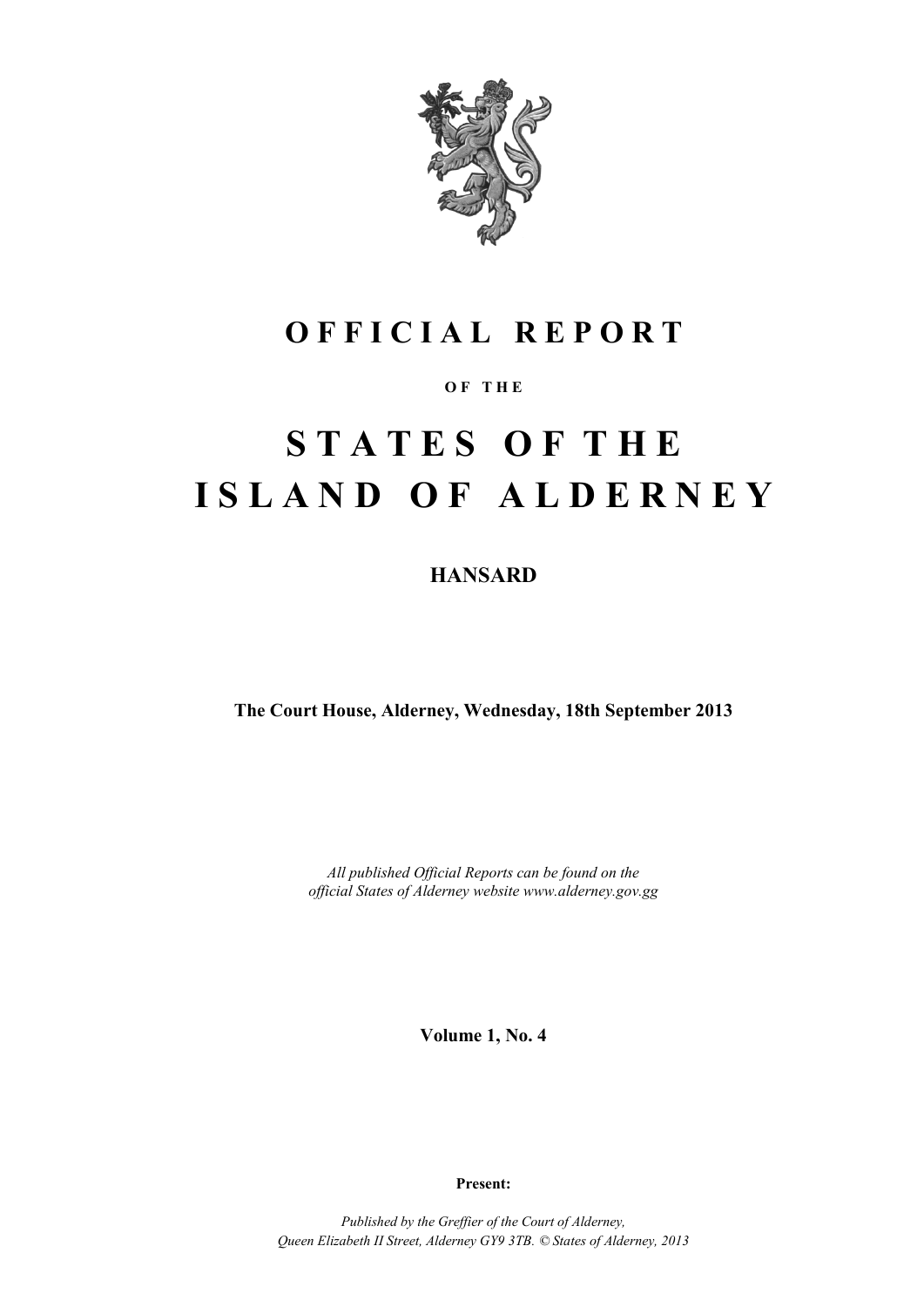# OFFICIAL REPORT

OF THE

# STATES OF THE ISLAND OF ALDERNEY

## HANSARD

**The Court House, Alderney, Wednesday, 18th September 2013**

*All published Official Reports can be found on the official States of Alderney website www.alderney.gov.gg*

**Volume 1, No. 4**

**Present:**

*Published by the Greffier of the Court of Alderney, Queen Elizabeth II Street, Alderney GY9 3TB. © States of Alderney, 2013*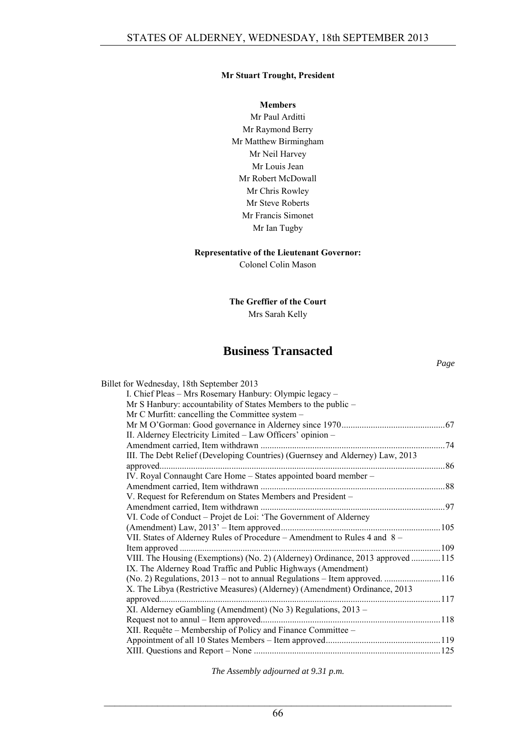**Mr Stuart Trought, President**

**Members**

Mr Paul Arditti
Mr Raymond Berry
Mr Matthew Birmingham
Mr Neil Harvey
Mr Louis Jean
Mr Robert McDowall
Mr Chris Rowley
Mr Steve Roberts
Mr Francis Simonet
Mr Ian Tugby

**Representative of the Lieutenant Governor:**
Colonel Colin Mason

**The Greffier of the Court**
Mrs Sarah Kelly

# Business Transacted

*Page*

Billet for Wednesday, 18th September 2013

I. Chief Pleas – Mrs Rosemary Hanbury: Olympic legacy – Mr S Hanbury: accountability of States Members to the public – Mr C Murfitt: cancelling the Committee system – Mr M O'Gorman: Good governance in Alderney since 1970 ..... 67

II. Alderney Electricity Limited – Law Officers' opinion – Amendment carried, Item withdrawn ..... 74

III. The Debt Relief (Developing Countries) (Guernsey and Alderney) Law, 2013 approved ..... 86

IV. Royal Connaught Care Home – States appointed board member – Amendment carried, Item withdrawn ..... 88

V. Request for Referendum on States Members and President – Amendment carried, Item withdrawn ..... 97

VI. Code of Conduct – Projet de Loi: 'The Government of Alderney (Amendment) Law, 2013' – Item approved ..... 105

VII. States of Alderney Rules of Procedure – Amendment to Rules 4 and 8 – Item approved ..... 109

VIII. The Housing (Exemptions) (No. 2) (Alderney) Ordinance, 2013 approved ..... 115

IX. The Alderney Road Traffic and Public Highways (Amendment) (No. 2) Regulations, 2013 – not to annual Regulations – Item approved. ..... 116

X. The Libya (Restrictive Measures) (Alderney) (Amendment) Ordinance, 2013 approved ..... 117

XI. Alderney eGambling (Amendment) (No 3) Regulations, 2013 – Request not to annul – Item approved ..... 118

XII. Requête – Membership of Policy and Finance Committee – Appointment of all 10 States Members – Item approved ..... 119

XIII. Questions and Report – None ..... 125

*The Assembly adjourned at 9.31 p.m.*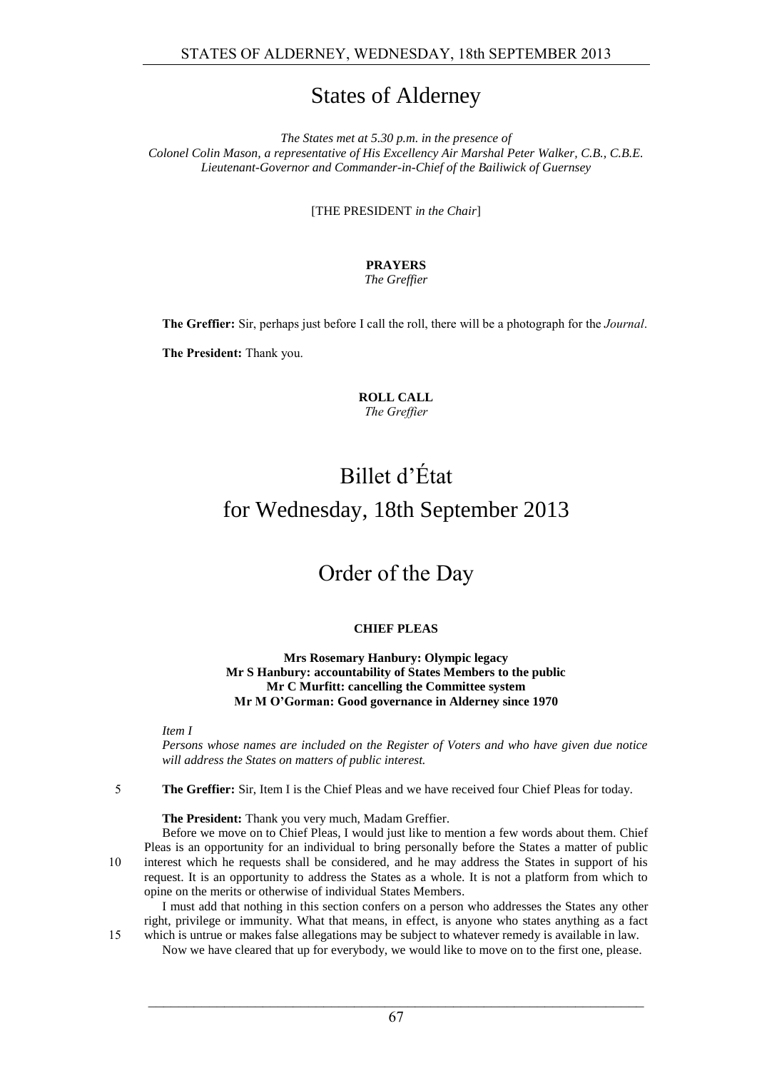# States of Alderney

*The States met at 5.30 p.m. in the presence of*
*Colonel Colin Mason, a representative of His Excellency Air Marshal Peter Walker, C.B., C.B.E.*
*Lieutenant-Governor and Commander-in-Chief of the Bailiwick of Guernsey*

[THE PRESIDENT *in the Chair*]

**PRAYERS**
*The Greffier*

**The Greffier:** Sir, perhaps just before I call the roll, there will be a photograph for the *Journal*.

**The President:** Thank you.

**ROLL CALL**
*The Greffier*

# Billet d'État
# for Wednesday, 18th September 2013

# Order of the Day

**CHIEF PLEAS**

**Mrs Rosemary Hanbury: Olympic legacy**
**Mr S Hanbury: accountability of States Members to the public**
**Mr C Murfitt: cancelling the Committee system**
**Mr M O'Gorman: Good governance in Alderney since 1970**

*Item I*
*Persons whose names are included on the Register of Voters and who have given due notice will address the States on matters of public interest.*

5 **The Greffier:** Sir, Item I is the Chief Pleas and we have received four Chief Pleas for today.

**The President:** Thank you very much, Madam Greffier.

Before we move on to Chief Pleas, I would just like to mention a few words about them. Chief Pleas is an opportunity for an individual to bring personally before the States a matter of public
10 interest which he requests shall be considered, and he may address the States in support of his request. It is an opportunity to address the States as a whole. It is not a platform from which to opine on the merits or otherwise of individual States Members.

I must add that nothing in this section confers on a person who addresses the States any other right, privilege or immunity. What that means, in effect, is anyone who states anything as a fact
15 which is untrue or makes false allegations may be subject to whatever remedy is available in law.

Now we have cleared that up for everybody, we would like to move on to the first one, please.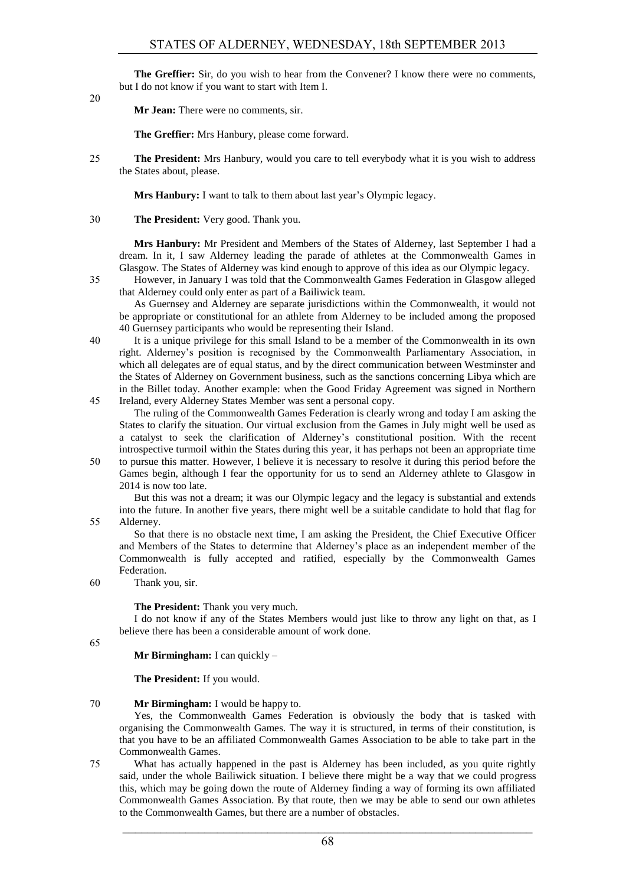**The Greffier:** Sir, do you wish to hear from the Convener? I know there were no comments, but I do not know if you want to start with Item I.

**Mr Jean:** There were no comments, sir.

**The Greffier:** Mrs Hanbury, please come forward.

**The President:** Mrs Hanbury, would you care to tell everybody what it is you wish to address the States about, please.

**Mrs Hanbury:** I want to talk to them about last year's Olympic legacy.

**The President:** Very good. Thank you.

**Mrs Hanbury:** Mr President and Members of the States of Alderney, last September I had a dream. In it, I saw Alderney leading the parade of athletes at the Commonwealth Games in Glasgow. The States of Alderney was kind enough to approve of this idea as our Olympic legacy.

However, in January I was told that the Commonwealth Games Federation in Glasgow alleged that Alderney could only enter as part of a Bailiwick team.

As Guernsey and Alderney are separate jurisdictions within the Commonwealth, it would not be appropriate or constitutional for an athlete from Alderney to be included among the proposed 40 Guernsey participants who would be representing their Island.

It is a unique privilege for this small Island to be a member of the Commonwealth in its own right. Alderney's position is recognised by the Commonwealth Parliamentary Association, in which all delegates are of equal status, and by the direct communication between Westminster and the States of Alderney on Government business, such as the sanctions concerning Libya which are in the Billet today. Another example: when the Good Friday Agreement was signed in Northern Ireland, every Alderney States Member was sent a personal copy.

The ruling of the Commonwealth Games Federation is clearly wrong and today I am asking the States to clarify the situation. Our virtual exclusion from the Games in July might well be used as a catalyst to seek the clarification of Alderney's constitutional position. With the recent introspective turmoil within the States during this year, it has perhaps not been an appropriate time to pursue this matter. However, I believe it is necessary to resolve it during this period before the Games begin, although I fear the opportunity for us to send an Alderney athlete to Glasgow in 2014 is now too late.

But this was not a dream; it was our Olympic legacy and the legacy is substantial and extends into the future. In another five years, there might well be a suitable candidate to hold that flag for Alderney.

So that there is no obstacle next time, I am asking the President, the Chief Executive Officer and Members of the States to determine that Alderney's place as an independent member of the Commonwealth is fully accepted and ratified, especially by the Commonwealth Games Federation.

Thank you, sir.

**The President:** Thank you very much.

I do not know if any of the States Members would just like to throw any light on that, as I believe there has been a considerable amount of work done.

**Mr Birmingham:** I can quickly –

**The President:** If you would.

**Mr Birmingham:** I would be happy to.

Yes, the Commonwealth Games Federation is obviously the body that is tasked with organising the Commonwealth Games. The way it is structured, in terms of their constitution, is that you have to be an affiliated Commonwealth Games Association to be able to take part in the Commonwealth Games.

What has actually happened in the past is Alderney has been included, as you quite rightly said, under the whole Bailiwick situation. I believe there might be a way that we could progress this, which may be going down the route of Alderney finding a way of forming its own affiliated Commonwealth Games Association. By that route, then we may be able to send our own athletes to the Commonwealth Games, but there are a number of obstacles.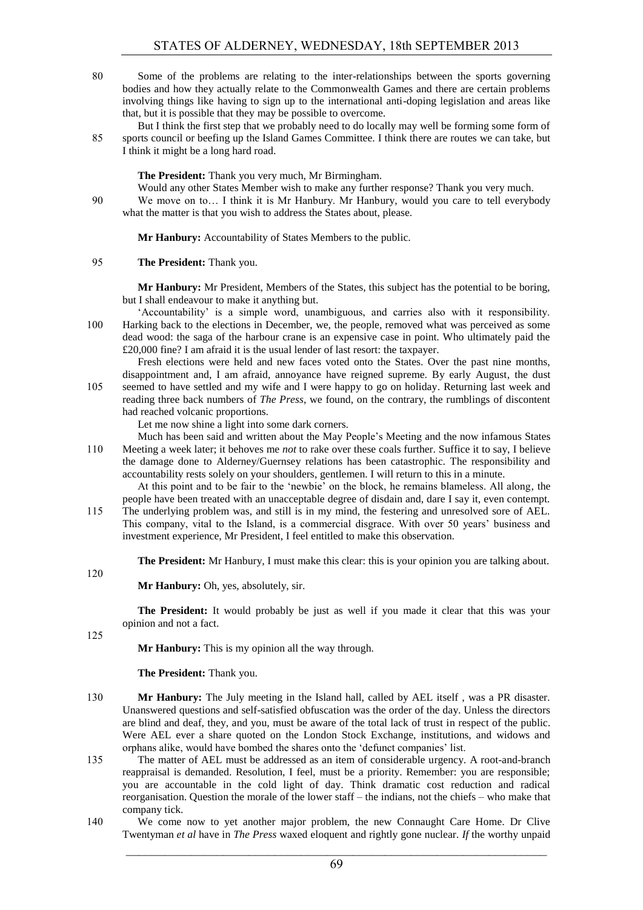Some of the problems are relating to the inter-relationships between the sports governing bodies and how they actually relate to the Commonwealth Games and there are certain problems involving things like having to sign up to the international anti-doping legislation and areas like that, but it is possible that they may be possible to overcome.

But I think the first step that we probably need to do locally may well be forming some form of sports council or beefing up the Island Games Committee. I think there are routes we can take, but I think it might be a long hard road.

**The President:** Thank you very much, Mr Birmingham.

Would any other States Member wish to make any further response? Thank you very much.

We move on to… I think it is Mr Hanbury. Mr Hanbury, would you care to tell everybody what the matter is that you wish to address the States about, please.

**Mr Hanbury:** Accountability of States Members to the public.

**The President:** Thank you.

**Mr Hanbury:** Mr President, Members of the States, this subject has the potential to be boring, but I shall endeavour to make it anything but.

'Accountability' is a simple word, unambiguous, and carries also with it responsibility. Harking back to the elections in December, we, the people, removed what was perceived as some dead wood: the saga of the harbour crane is an expensive case in point. Who ultimately paid the £20,000 fine? I am afraid it is the usual lender of last resort: the taxpayer.

Fresh elections were held and new faces voted onto the States. Over the past nine months, disappointment and, I am afraid, annoyance have reigned supreme. By early August, the dust seemed to have settled and my wife and I were happy to go on holiday. Returning last week and reading three back numbers of *The Press*, we found, on the contrary, the rumblings of discontent had reached volcanic proportions.

Let me now shine a light into some dark corners.

Much has been said and written about the May People's Meeting and the now infamous States Meeting a week later; it behoves me *not* to rake over these coals further. Suffice it to say, I believe the damage done to Alderney/Guernsey relations has been catastrophic. The responsibility and accountability rests solely on your shoulders, gentlemen. I will return to this in a minute.

At this point and to be fair to the 'newbie' on the block, he remains blameless. All along, the people have been treated with an unacceptable degree of disdain and, dare I say it, even contempt. The underlying problem was, and still is in my mind, the festering and unresolved sore of AEL. This company, vital to the Island, is a commercial disgrace. With over 50 years' business and investment experience, Mr President, I feel entitled to make this observation.

**The President:** Mr Hanbury, I must make this clear: this is your opinion you are talking about.

**Mr Hanbury:** Oh, yes, absolutely, sir.

**The President:** It would probably be just as well if you made it clear that this was your opinion and not a fact.

**Mr Hanbury:** This is my opinion all the way through.

**The President:** Thank you.

**Mr Hanbury:** The July meeting in the Island hall, called by AEL itself , was a PR disaster. Unanswered questions and self-satisfied obfuscation was the order of the day. Unless the directors are blind and deaf, they, and you, must be aware of the total lack of trust in respect of the public. Were AEL ever a share quoted on the London Stock Exchange, institutions, and widows and orphans alike, would have bombed the shares onto the 'defunct companies' list.

The matter of AEL must be addressed as an item of considerable urgency. A root-and-branch reappraisal is demanded. Resolution, I feel, must be a priority. Remember: you are responsible; you are accountable in the cold light of day. Think dramatic cost reduction and radical reorganisation. Question the morale of the lower staff – the indians, not the chiefs – who make that company tick.

We come now to yet another major problem, the new Connaught Care Home. Dr Clive Twentyman *et al* have in *The Press* waxed eloquent and rightly gone nuclear. *If* the worthy unpaid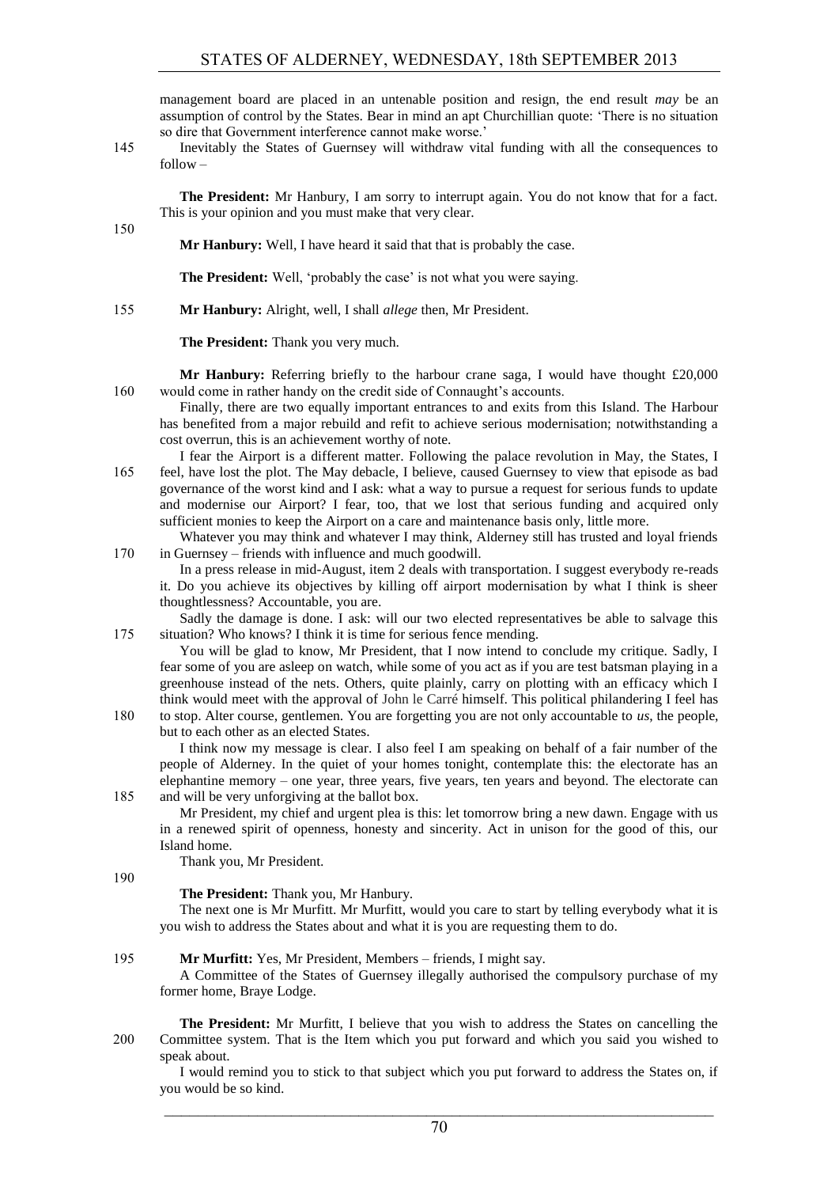management board are placed in an untenable position and resign, the end result *may* be an assumption of control by the States. Bear in mind an apt Churchillian quote: 'There is no situation so dire that Government interference cannot make worse.'

Inevitably the States of Guernsey will withdraw vital funding with all the consequences to follow –

**The President:** Mr Hanbury, I am sorry to interrupt again. You do not know that for a fact. This is your opinion and you must make that very clear.

**Mr Hanbury:** Well, I have heard it said that that is probably the case.

**The President:** Well, 'probably the case' is not what you were saying.

**Mr Hanbury:** Alright, well, I shall *allege* then, Mr President.

**The President:** Thank you very much.

**Mr Hanbury:** Referring briefly to the harbour crane saga, I would have thought £20,000 would come in rather handy on the credit side of Connaught's accounts.

Finally, there are two equally important entrances to and exits from this Island. The Harbour has benefited from a major rebuild and refit to achieve serious modernisation; notwithstanding a cost overrun, this is an achievement worthy of note.

I fear the Airport is a different matter. Following the palace revolution in May, the States, I feel, have lost the plot. The May debacle, I believe, caused Guernsey to view that episode as bad governance of the worst kind and I ask: what a way to pursue a request for serious funds to update and modernise our Airport? I fear, too, that we lost that serious funding and acquired only sufficient monies to keep the Airport on a care and maintenance basis only, little more.

Whatever you may think and whatever I may think, Alderney still has trusted and loyal friends in Guernsey – friends with influence and much goodwill.

In a press release in mid-August, item 2 deals with transportation. I suggest everybody re-reads it. Do you achieve its objectives by killing off airport modernisation by what I think is sheer thoughtlessness? Accountable, you are.

Sadly the damage is done. I ask: will our two elected representatives be able to salvage this situation? Who knows? I think it is time for serious fence mending.

You will be glad to know, Mr President, that I now intend to conclude my critique. Sadly, I fear some of you are asleep on watch, while some of you act as if you are test batsman playing in a greenhouse instead of the nets. Others, quite plainly, carry on plotting with an efficacy which I think would meet with the approval of John le Carré himself. This political philandering I feel has to stop. Alter course, gentlemen. You are forgetting you are not only accountable to *us*, the people, but to each other as an elected States.

I think now my message is clear. I also feel I am speaking on behalf of a fair number of the people of Alderney. In the quiet of your homes tonight, contemplate this: the electorate has an elephantine memory – one year, three years, five years, ten years and beyond. The electorate can and will be very unforgiving at the ballot box.

Mr President, my chief and urgent plea is this: let tomorrow bring a new dawn. Engage with us in a renewed spirit of openness, honesty and sincerity. Act in unison for the good of this, our Island home.

Thank you, Mr President.

**The President:** Thank you, Mr Hanbury.

The next one is Mr Murfitt. Mr Murfitt, would you care to start by telling everybody what it is you wish to address the States about and what it is you are requesting them to do.

**Mr Murfitt:** Yes, Mr President, Members – friends, I might say.

A Committee of the States of Guernsey illegally authorised the compulsory purchase of my former home, Braye Lodge.

**The President:** Mr Murfitt, I believe that you wish to address the States on cancelling the Committee system. That is the Item which you put forward and which you said you wished to speak about.

I would remind you to stick to that subject which you put forward to address the States on, if you would be so kind.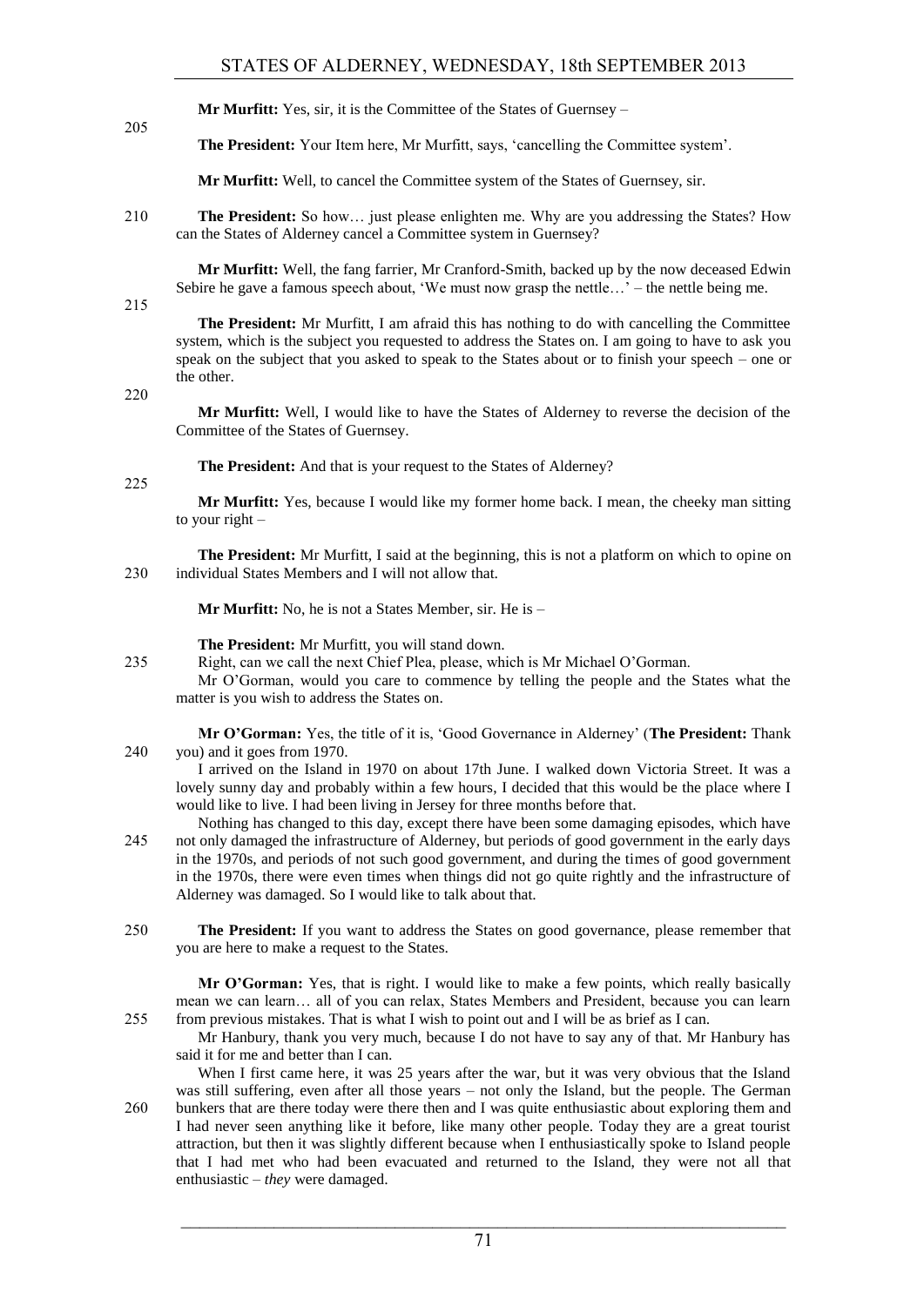**Mr Murfitt:** Yes, sir, it is the Committee of the States of Guernsey –

**The President:** Your Item here, Mr Murfitt, says, 'cancelling the Committee system'.

**Mr Murfitt:** Well, to cancel the Committee system of the States of Guernsey, sir.

**The President:** So how… just please enlighten me. Why are you addressing the States? How can the States of Alderney cancel a Committee system in Guernsey?

**Mr Murfitt:** Well, the fang farrier, Mr Cranford-Smith, backed up by the now deceased Edwin Sebire he gave a famous speech about, 'We must now grasp the nettle…' – the nettle being me.

**The President:** Mr Murfitt, I am afraid this has nothing to do with cancelling the Committee system, which is the subject you requested to address the States on. I am going to have to ask you speak on the subject that you asked to speak to the States about or to finish your speech – one or the other.

**Mr Murfitt:** Well, I would like to have the States of Alderney to reverse the decision of the Committee of the States of Guernsey.

**The President:** And that is your request to the States of Alderney?

**Mr Murfitt:** Yes, because I would like my former home back. I mean, the cheeky man sitting to your right –

**The President:** Mr Murfitt, I said at the beginning, this is not a platform on which to opine on individual States Members and I will not allow that.

**Mr Murfitt:** No, he is not a States Member, sir. He is –

**The President:** Mr Murfitt, you will stand down.

Right, can we call the next Chief Plea, please, which is Mr Michael O'Gorman.

Mr O'Gorman, would you care to commence by telling the people and the States what the matter is you wish to address the States on.

**Mr O'Gorman:** Yes, the title of it is, 'Good Governance in Alderney' (**The President:** Thank you) and it goes from 1970.

I arrived on the Island in 1970 on about 17th June. I walked down Victoria Street. It was a lovely sunny day and probably within a few hours, I decided that this would be the place where I would like to live. I had been living in Jersey for three months before that.

Nothing has changed to this day, except there have been some damaging episodes, which have not only damaged the infrastructure of Alderney, but periods of good government in the early days in the 1970s, and periods of not such good government, and during the times of good government in the 1970s, there were even times when things did not go quite rightly and the infrastructure of Alderney was damaged. So I would like to talk about that.

**The President:** If you want to address the States on good governance, please remember that you are here to make a request to the States.

**Mr O'Gorman:** Yes, that is right. I would like to make a few points, which really basically mean we can learn… all of you can relax, States Members and President, because you can learn from previous mistakes. That is what I wish to point out and I will be as brief as I can.

Mr Hanbury, thank you very much, because I do not have to say any of that. Mr Hanbury has said it for me and better than I can.

When I first came here, it was 25 years after the war, but it was very obvious that the Island was still suffering, even after all those years – not only the Island, but the people. The German bunkers that are there today were there then and I was quite enthusiastic about exploring them and I had never seen anything like it before, like many other people. Today they are a great tourist attraction, but then it was slightly different because when I enthusiastically spoke to Island people that I had met who had been evacuated and returned to the Island, they were not all that enthusiastic – *they* were damaged.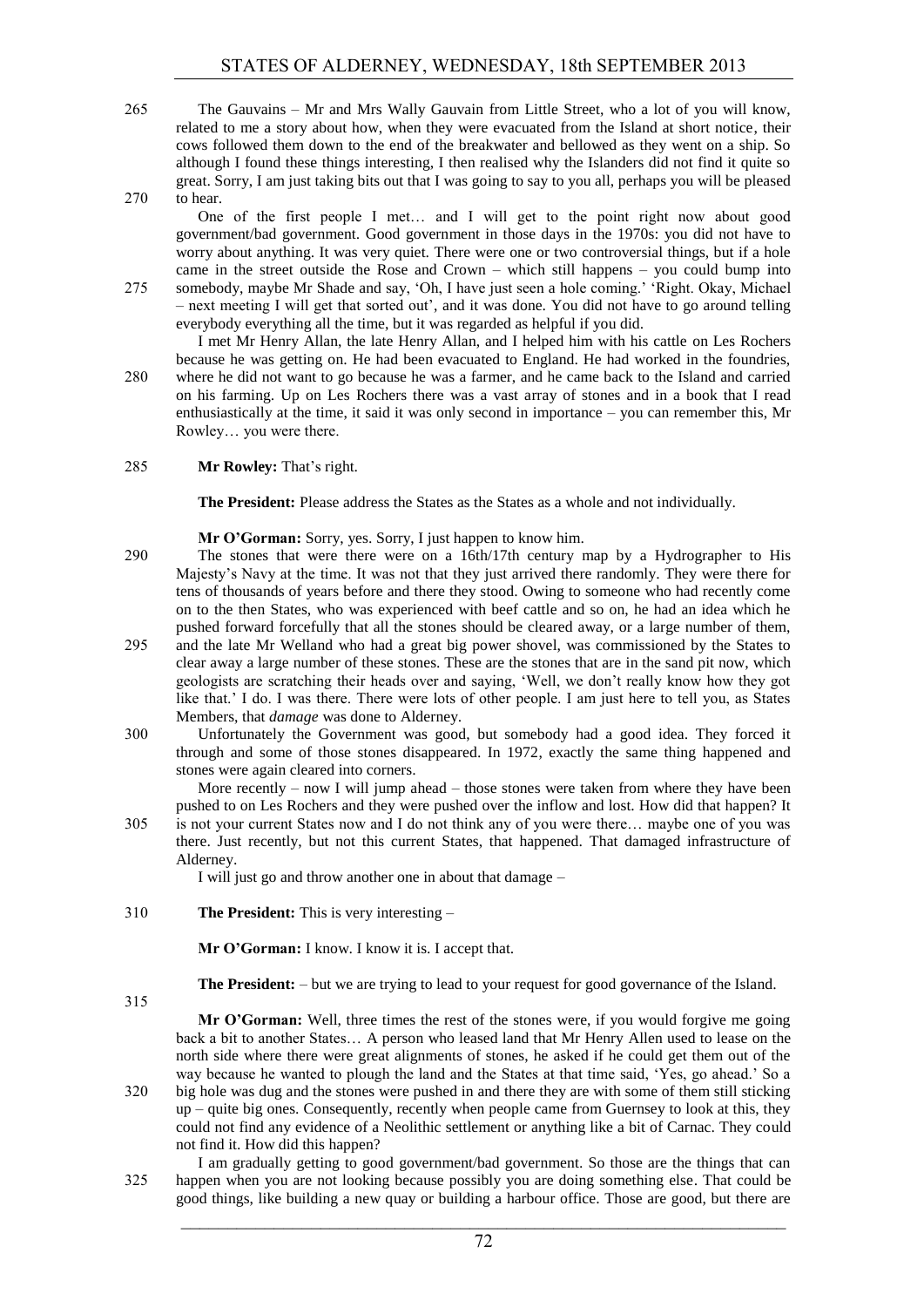The Gauvains – Mr and Mrs Wally Gauvain from Little Street, who a lot of you will know, related to me a story about how, when they were evacuated from the Island at short notice, their cows followed them down to the end of the breakwater and bellowed as they went on a ship. So although I found these things interesting, I then realised why the Islanders did not find it quite so great. Sorry, I am just taking bits out that I was going to say to you all, perhaps you will be pleased to hear.

One of the first people I met… and I will get to the point right now about good government/bad government. Good government in those days in the 1970s: you did not have to worry about anything. It was very quiet. There were one or two controversial things, but if a hole came in the street outside the Rose and Crown – which still happens – you could bump into somebody, maybe Mr Shade and say, 'Oh, I have just seen a hole coming.' 'Right. Okay, Michael – next meeting I will get that sorted out', and it was done. You did not have to go around telling everybody everything all the time, but it was regarded as helpful if you did.

I met Mr Henry Allan, the late Henry Allan, and I helped him with his cattle on Les Rochers because he was getting on. He had been evacuated to England. He had worked in the foundries, where he did not want to go because he was a farmer, and he came back to the Island and carried on his farming. Up on Les Rochers there was a vast array of stones and in a book that I read enthusiastically at the time, it said it was only second in importance – you can remember this, Mr Rowley… you were there.

**Mr Rowley:** That's right.

**The President:** Please address the States as the States as a whole and not individually.

**Mr O'Gorman:** Sorry, yes. Sorry, I just happen to know him.

The stones that were there were on a 16th/17th century map by a Hydrographer to His Majesty's Navy at the time. It was not that they just arrived there randomly. They were there for tens of thousands of years before and there they stood. Owing to someone who had recently come on to the then States, who was experienced with beef cattle and so on, he had an idea which he pushed forward forcefully that all the stones should be cleared away, or a large number of them, and the late Mr Welland who had a great big power shovel, was commissioned by the States to clear away a large number of these stones. These are the stones that are in the sand pit now, which geologists are scratching their heads over and saying, 'Well, we don't really know how they got like that.' I do. I was there. There were lots of other people. I am just here to tell you, as States Members, that *damage* was done to Alderney.

Unfortunately the Government was good, but somebody had a good idea. They forced it through and some of those stones disappeared. In 1972, exactly the same thing happened and stones were again cleared into corners.

More recently – now I will jump ahead – those stones were taken from where they have been pushed to on Les Rochers and they were pushed over the inflow and lost. How did that happen? It is not your current States now and I do not think any of you were there… maybe one of you was there. Just recently, but not this current States, that happened. That damaged infrastructure of Alderney.

I will just go and throw another one in about that damage –

**The President:** This is very interesting –

**Mr O'Gorman:** I know. I know it is. I accept that.

**The President:** – but we are trying to lead to your request for good governance of the Island.

**Mr O'Gorman:** Well, three times the rest of the stones were, if you would forgive me going back a bit to another States… A person who leased land that Mr Henry Allen used to lease on the north side where there were great alignments of stones, he asked if he could get them out of the way because he wanted to plough the land and the States at that time said, 'Yes, go ahead.' So a big hole was dug and the stones were pushed in and there they are with some of them still sticking up – quite big ones. Consequently, recently when people came from Guernsey to look at this, they could not find any evidence of a Neolithic settlement or anything like a bit of Carnac. They could not find it. How did this happen?

I am gradually getting to good government/bad government. So those are the things that can happen when you are not looking because possibly you are doing something else. That could be good things, like building a new quay or building a harbour office. Those are good, but there are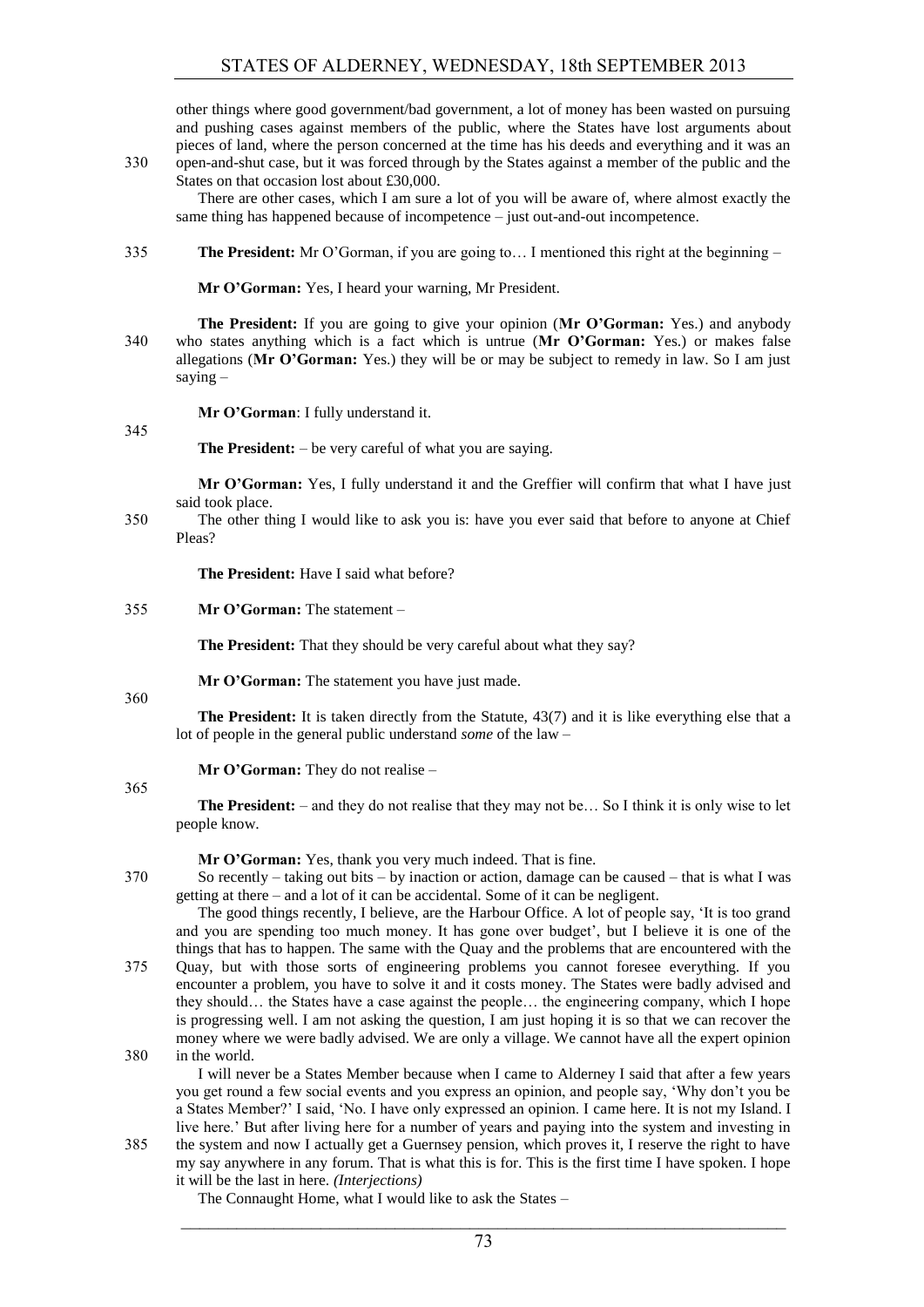other things where good government/bad government, a lot of money has been wasted on pursuing and pushing cases against members of the public, where the States have lost arguments about pieces of land, where the person concerned at the time has his deeds and everything and it was an open-and-shut case, but it was forced through by the States against a member of the public and the States on that occasion lost about £30,000.

There are other cases, which I am sure a lot of you will be aware of, where almost exactly the same thing has happened because of incompetence – just out-and-out incompetence.

**The President:** Mr O'Gorman, if you are going to… I mentioned this right at the beginning –

**Mr O'Gorman:** Yes, I heard your warning, Mr President.

**The President:** If you are going to give your opinion (**Mr O'Gorman:** Yes.) and anybody who states anything which is a fact which is untrue (**Mr O'Gorman:** Yes.) or makes false allegations (**Mr O'Gorman:** Yes.) they will be or may be subject to remedy in law. So I am just saying –

**Mr O'Gorman**: I fully understand it.

**The President:** – be very careful of what you are saying.

**Mr O'Gorman:** Yes, I fully understand it and the Greffier will confirm that what I have just said took place.

The other thing I would like to ask you is: have you ever said that before to anyone at Chief Pleas?

**The President:** Have I said what before?

**Mr O'Gorman:** The statement –

**The President:** That they should be very careful about what they say?

**Mr O'Gorman:** The statement you have just made.

**The President:** It is taken directly from the Statute, 43(7) and it is like everything else that a lot of people in the general public understand *some* of the law –

**Mr O'Gorman:** They do not realise –

**The President:** – and they do not realise that they may not be… So I think it is only wise to let people know.

**Mr O'Gorman:** Yes, thank you very much indeed. That is fine.

So recently – taking out bits – by inaction or action, damage can be caused – that is what I was getting at there – and a lot of it can be accidental. Some of it can be negligent.

The good things recently, I believe, are the Harbour Office. A lot of people say, 'It is too grand and you are spending too much money. It has gone over budget', but I believe it is one of the things that has to happen. The same with the Quay and the problems that are encountered with the Quay, but with those sorts of engineering problems you cannot foresee everything. If you encounter a problem, you have to solve it and it costs money. The States were badly advised and they should… the States have a case against the people… the engineering company, which I hope is progressing well. I am not asking the question, I am just hoping it is so that we can recover the money where we were badly advised. We are only a village. We cannot have all the expert opinion in the world.

I will never be a States Member because when I came to Alderney I said that after a few years you get round a few social events and you express an opinion, and people say, 'Why don't you be a States Member?' I said, 'No. I have only expressed an opinion. I came here. It is not my Island. I live here.' But after living here for a number of years and paying into the system and investing in the system and now I actually get a Guernsey pension, which proves it, I reserve the right to have my say anywhere in any forum. That is what this is for. This is the first time I have spoken. I hope it will be the last in here. *(Interjections)*

The Connaught Home, what I would like to ask the States –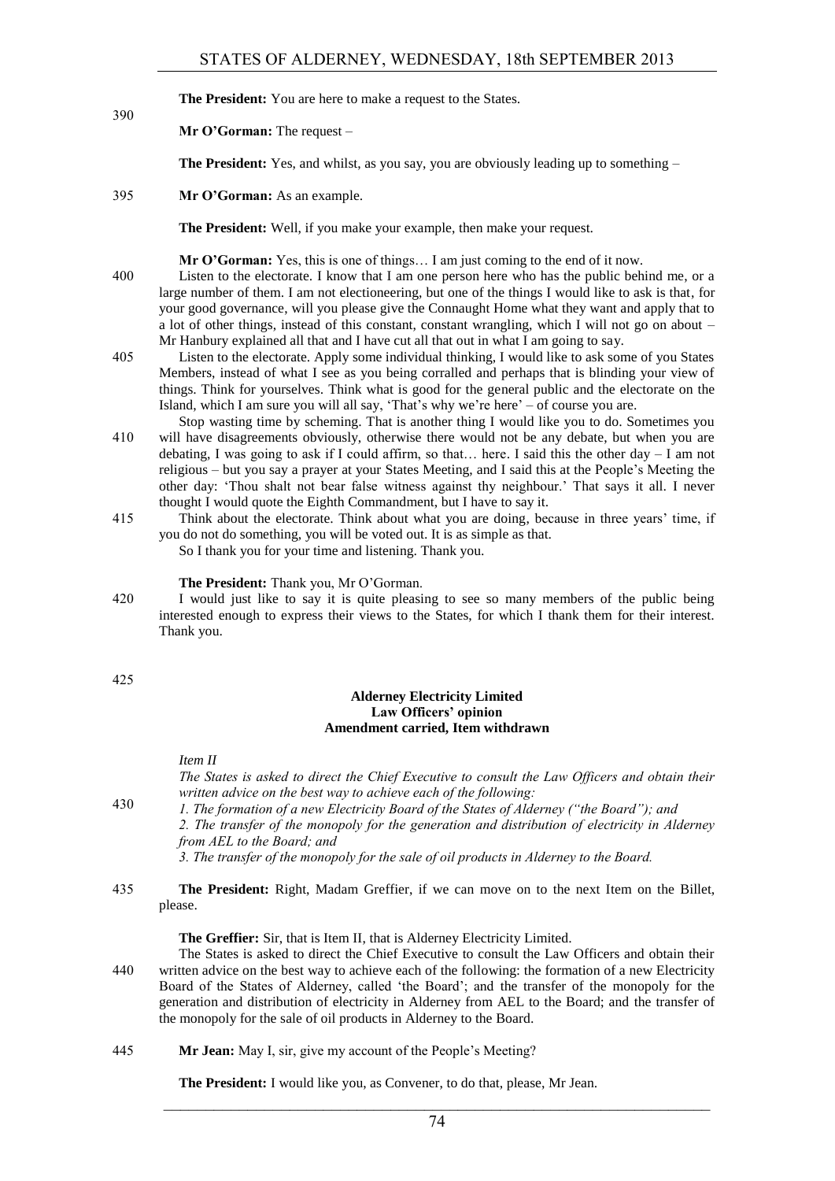**The President:** You are here to make a request to the States.

**Mr O'Gorman:** The request –

**The President:** Yes, and whilst, as you say, you are obviously leading up to something –

**Mr O'Gorman:** As an example.

**The President:** Well, if you make your example, then make your request.

**Mr O'Gorman:** Yes, this is one of things… I am just coming to the end of it now.

Listen to the electorate. I know that I am one person here who has the public behind me, or a large number of them. I am not electioneering, but one of the things I would like to ask is that, for your good governance, will you please give the Connaught Home what they want and apply that to a lot of other things, instead of this constant, constant wrangling, which I will not go on about – Mr Hanbury explained all that and I have cut all that out in what I am going to say.

Listen to the electorate. Apply some individual thinking, I would like to ask some of you States Members, instead of what I see as you being corralled and perhaps that is blinding your view of things. Think for yourselves. Think what is good for the general public and the electorate on the Island, which I am sure you will all say, 'That's why we're here' – of course you are.

Stop wasting time by scheming. That is another thing I would like you to do. Sometimes you will have disagreements obviously, otherwise there would not be any debate, but when you are debating, I was going to ask if I could affirm, so that… here. I said this the other day – I am not religious – but you say a prayer at your States Meeting, and I said this at the People's Meeting the other day: 'Thou shalt not bear false witness against thy neighbour.' That says it all. I never thought I would quote the Eighth Commandment, but I have to say it.

Think about the electorate. Think about what you are doing, because in three years' time, if you do not do something, you will be voted out. It is as simple as that.

So I thank you for your time and listening. Thank you.

**The President:** Thank you, Mr O'Gorman.

I would just like to say it is quite pleasing to see so many members of the public being interested enough to express their views to the States, for which I thank them for their interest. Thank you.

## Alderney Electricity Limited
## Law Officers' opinion
## Amendment carried, Item withdrawn

*Item II*

*The States is asked to direct the Chief Executive to consult the Law Officers and obtain their written advice on the best way to achieve each of the following:*

*1. The formation of a new Electricity Board of the States of Alderney ("the Board"); and*

*2. The transfer of the monopoly for the generation and distribution of electricity in Alderney from AEL to the Board; and*

*3. The transfer of the monopoly for the sale of oil products in Alderney to the Board.*

**The President:** Right, Madam Greffier, if we can move on to the next Item on the Billet, please.

**The Greffier:** Sir, that is Item II, that is Alderney Electricity Limited.

The States is asked to direct the Chief Executive to consult the Law Officers and obtain their written advice on the best way to achieve each of the following: the formation of a new Electricity Board of the States of Alderney, called 'the Board'; and the transfer of the monopoly for the generation and distribution of electricity in Alderney from AEL to the Board; and the transfer of the monopoly for the sale of oil products in Alderney to the Board.

**Mr Jean:** May I, sir, give my account of the People's Meeting?

**The President:** I would like you, as Convener, to do that, please, Mr Jean.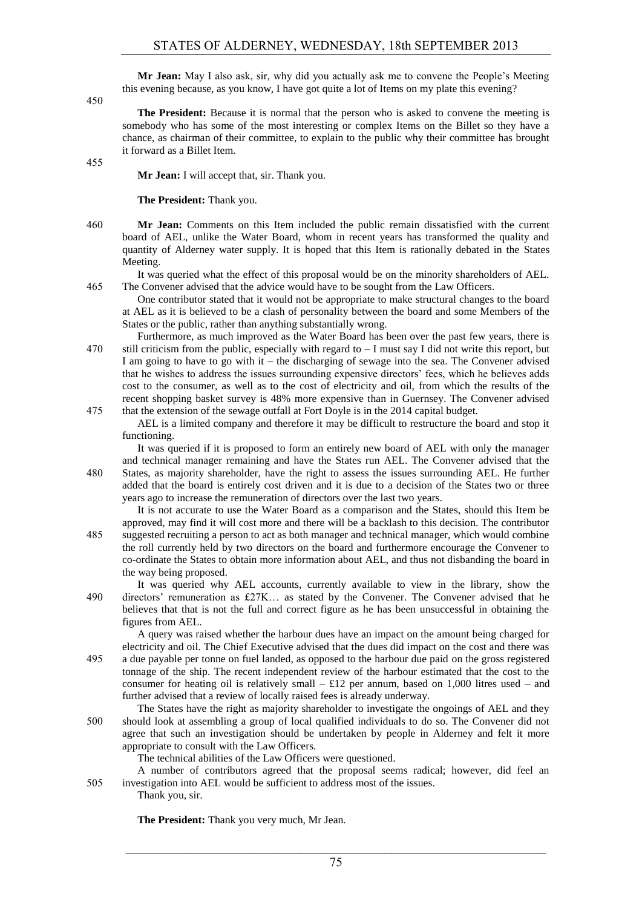**Mr Jean:** May I also ask, sir, why did you actually ask me to convene the People's Meeting this evening because, as you know, I have got quite a lot of Items on my plate this evening?

**The President:** Because it is normal that the person who is asked to convene the meeting is somebody who has some of the most interesting or complex Items on the Billet so they have a chance, as chairman of their committee, to explain to the public why their committee has brought it forward as a Billet Item.

**Mr Jean:** I will accept that, sir. Thank you.

**The President:** Thank you.

**Mr Jean:** Comments on this Item included the public remain dissatisfied with the current board of AEL, unlike the Water Board, whom in recent years has transformed the quality and quantity of Alderney water supply. It is hoped that this Item is rationally debated in the States Meeting.

It was queried what the effect of this proposal would be on the minority shareholders of AEL. The Convener advised that the advice would have to be sought from the Law Officers.

One contributor stated that it would not be appropriate to make structural changes to the board at AEL as it is believed to be a clash of personality between the board and some Members of the States or the public, rather than anything substantially wrong.

Furthermore, as much improved as the Water Board has been over the past few years, there is still criticism from the public, especially with regard to – I must say I did not write this report, but I am going to have to go with it – the discharging of sewage into the sea. The Convener advised that he wishes to address the issues surrounding expensive directors' fees, which he believes adds cost to the consumer, as well as to the cost of electricity and oil, from which the results of the recent shopping basket survey is 48% more expensive than in Guernsey. The Convener advised that the extension of the sewage outfall at Fort Doyle is in the 2014 capital budget.

AEL is a limited company and therefore it may be difficult to restructure the board and stop it functioning.

It was queried if it is proposed to form an entirely new board of AEL with only the manager and technical manager remaining and have the States run AEL. The Convener advised that the States, as majority shareholder, have the right to assess the issues surrounding AEL. He further added that the board is entirely cost driven and it is due to a decision of the States two or three years ago to increase the remuneration of directors over the last two years.

It is not accurate to use the Water Board as a comparison and the States, should this Item be approved, may find it will cost more and there will be a backlash to this decision. The contributor suggested recruiting a person to act as both manager and technical manager, which would combine the roll currently held by two directors on the board and furthermore encourage the Convener to co-ordinate the States to obtain more information about AEL, and thus not disbanding the board in the way being proposed.

It was queried why AEL accounts, currently available to view in the library, show the directors' remuneration as £27K… as stated by the Convener. The Convener advised that he believes that that is not the full and correct figure as he has been unsuccessful in obtaining the figures from AEL.

A query was raised whether the harbour dues have an impact on the amount being charged for electricity and oil. The Chief Executive advised that the dues did impact on the cost and there was a due payable per tonne on fuel landed, as opposed to the harbour due paid on the gross registered tonnage of the ship. The recent independent review of the harbour estimated that the cost to the consumer for heating oil is relatively small – £12 per annum, based on 1,000 litres used – and further advised that a review of locally raised fees is already underway.

The States have the right as majority shareholder to investigate the ongoings of AEL and they should look at assembling a group of local qualified individuals to do so. The Convener did not agree that such an investigation should be undertaken by people in Alderney and felt it more appropriate to consult with the Law Officers.

The technical abilities of the Law Officers were questioned.

A number of contributors agreed that the proposal seems radical; however, did feel an investigation into AEL would be sufficient to address most of the issues.

Thank you, sir.

**The President:** Thank you very much, Mr Jean.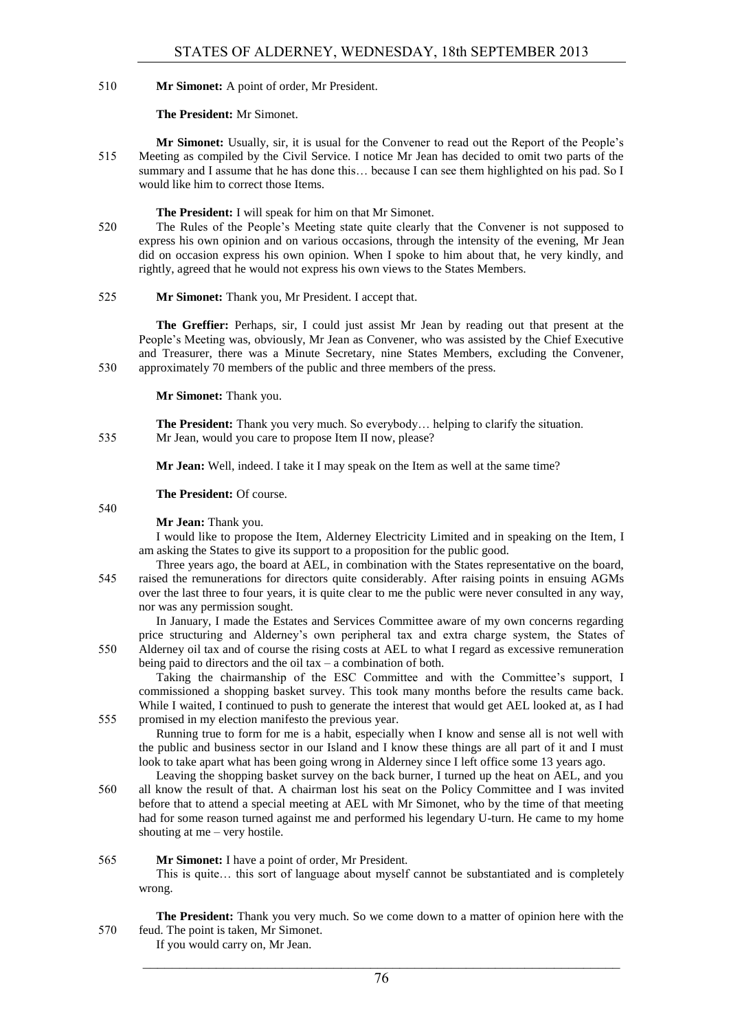**Mr Simonet:** A point of order, Mr President.

**The President:** Mr Simonet.

**Mr Simonet:** Usually, sir, it is usual for the Convener to read out the Report of the People's Meeting as compiled by the Civil Service. I notice Mr Jean has decided to omit two parts of the summary and I assume that he has done this… because I can see them highlighted on his pad. So I would like him to correct those Items.

**The President:** I will speak for him on that Mr Simonet.

The Rules of the People's Meeting state quite clearly that the Convener is not supposed to express his own opinion and on various occasions, through the intensity of the evening, Mr Jean did on occasion express his own opinion. When I spoke to him about that, he very kindly, and rightly, agreed that he would not express his own views to the States Members.

**Mr Simonet:** Thank you, Mr President. I accept that.

**The Greffier:** Perhaps, sir, I could just assist Mr Jean by reading out that present at the People's Meeting was, obviously, Mr Jean as Convener, who was assisted by the Chief Executive and Treasurer, there was a Minute Secretary, nine States Members, excluding the Convener, approximately 70 members of the public and three members of the press.

**Mr Simonet:** Thank you.

**The President:** Thank you very much. So everybody… helping to clarify the situation.

Mr Jean, would you care to propose Item II now, please?

**Mr Jean:** Well, indeed. I take it I may speak on the Item as well at the same time?

**The President:** Of course.

**Mr Jean:** Thank you.

I would like to propose the Item, Alderney Electricity Limited and in speaking on the Item, I am asking the States to give its support to a proposition for the public good.

Three years ago, the board at AEL, in combination with the States representative on the board, raised the remunerations for directors quite considerably. After raising points in ensuing AGMs over the last three to four years, it is quite clear to me the public were never consulted in any way, nor was any permission sought.

In January, I made the Estates and Services Committee aware of my own concerns regarding price structuring and Alderney's own peripheral tax and extra charge system, the States of Alderney oil tax and of course the rising costs at AEL to what I regard as excessive remuneration being paid to directors and the oil tax – a combination of both.

Taking the chairmanship of the ESC Committee and with the Committee's support, I commissioned a shopping basket survey. This took many months before the results came back. While I waited, I continued to push to generate the interest that would get AEL looked at, as I had promised in my election manifesto the previous year.

Running true to form for me is a habit, especially when I know and sense all is not well with the public and business sector in our Island and I know these things are all part of it and I must look to take apart what has been going wrong in Alderney since I left office some 13 years ago.

Leaving the shopping basket survey on the back burner, I turned up the heat on AEL, and you all know the result of that. A chairman lost his seat on the Policy Committee and I was invited before that to attend a special meeting at AEL with Mr Simonet, who by the time of that meeting had for some reason turned against me and performed his legendary U-turn. He came to my home shouting at me – very hostile.

**Mr Simonet:** I have a point of order, Mr President.

This is quite… this sort of language about myself cannot be substantiated and is completely wrong.

**The President:** Thank you very much. So we come down to a matter of opinion here with the feud. The point is taken, Mr Simonet.

If you would carry on, Mr Jean.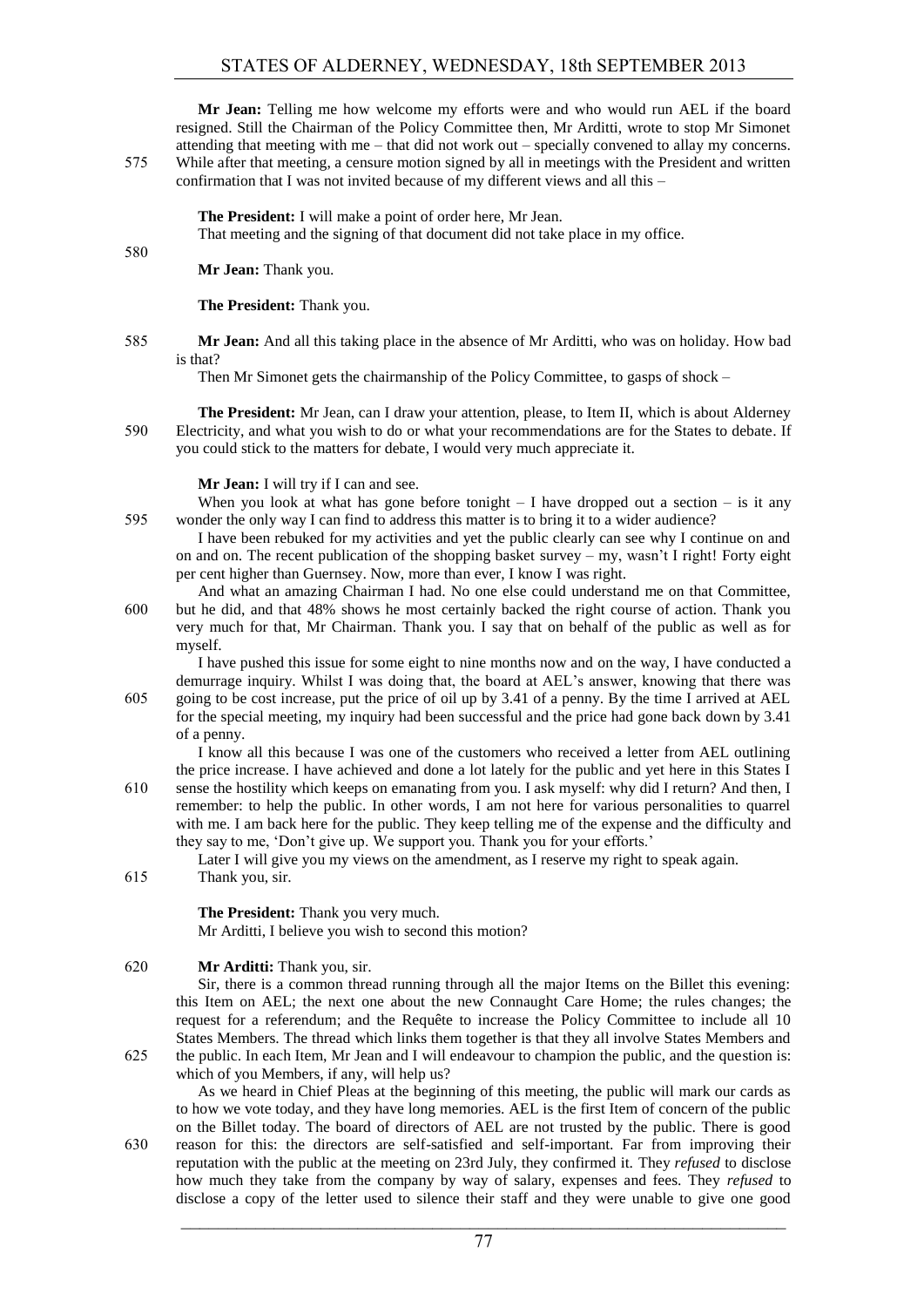**Mr Jean:** Telling me how welcome my efforts were and who would run AEL if the board resigned. Still the Chairman of the Policy Committee then, Mr Arditti, wrote to stop Mr Simonet attending that meeting with me – that did not work out – specially convened to allay my concerns. While after that meeting, a censure motion signed by all in meetings with the President and written confirmation that I was not invited because of my different views and all this –

**The President:** I will make a point of order here, Mr Jean.

That meeting and the signing of that document did not take place in my office.

**Mr Jean:** Thank you.

**The President:** Thank you.

**Mr Jean:** And all this taking place in the absence of Mr Arditti, who was on holiday. How bad is that?

Then Mr Simonet gets the chairmanship of the Policy Committee, to gasps of shock –

**The President:** Mr Jean, can I draw your attention, please, to Item II, which is about Alderney Electricity, and what you wish to do or what your recommendations are for the States to debate. If you could stick to the matters for debate, I would very much appreciate it.

**Mr Jean:** I will try if I can and see.

When you look at what has gone before tonight – I have dropped out a section – is it any wonder the only way I can find to address this matter is to bring it to a wider audience?

I have been rebuked for my activities and yet the public clearly can see why I continue on and on and on. The recent publication of the shopping basket survey – my, wasn't I right! Forty eight per cent higher than Guernsey. Now, more than ever, I know I was right.

And what an amazing Chairman I had. No one else could understand me on that Committee, but he did, and that 48% shows he most certainly backed the right course of action. Thank you very much for that, Mr Chairman. Thank you. I say that on behalf of the public as well as for myself.

I have pushed this issue for some eight to nine months now and on the way, I have conducted a demurrage inquiry. Whilst I was doing that, the board at AEL's answer, knowing that there was going to be cost increase, put the price of oil up by 3.41 of a penny. By the time I arrived at AEL for the special meeting, my inquiry had been successful and the price had gone back down by 3.41 of a penny.

I know all this because I was one of the customers who received a letter from AEL outlining the price increase. I have achieved and done a lot lately for the public and yet here in this States I sense the hostility which keeps on emanating from you. I ask myself: why did I return? And then, I remember: to help the public. In other words, I am not here for various personalities to quarrel with me. I am back here for the public. They keep telling me of the expense and the difficulty and they say to me, 'Don't give up. We support you. Thank you for your efforts.'

Later I will give you my views on the amendment, as I reserve my right to speak again.

Thank you, sir.

**The President:** Thank you very much.

Mr Arditti, I believe you wish to second this motion?

**Mr Arditti:** Thank you, sir.

Sir, there is a common thread running through all the major Items on the Billet this evening: this Item on AEL; the next one about the new Connaught Care Home; the rules changes; the request for a referendum; and the Requête to increase the Policy Committee to include all 10 States Members. The thread which links them together is that they all involve States Members and the public. In each Item, Mr Jean and I will endeavour to champion the public, and the question is: which of you Members, if any, will help us?

As we heard in Chief Pleas at the beginning of this meeting, the public will mark our cards as to how we vote today, and they have long memories. AEL is the first Item of concern of the public on the Billet today. The board of directors of AEL are not trusted by the public. There is good reason for this: the directors are self-satisfied and self-important. Far from improving their reputation with the public at the meeting on 23rd July, they confirmed it. They *refused* to disclose how much they take from the company by way of salary, expenses and fees. They *refused* to disclose a copy of the letter used to silence their staff and they were unable to give one good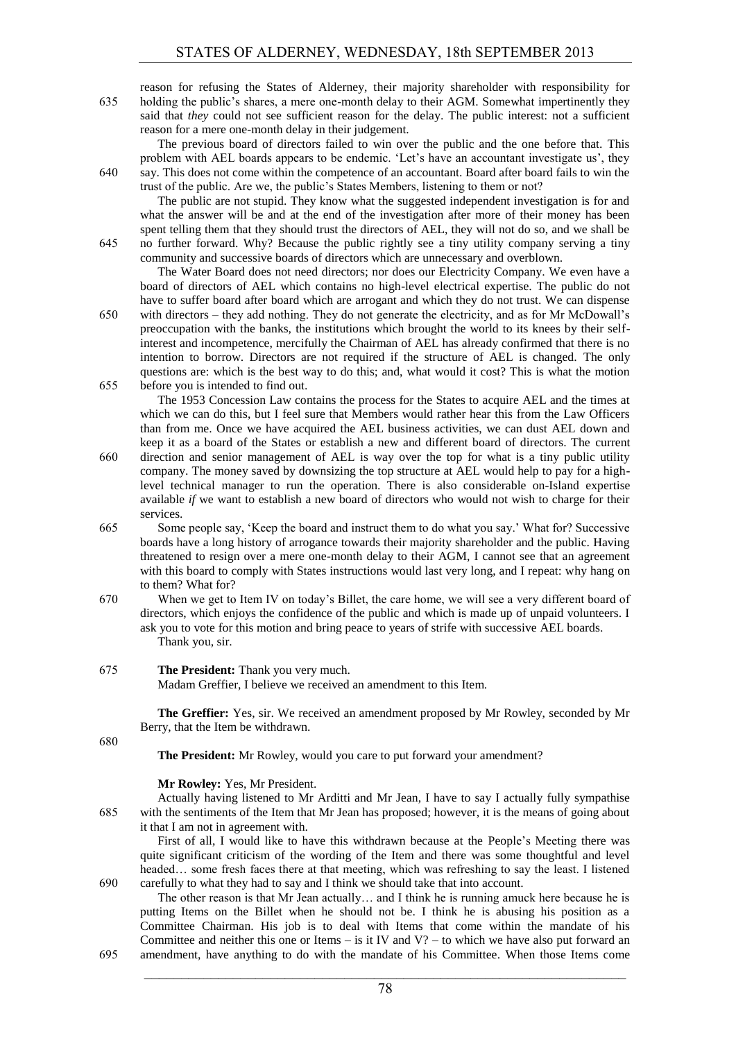reason for refusing the States of Alderney, their majority shareholder with responsibility for holding the public's shares, a mere one-month delay to their AGM. Somewhat impertinently they said that *they* could not see sufficient reason for the delay. The public interest: not a sufficient reason for a mere one-month delay in their judgement.

The previous board of directors failed to win over the public and the one before that. This problem with AEL boards appears to be endemic. 'Let's have an accountant investigate us', they say. This does not come within the competence of an accountant. Board after board fails to win the trust of the public. Are we, the public's States Members, listening to them or not?

The public are not stupid. They know what the suggested independent investigation is for and what the answer will be and at the end of the investigation after more of their money has been spent telling them that they should trust the directors of AEL, they will not do so, and we shall be no further forward. Why? Because the public rightly see a tiny utility company serving a tiny community and successive boards of directors which are unnecessary and overblown.

The Water Board does not need directors; nor does our Electricity Company. We even have a board of directors of AEL which contains no high-level electrical expertise. The public do not have to suffer board after board which are arrogant and which they do not trust. We can dispense with directors – they add nothing. They do not generate the electricity, and as for Mr McDowall's preoccupation with the banks, the institutions which brought the world to its knees by their self-interest and incompetence, mercifully the Chairman of AEL has already confirmed that there is no intention to borrow. Directors are not required if the structure of AEL is changed. The only questions are: which is the best way to do this; and, what would it cost? This is what the motion before you is intended to find out.

The 1953 Concession Law contains the process for the States to acquire AEL and the times at which we can do this, but I feel sure that Members would rather hear this from the Law Officers than from me. Once we have acquired the AEL business activities, we can dust AEL down and keep it as a board of the States or establish a new and different board of directors. The current direction and senior management of AEL is way over the top for what is a tiny public utility company. The money saved by downsizing the top structure at AEL would help to pay for a high-level technical manager to run the operation. There is also considerable on-Island expertise available *if* we want to establish a new board of directors who would not wish to charge for their services.

Some people say, 'Keep the board and instruct them to do what you say.' What for? Successive boards have a long history of arrogance towards their majority shareholder and the public. Having threatened to resign over a mere one-month delay to their AGM, I cannot see that an agreement with this board to comply with States instructions would last very long, and I repeat: why hang on to them? What for?

When we get to Item IV on today's Billet, the care home, we will see a very different board of directors, which enjoys the confidence of the public and which is made up of unpaid volunteers. I ask you to vote for this motion and bring peace to years of strife with successive AEL boards.

Thank you, sir.

**The President:** Thank you very much.

Madam Greffier, I believe we received an amendment to this Item.

**The Greffier:** Yes, sir. We received an amendment proposed by Mr Rowley, seconded by Mr Berry, that the Item be withdrawn.

**The President:** Mr Rowley, would you care to put forward your amendment?

**Mr Rowley:** Yes, Mr President.

Actually having listened to Mr Arditti and Mr Jean, I have to say I actually fully sympathise with the sentiments of the Item that Mr Jean has proposed; however, it is the means of going about it that I am not in agreement with.

First of all, I would like to have this withdrawn because at the People's Meeting there was quite significant criticism of the wording of the Item and there was some thoughtful and level headed… some fresh faces there at that meeting, which was refreshing to say the least. I listened carefully to what they had to say and I think we should take that into account.

The other reason is that Mr Jean actually… and I think he is running amuck here because he is putting Items on the Billet when he should not be. I think he is abusing his position as a Committee Chairman. His job is to deal with Items that come within the mandate of his Committee and neither this one or Items – is it IV and V? – to which we have also put forward an amendment, have anything to do with the mandate of his Committee. When those Items come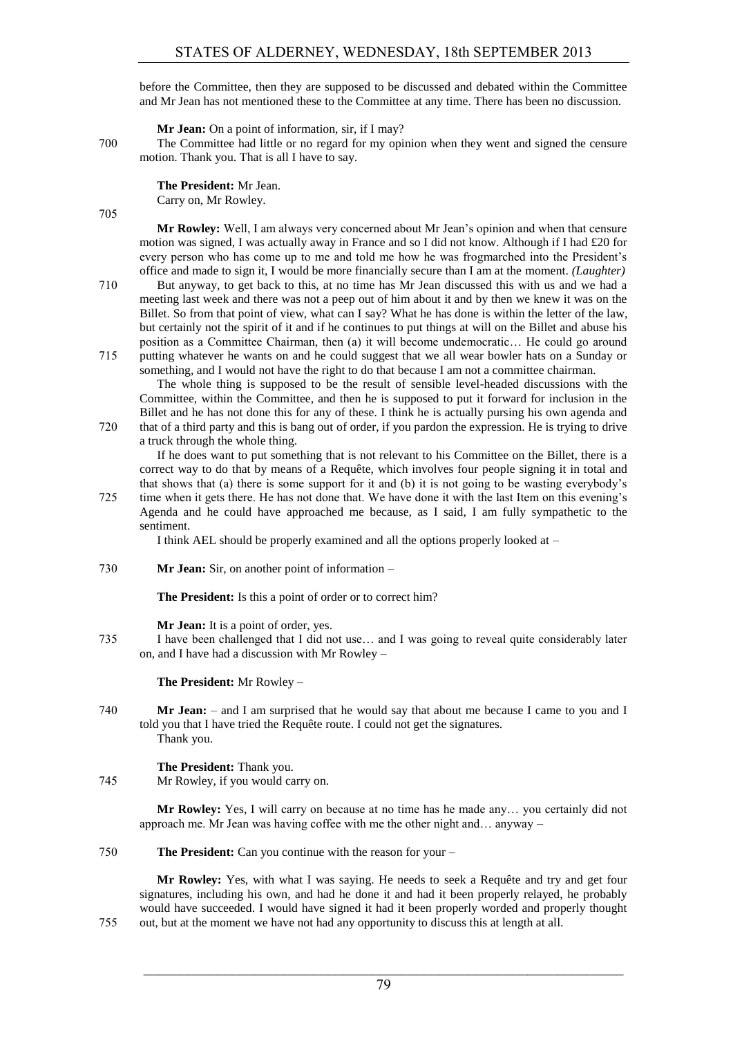before the Committee, then they are supposed to be discussed and debated within the Committee and Mr Jean has not mentioned these to the Committee at any time. There has been no discussion.

**Mr Jean:** On a point of information, sir, if I may?

700 The Committee had little or no regard for my opinion when they went and signed the censure motion. Thank you. That is all I have to say.

**The President:** Mr Jean.

Carry on, Mr Rowley.

705

**Mr Rowley:** Well, I am always very concerned about Mr Jean's opinion and when that censure motion was signed, I was actually away in France and so I did not know. Although if I had £20 for every person who has come up to me and told me how he was frogmarched into the President's office and made to sign it, I would be more financially secure than I am at the moment. *(Laughter)*

710 But anyway, to get back to this, at no time has Mr Jean discussed this with us and we had a meeting last week and there was not a peep out of him about it and by then we knew it was on the Billet. So from that point of view, what can I say? What he has done is within the letter of the law, but certainly not the spirit of it and if he continues to put things at will on the Billet and abuse his position as a Committee Chairman, then (a) it will become undemocratic… He could go around

715 putting whatever he wants on and he could suggest that we all wear bowler hats on a Sunday or something, and I would not have the right to do that because I am not a committee chairman.

The whole thing is supposed to be the result of sensible level-headed discussions with the Committee, within the Committee, and then he is supposed to put it forward for inclusion in the Billet and he has not done this for any of these. I think he is actually pursing his own agenda and

720 that of a third party and this is bang out of order, if you pardon the expression. He is trying to drive a truck through the whole thing.

If he does want to put something that is not relevant to his Committee on the Billet, there is a correct way to do that by means of a Requête, which involves four people signing it in total and that shows that (a) there is some support for it and (b) it is not going to be wasting everybody's

725 time when it gets there. He has not done that. We have done it with the last Item on this evening's Agenda and he could have approached me because, as I said, I am fully sympathetic to the sentiment.

I think AEL should be properly examined and all the options properly looked at –

730 **Mr Jean:** Sir, on another point of information –

**The President:** Is this a point of order or to correct him?

**Mr Jean:** It is a point of order, yes.

735 I have been challenged that I did not use… and I was going to reveal quite considerably later on, and I have had a discussion with Mr Rowley –

**The President:** Mr Rowley –

740 **Mr Jean:** – and I am surprised that he would say that about me because I came to you and I told you that I have tried the Requête route. I could not get the signatures.

Thank you.

**The President:** Thank you.

745 Mr Rowley, if you would carry on.

**Mr Rowley:** Yes, I will carry on because at no time has he made any… you certainly did not approach me. Mr Jean was having coffee with me the other night and… anyway –

750 **The President:** Can you continue with the reason for your –

**Mr Rowley:** Yes, with what I was saying. He needs to seek a Requête and try and get four signatures, including his own, and had he done it and had it been properly relayed, he probably would have succeeded. I would have signed it had it been properly worded and properly thought

755 out, but at the moment we have not had any opportunity to discuss this at length at all.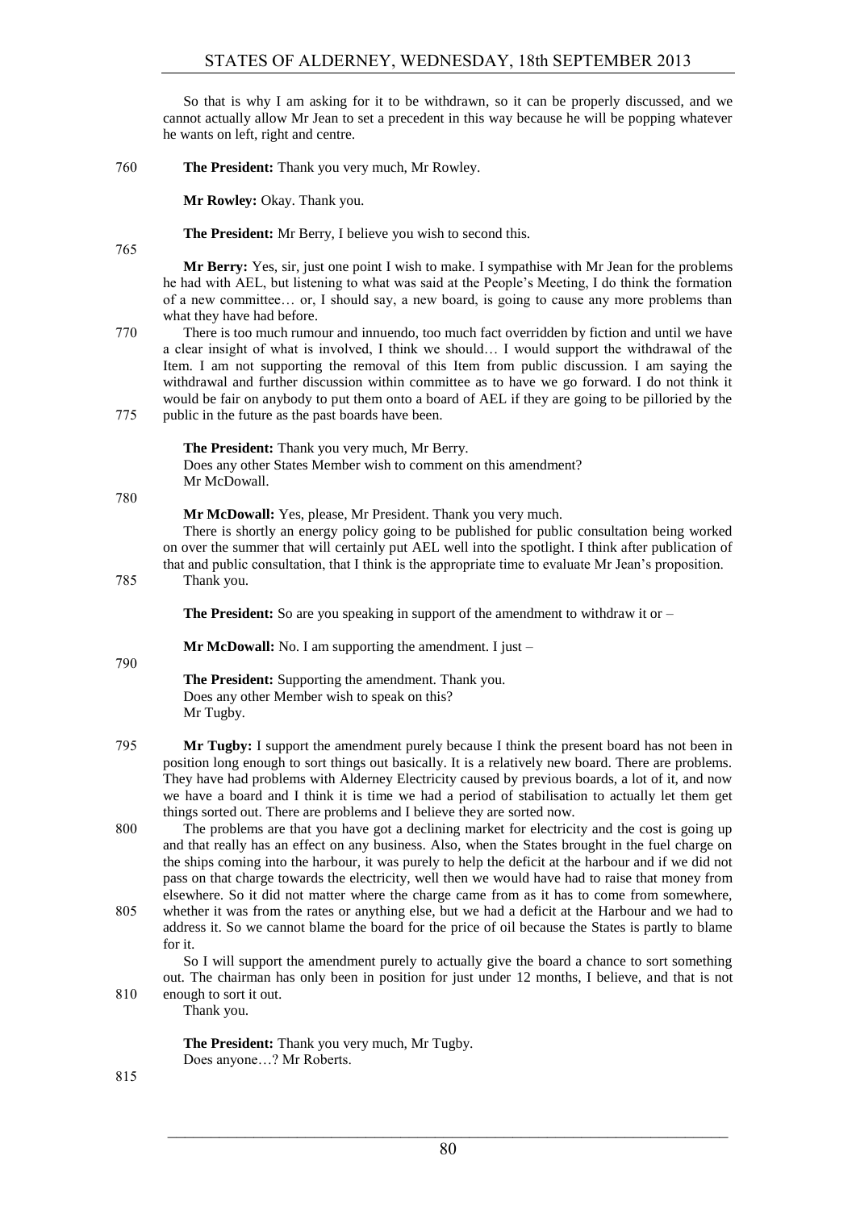So that is why I am asking for it to be withdrawn, so it can be properly discussed, and we cannot actually allow Mr Jean to set a precedent in this way because he will be popping whatever he wants on left, right and centre.

760 **The President:** Thank you very much, Mr Rowley.

**Mr Rowley:** Okay. Thank you.

**The President:** Mr Berry, I believe you wish to second this.

765

**Mr Berry:** Yes, sir, just one point I wish to make. I sympathise with Mr Jean for the problems he had with AEL, but listening to what was said at the People's Meeting, I do think the formation of a new committee… or, I should say, a new board, is going to cause any more problems than what they have had before.

770 There is too much rumour and innuendo, too much fact overridden by fiction and until we have a clear insight of what is involved, I think we should… I would support the withdrawal of the Item. I am not supporting the removal of this Item from public discussion. I am saying the withdrawal and further discussion within committee as to have we go forward. I do not think it would be fair on anybody to put them onto a board of AEL if they are going to be pilloried by the 775 public in the future as the past boards have been.

**The President:** Thank you very much, Mr Berry.
Does any other States Member wish to comment on this amendment?
Mr McDowall.

780

**Mr McDowall:** Yes, please, Mr President. Thank you very much.

There is shortly an energy policy going to be published for public consultation being worked on over the summer that will certainly put AEL well into the spotlight. I think after publication of that and public consultation, that I think is the appropriate time to evaluate Mr Jean's proposition.
785 Thank you.

**The President:** So are you speaking in support of the amendment to withdraw it or –

**Mr McDowall:** No. I am supporting the amendment. I just –

790

**The President:** Supporting the amendment. Thank you.
Does any other Member wish to speak on this?
Mr Tugby.

795 **Mr Tugby:** I support the amendment purely because I think the present board has not been in position long enough to sort things out basically. It is a relatively new board. There are problems. They have had problems with Alderney Electricity caused by previous boards, a lot of it, and now we have a board and I think it is time we had a period of stabilisation to actually let them get things sorted out. There are problems and I believe they are sorted now.

800 The problems are that you have got a declining market for electricity and the cost is going up and that really has an effect on any business. Also, when the States brought in the fuel charge on the ships coming into the harbour, it was purely to help the deficit at the harbour and if we did not pass on that charge towards the electricity, well then we would have had to raise that money from elsewhere. So it did not matter where the charge came from as it has to come from somewhere, 805 whether it was from the rates or anything else, but we had a deficit at the Harbour and we had to address it. So we cannot blame the board for the price of oil because the States is partly to blame for it.

So I will support the amendment purely to actually give the board a chance to sort something out. The chairman has only been in position for just under 12 months, I believe, and that is not 810 enough to sort it out.

Thank you.

**The President:** Thank you very much, Mr Tugby.
Does anyone…? Mr Roberts.

815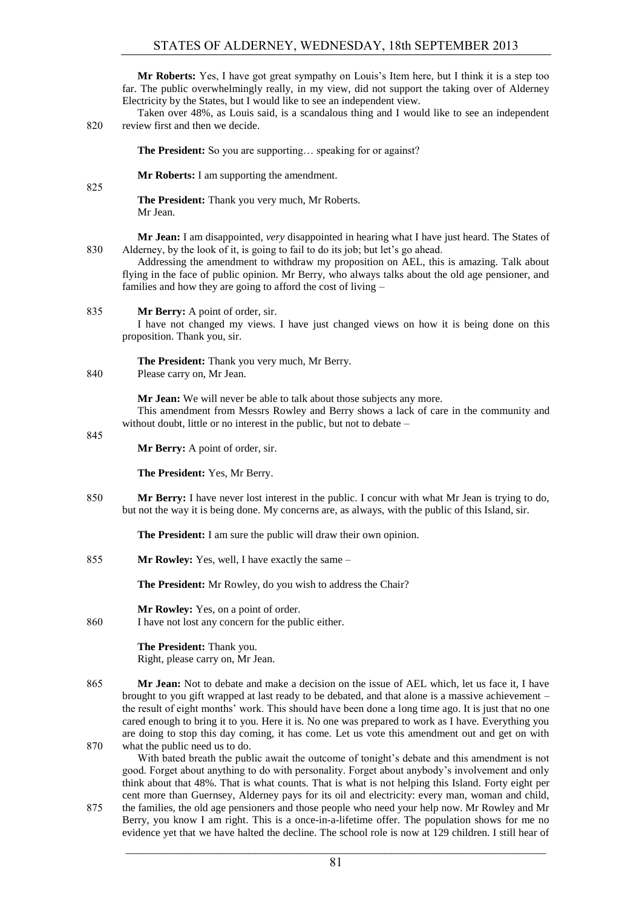**Mr Roberts:** Yes, I have got great sympathy on Louis's Item here, but I think it is a step too far. The public overwhelmingly really, in my view, did not support the taking over of Alderney Electricity by the States, but I would like to see an independent view.

Taken over 48%, as Louis said, is a scandalous thing and I would like to see an independent review first and then we decide.

**The President:** So you are supporting… speaking for or against?

**Mr Roberts:** I am supporting the amendment.

**The President:** Thank you very much, Mr Roberts.
Mr Jean.

**Mr Jean:** I am disappointed, *very* disappointed in hearing what I have just heard. The States of Alderney, by the look of it, is going to fail to do its job; but let's go ahead.

Addressing the amendment to withdraw my proposition on AEL, this is amazing. Talk about flying in the face of public opinion. Mr Berry, who always talks about the old age pensioner, and families and how they are going to afford the cost of living –

**Mr Berry:** A point of order, sir.

I have not changed my views. I have just changed views on how it is being done on this proposition. Thank you, sir.

**The President:** Thank you very much, Mr Berry.
Please carry on, Mr Jean.

**Mr Jean:** We will never be able to talk about those subjects any more.

This amendment from Messrs Rowley and Berry shows a lack of care in the community and without doubt, little or no interest in the public, but not to debate –

**Mr Berry:** A point of order, sir.

**The President:** Yes, Mr Berry.

**Mr Berry:** I have never lost interest in the public. I concur with what Mr Jean is trying to do, but not the way it is being done. My concerns are, as always, with the public of this Island, sir.

**The President:** I am sure the public will draw their own opinion.

**Mr Rowley:** Yes, well, I have exactly the same –

**The President:** Mr Rowley, do you wish to address the Chair?

**Mr Rowley:** Yes, on a point of order.
I have not lost any concern for the public either.

**The President:** Thank you.
Right, please carry on, Mr Jean.

**Mr Jean:** Not to debate and make a decision on the issue of AEL which, let us face it, I have brought to you gift wrapped at last ready to be debated, and that alone is a massive achievement – the result of eight months' work. This should have been done a long time ago. It is just that no one cared enough to bring it to you. Here it is. No one was prepared to work as I have. Everything you are doing to stop this day coming, it has come. Let us vote this amendment out and get on with what the public need us to do.

With bated breath the public await the outcome of tonight's debate and this amendment is not good. Forget about anything to do with personality. Forget about anybody's involvement and only think about that 48%. That is what counts. That is what is not helping this Island. Forty eight per cent more than Guernsey, Alderney pays for its oil and electricity: every man, woman and child, the families, the old age pensioners and those people who need your help now. Mr Rowley and Mr Berry, you know I am right. This is a once-in-a-lifetime offer. The population shows for me no evidence yet that we have halted the decline. The school role is now at 129 children. I still hear of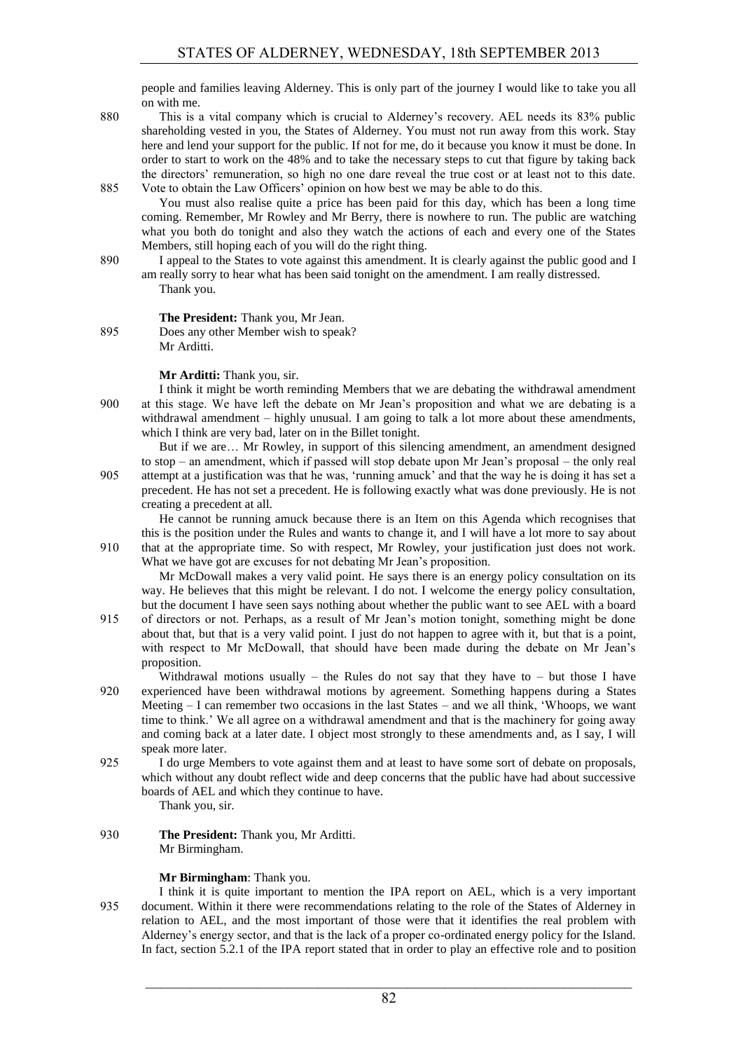people and families leaving Alderney. This is only part of the journey I would like to take you all on with me.

880 This is a vital company which is crucial to Alderney's recovery. AEL needs its 83% public shareholding vested in you, the States of Alderney. You must not run away from this work. Stay here and lend your support for the public. If not for me, do it because you know it must be done. In order to start to work on the 48% and to take the necessary steps to cut that figure by taking back the directors' remuneration, so high no one dare reveal the true cost or at least not to this date.

885 Vote to obtain the Law Officers' opinion on how best we may be able to do this.

You must also realise quite a price has been paid for this day, which has been a long time coming. Remember, Mr Rowley and Mr Berry, there is nowhere to run. The public are watching what you both do tonight and also they watch the actions of each and every one of the States Members, still hoping each of you will do the right thing.

890 I appeal to the States to vote against this amendment. It is clearly against the public good and I am really sorry to hear what has been said tonight on the amendment. I am really distressed.

Thank you.

**The President:** Thank you, Mr Jean.

895 Does any other Member wish to speak?

Mr Arditti.

**Mr Arditti:** Thank you, sir.

I think it might be worth reminding Members that we are debating the withdrawal amendment

900 at this stage. We have left the debate on Mr Jean's proposition and what we are debating is a withdrawal amendment – highly unusual. I am going to talk a lot more about these amendments, which I think are very bad, later on in the Billet tonight.

But if we are… Mr Rowley, in support of this silencing amendment, an amendment designed to stop – an amendment, which if passed will stop debate upon Mr Jean's proposal – the only real

905 attempt at a justification was that he was, 'running amuck' and that the way he is doing it has set a precedent. He has not set a precedent. He is following exactly what was done previously. He is not creating a precedent at all.

He cannot be running amuck because there is an Item on this Agenda which recognises that this is the position under the Rules and wants to change it, and I will have a lot more to say about

910 that at the appropriate time. So with respect, Mr Rowley, your justification just does not work. What we have got are excuses for not debating Mr Jean's proposition.

Mr McDowall makes a very valid point. He says there is an energy policy consultation on its way. He believes that this might be relevant. I do not. I welcome the energy policy consultation, but the document I have seen says nothing about whether the public want to see AEL with a board

915 of directors or not. Perhaps, as a result of Mr Jean's motion tonight, something might be done about that, but that is a very valid point. I just do not happen to agree with it, but that is a point, with respect to Mr McDowall, that should have been made during the debate on Mr Jean's proposition.

Withdrawal motions usually – the Rules do not say that they have to – but those I have

920 experienced have been withdrawal motions by agreement. Something happens during a States Meeting – I can remember two occasions in the last States – and we all think, 'Whoops, we want time to think.' We all agree on a withdrawal amendment and that is the machinery for going away and coming back at a later date. I object most strongly to these amendments and, as I say, I will speak more later.

925 I do urge Members to vote against them and at least to have some sort of debate on proposals, which without any doubt reflect wide and deep concerns that the public have had about successive boards of AEL and which they continue to have.

Thank you, sir.

930 **The President:** Thank you, Mr Arditti.

Mr Birmingham.

**Mr Birmingham**: Thank you.

I think it is quite important to mention the IPA report on AEL, which is a very important

935 document. Within it there were recommendations relating to the role of the States of Alderney in relation to AEL, and the most important of those were that it identifies the real problem with Alderney's energy sector, and that is the lack of a proper co-ordinated energy policy for the Island. In fact, section 5.2.1 of the IPA report stated that in order to play an effective role and to position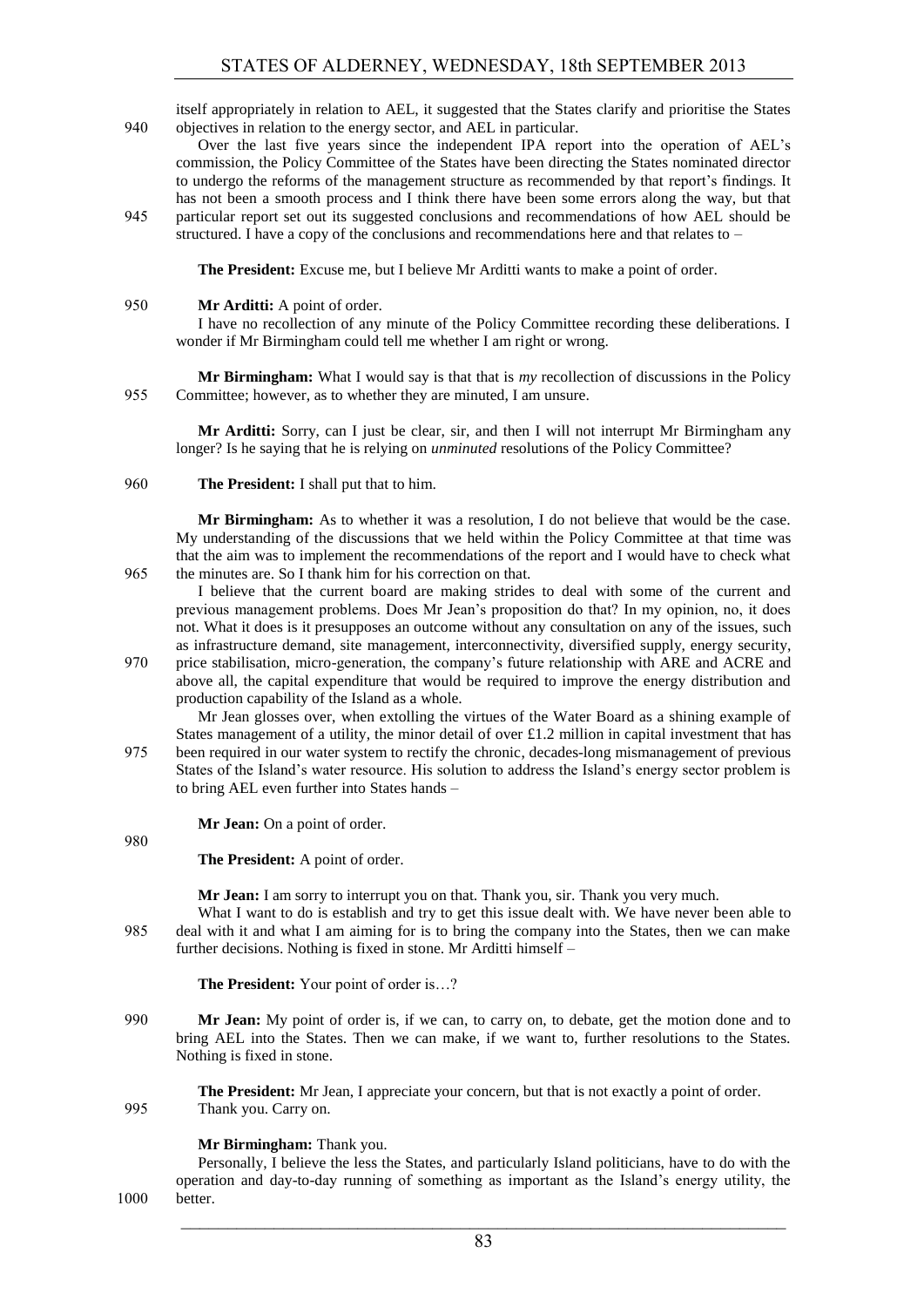itself appropriately in relation to AEL, it suggested that the States clarify and prioritise the States objectives in relation to the energy sector, and AEL in particular.

Over the last five years since the independent IPA report into the operation of AEL's commission, the Policy Committee of the States have been directing the States nominated director to undergo the reforms of the management structure as recommended by that report's findings. It has not been a smooth process and I think there have been some errors along the way, but that particular report set out its suggested conclusions and recommendations of how AEL should be structured. I have a copy of the conclusions and recommendations here and that relates to –

**The President:** Excuse me, but I believe Mr Arditti wants to make a point of order.

**Mr Arditti:** A point of order.

I have no recollection of any minute of the Policy Committee recording these deliberations. I wonder if Mr Birmingham could tell me whether I am right or wrong.

**Mr Birmingham:** What I would say is that that is *my* recollection of discussions in the Policy Committee; however, as to whether they are minuted, I am unsure.

**Mr Arditti:** Sorry, can I just be clear, sir, and then I will not interrupt Mr Birmingham any longer? Is he saying that he is relying on *unminuted* resolutions of the Policy Committee?

**The President:** I shall put that to him.

**Mr Birmingham:** As to whether it was a resolution, I do not believe that would be the case. My understanding of the discussions that we held within the Policy Committee at that time was that the aim was to implement the recommendations of the report and I would have to check what the minutes are. So I thank him for his correction on that.

I believe that the current board are making strides to deal with some of the current and previous management problems. Does Mr Jean's proposition do that? In my opinion, no, it does not. What it does is it presupposes an outcome without any consultation on any of the issues, such as infrastructure demand, site management, interconnectivity, diversified supply, energy security, price stabilisation, micro-generation, the company's future relationship with ARE and ACRE and above all, the capital expenditure that would be required to improve the energy distribution and production capability of the Island as a whole.

Mr Jean glosses over, when extolling the virtues of the Water Board as a shining example of States management of a utility, the minor detail of over £1.2 million in capital investment that has been required in our water system to rectify the chronic, decades-long mismanagement of previous States of the Island's water resource. His solution to address the Island's energy sector problem is to bring AEL even further into States hands –

**Mr Jean:** On a point of order.

**The President:** A point of order.

**Mr Jean:** I am sorry to interrupt you on that. Thank you, sir. Thank you very much.

What I want to do is establish and try to get this issue dealt with. We have never been able to deal with it and what I am aiming for is to bring the company into the States, then we can make further decisions. Nothing is fixed in stone. Mr Arditti himself –

**The President:** Your point of order is…?

**Mr Jean:** My point of order is, if we can, to carry on, to debate, get the motion done and to bring AEL into the States. Then we can make, if we want to, further resolutions to the States. Nothing is fixed in stone.

**The President:** Mr Jean, I appreciate your concern, but that is not exactly a point of order. Thank you. Carry on.

**Mr Birmingham:** Thank you.

Personally, I believe the less the States, and particularly Island politicians, have to do with the operation and day-to-day running of something as important as the Island's energy utility, the better.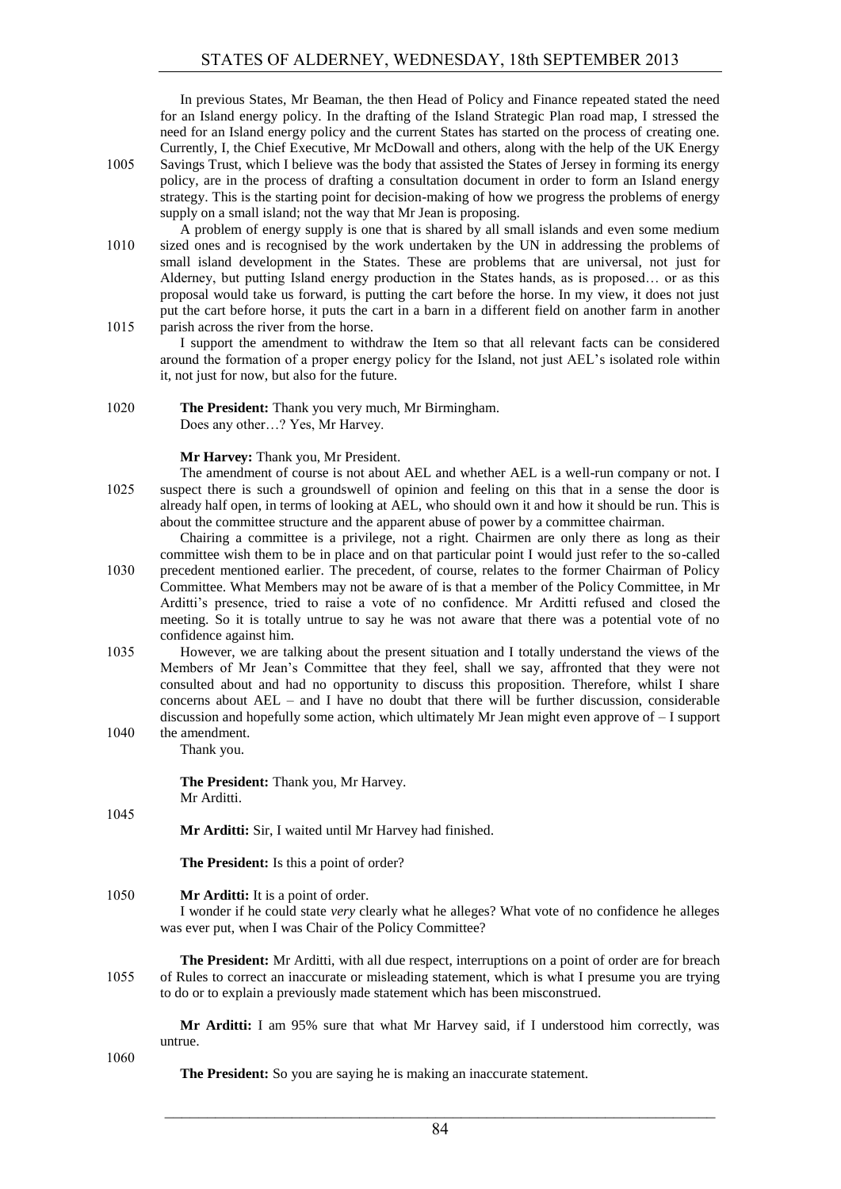In previous States, Mr Beaman, the then Head of Policy and Finance repeated stated the need for an Island energy policy. In the drafting of the Island Strategic Plan road map, I stressed the need for an Island energy policy and the current States has started on the process of creating one. Currently, I, the Chief Executive, Mr McDowall and others, along with the help of the UK Energy Savings Trust, which I believe was the body that assisted the States of Jersey in forming its energy policy, are in the process of drafting a consultation document in order to form an Island energy strategy. This is the starting point for decision-making of how we progress the problems of energy supply on a small island; not the way that Mr Jean is proposing.

A problem of energy supply is one that is shared by all small islands and even some medium sized ones and is recognised by the work undertaken by the UN in addressing the problems of small island development in the States. These are problems that are universal, not just for Alderney, but putting Island energy production in the States hands, as is proposed… or as this proposal would take us forward, is putting the cart before the horse. In my view, it does not just put the cart before horse, it puts the cart in a barn in a different field on another farm in another parish across the river from the horse.

I support the amendment to withdraw the Item so that all relevant facts can be considered around the formation of a proper energy policy for the Island, not just AEL's isolated role within it, not just for now, but also for the future.

**The President:** Thank you very much, Mr Birmingham.
Does any other…? Yes, Mr Harvey.

**Mr Harvey:** Thank you, Mr President.

The amendment of course is not about AEL and whether AEL is a well-run company or not. I suspect there is such a groundswell of opinion and feeling on this that in a sense the door is already half open, in terms of looking at AEL, who should own it and how it should be run. This is about the committee structure and the apparent abuse of power by a committee chairman.

Chairing a committee is a privilege, not a right. Chairmen are only there as long as their committee wish them to be in place and on that particular point I would just refer to the so-called precedent mentioned earlier. The precedent, of course, relates to the former Chairman of Policy Committee. What Members may not be aware of is that a member of the Policy Committee, in Mr Arditti's presence, tried to raise a vote of no confidence. Mr Arditti refused and closed the meeting. So it is totally untrue to say he was not aware that there was a potential vote of no confidence against him.

However, we are talking about the present situation and I totally understand the views of the Members of Mr Jean's Committee that they feel, shall we say, affronted that they were not consulted about and had no opportunity to discuss this proposition. Therefore, whilst I share concerns about AEL – and I have no doubt that there will be further discussion, considerable discussion and hopefully some action, which ultimately Mr Jean might even approve of – I support the amendment.

Thank you.

**The President:** Thank you, Mr Harvey.
Mr Arditti.

**Mr Arditti:** Sir, I waited until Mr Harvey had finished.

**The President:** Is this a point of order?

**Mr Arditti:** It is a point of order.

I wonder if he could state *very* clearly what he alleges? What vote of no confidence he alleges was ever put, when I was Chair of the Policy Committee?

**The President:** Mr Arditti, with all due respect, interruptions on a point of order are for breach of Rules to correct an inaccurate or misleading statement, which is what I presume you are trying to do or to explain a previously made statement which has been misconstrued.

**Mr Arditti:** I am 95% sure that what Mr Harvey said, if I understood him correctly, was untrue.

**The President:** So you are saying he is making an inaccurate statement.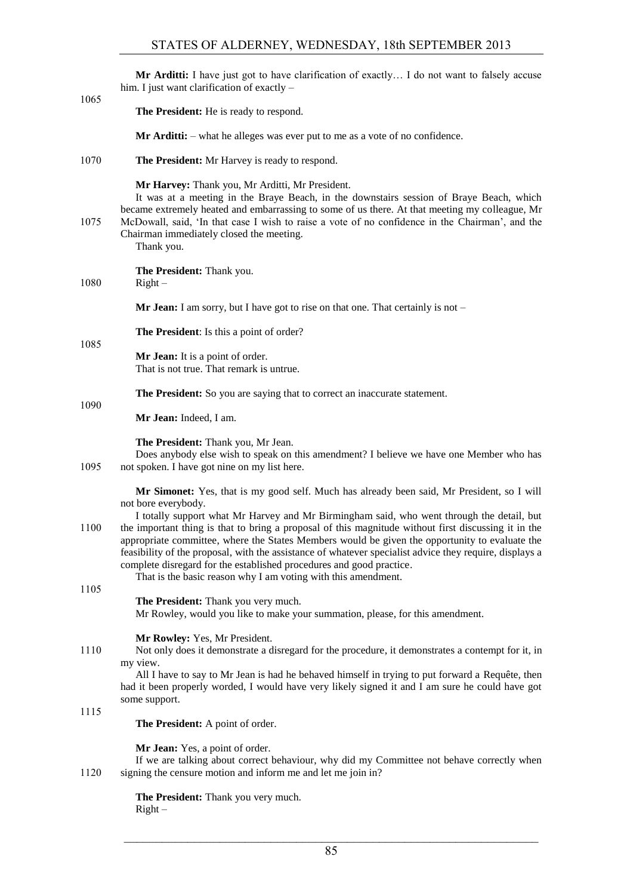**Mr Arditti:** I have just got to have clarification of exactly… I do not want to falsely accuse him. I just want clarification of exactly –

**The President:** He is ready to respond.

**Mr Arditti:** – what he alleges was ever put to me as a vote of no confidence.

**The President:** Mr Harvey is ready to respond.

**Mr Harvey:** Thank you, Mr Arditti, Mr President.

It was at a meeting in the Braye Beach, in the downstairs session of Braye Beach, which became extremely heated and embarrassing to some of us there. At that meeting my colleague, Mr McDowall, said, 'In that case I wish to raise a vote of no confidence in the Chairman', and the Chairman immediately closed the meeting.

Thank you.

**The President:** Thank you.

Right –

**Mr Jean:** I am sorry, but I have got to rise on that one. That certainly is not –

**The President**: Is this a point of order?

**Mr Jean:** It is a point of order.

That is not true. That remark is untrue.

**The President:** So you are saying that to correct an inaccurate statement.

**Mr Jean:** Indeed, I am.

**The President:** Thank you, Mr Jean.

Does anybody else wish to speak on this amendment? I believe we have one Member who has not spoken. I have got nine on my list here.

**Mr Simonet:** Yes, that is my good self. Much has already been said, Mr President, so I will not bore everybody.

I totally support what Mr Harvey and Mr Birmingham said, who went through the detail, but the important thing is that to bring a proposal of this magnitude without first discussing it in the appropriate committee, where the States Members would be given the opportunity to evaluate the feasibility of the proposal, with the assistance of whatever specialist advice they require, displays a complete disregard for the established procedures and good practice.

That is the basic reason why I am voting with this amendment.

**The President:** Thank you very much.

Mr Rowley, would you like to make your summation, please, for this amendment.

**Mr Rowley:** Yes, Mr President.

Not only does it demonstrate a disregard for the procedure, it demonstrates a contempt for it, in my view.

All I have to say to Mr Jean is had he behaved himself in trying to put forward a Requête, then had it been properly worded, I would have very likely signed it and I am sure he could have got some support.

**The President:** A point of order.

**Mr Jean:** Yes, a point of order.

If we are talking about correct behaviour, why did my Committee not behave correctly when signing the censure motion and inform me and let me join in?

**The President:** Thank you very much.

Right –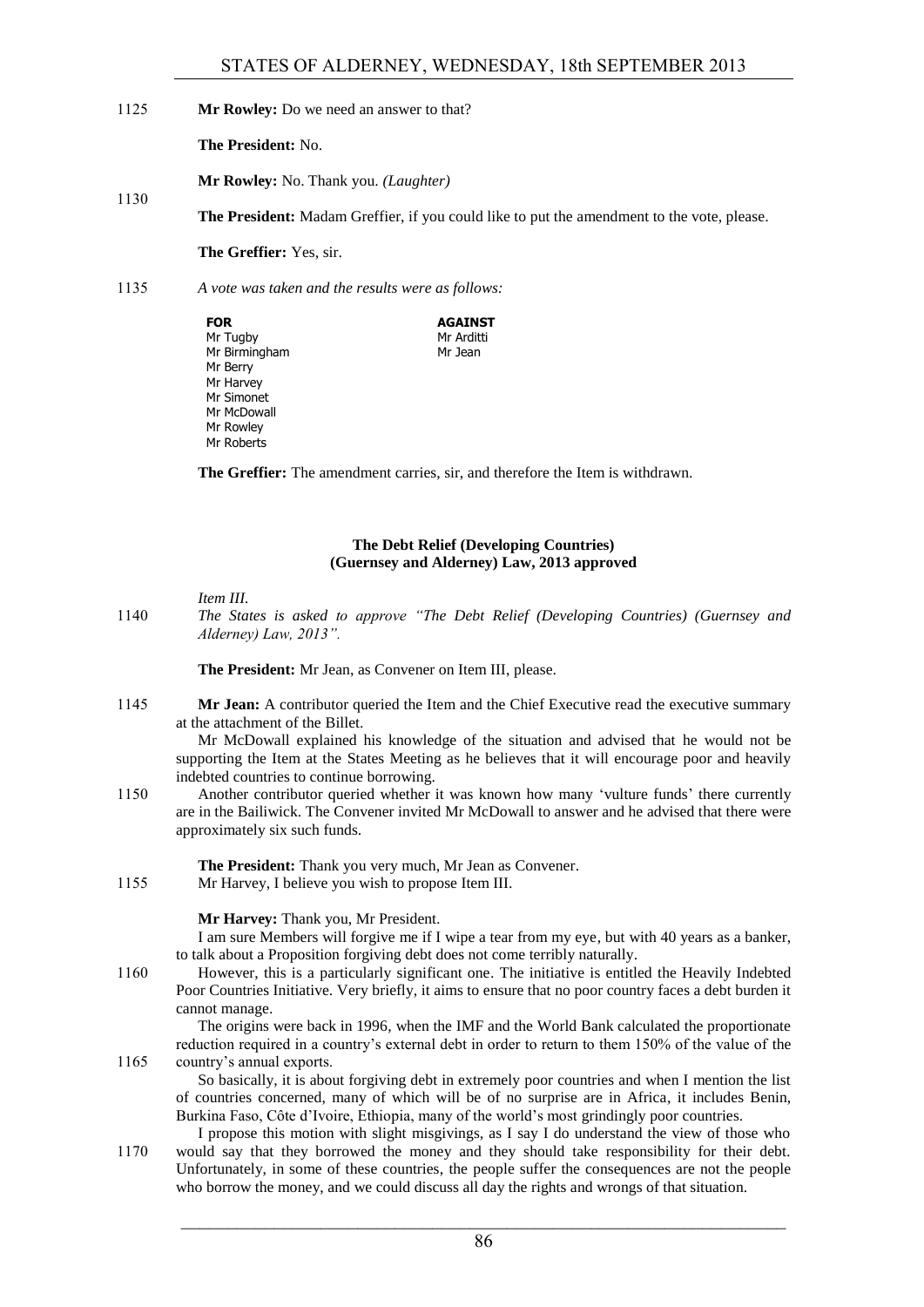**Mr Rowley:** Do we need an answer to that?

**The President:** No.

**Mr Rowley:** No. Thank you. *(Laughter)*

**The President:** Madam Greffier, if you could like to put the amendment to the vote, please.

**The Greffier:** Yes, sir.

*A vote was taken and the results were as follows:*

| FOR | AGAINST |
|---|---|
| Mr Tugby | Mr Arditti |
| Mr Birmingham | Mr Jean |
| Mr Berry | |
| Mr Harvey | |
| Mr Simonet | |
| Mr McDowall | |
| Mr Rowley | |
| Mr Roberts | |

**The Greffier:** The amendment carries, sir, and therefore the Item is withdrawn.

## The Debt Relief (Developing Countries) (Guernsey and Alderney) Law, 2013 approved

*Item III.*

*The States is asked to approve "The Debt Relief (Developing Countries) (Guernsey and Alderney) Law, 2013".*

**The President:** Mr Jean, as Convener on Item III, please.

**Mr Jean:** A contributor queried the Item and the Chief Executive read the executive summary at the attachment of the Billet.

Mr McDowall explained his knowledge of the situation and advised that he would not be supporting the Item at the States Meeting as he believes that it will encourage poor and heavily indebted countries to continue borrowing.

Another contributor queried whether it was known how many 'vulture funds' there currently are in the Bailiwick. The Convener invited Mr McDowall to answer and he advised that there were approximately six such funds.

**The President:** Thank you very much, Mr Jean as Convener.

Mr Harvey, I believe you wish to propose Item III.

**Mr Harvey:** Thank you, Mr President.

I am sure Members will forgive me if I wipe a tear from my eye, but with 40 years as a banker, to talk about a Proposition forgiving debt does not come terribly naturally.

However, this is a particularly significant one. The initiative is entitled the Heavily Indebted Poor Countries Initiative. Very briefly, it aims to ensure that no poor country faces a debt burden it cannot manage.

The origins were back in 1996, when the IMF and the World Bank calculated the proportionate reduction required in a country's external debt in order to return to them 150% of the value of the country's annual exports.

So basically, it is about forgiving debt in extremely poor countries and when I mention the list of countries concerned, many of which will be of no surprise are in Africa, it includes Benin, Burkina Faso, Côte d'Ivoire, Ethiopia, many of the world's most grindingly poor countries.

I propose this motion with slight misgivings, as I say I do understand the view of those who would say that they borrowed the money and they should take responsibility for their debt. Unfortunately, in some of these countries, the people suffer the consequences are not the people who borrow the money, and we could discuss all day the rights and wrongs of that situation.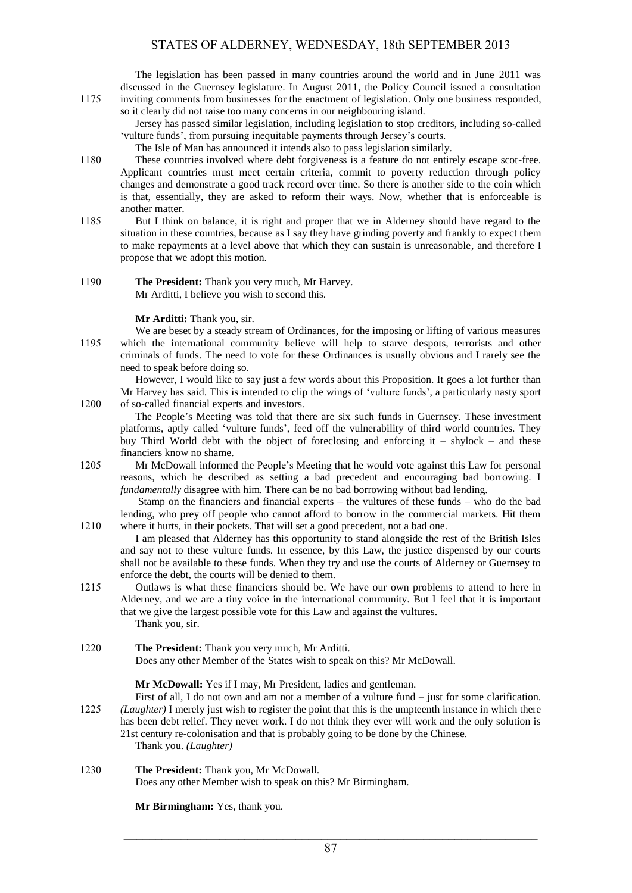The legislation has been passed in many countries around the world and in June 2011 was discussed in the Guernsey legislature. In August 2011, the Policy Council issued a consultation inviting comments from businesses for the enactment of legislation. Only one business responded, so it clearly did not raise too many concerns in our neighbouring island.

Jersey has passed similar legislation, including legislation to stop creditors, including so-called 'vulture funds', from pursuing inequitable payments through Jersey's courts.

The Isle of Man has announced it intends also to pass legislation similarly.

These countries involved where debt forgiveness is a feature do not entirely escape scot-free. Applicant countries must meet certain criteria, commit to poverty reduction through policy changes and demonstrate a good track record over time. So there is another side to the coin which is that, essentially, they are asked to reform their ways. Now, whether that is enforceable is another matter.

But I think on balance, it is right and proper that we in Alderney should have regard to the situation in these countries, because as I say they have grinding poverty and frankly to expect them to make repayments at a level above that which they can sustain is unreasonable, and therefore I propose that we adopt this motion.

**The President:** Thank you very much, Mr Harvey.
Mr Arditti, I believe you wish to second this.

**Mr Arditti:** Thank you, sir.

We are beset by a steady stream of Ordinances, for the imposing or lifting of various measures which the international community believe will help to starve despots, terrorists and other criminals of funds. The need to vote for these Ordinances is usually obvious and I rarely see the need to speak before doing so.

However, I would like to say just a few words about this Proposition. It goes a lot further than Mr Harvey has said. This is intended to clip the wings of 'vulture funds', a particularly nasty sport of so-called financial experts and investors.

The People's Meeting was told that there are six such funds in Guernsey. These investment platforms, aptly called 'vulture funds', feed off the vulnerability of third world countries. They buy Third World debt with the object of foreclosing and enforcing it – shylock – and these financiers know no shame.

Mr McDowall informed the People's Meeting that he would vote against this Law for personal reasons, which he described as setting a bad precedent and encouraging bad borrowing. I *fundamentally* disagree with him. There can be no bad borrowing without bad lending.

Stamp on the financiers and financial experts – the vultures of these funds – who do the bad lending, who prey off people who cannot afford to borrow in the commercial markets. Hit them where it hurts, in their pockets. That will set a good precedent, not a bad one.

I am pleased that Alderney has this opportunity to stand alongside the rest of the British Isles and say not to these vulture funds. In essence, by this Law, the justice dispensed by our courts shall not be available to these funds. When they try and use the courts of Alderney or Guernsey to enforce the debt, the courts will be denied to them.

Outlaws is what these financiers should be. We have our own problems to attend to here in Alderney, and we are a tiny voice in the international community. But I feel that it is important that we give the largest possible vote for this Law and against the vultures.

Thank you, sir.

**The President:** Thank you very much, Mr Arditti.
Does any other Member of the States wish to speak on this? Mr McDowall.

**Mr McDowall:** Yes if I may, Mr President, ladies and gentleman.

First of all, I do not own and am not a member of a vulture fund – just for some clarification. *(Laughter)* I merely just wish to register the point that this is the umpteenth instance in which there has been debt relief. They never work. I do not think they ever will work and the only solution is 21st century re-colonisation and that is probably going to be done by the Chinese.

Thank you. *(Laughter)*

**The President:** Thank you, Mr McDowall.
Does any other Member wish to speak on this? Mr Birmingham.

**Mr Birmingham:** Yes, thank you.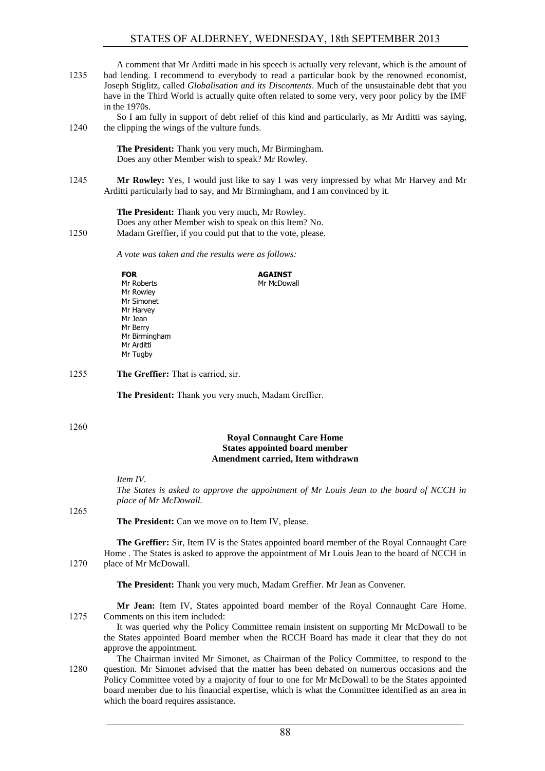A comment that Mr Arditti made in his speech is actually very relevant, which is the amount of bad lending. I recommend to everybody to read a particular book by the renowned economist, Joseph Stiglitz, called *Globalisation and its Discontents*. Much of the unsustainable debt that you have in the Third World is actually quite often related to some very, very poor policy by the IMF in the 1970s.

So I am fully in support of debt relief of this kind and particularly, as Mr Arditti was saying, the clipping the wings of the vulture funds.

**The President:** Thank you very much, Mr Birmingham.
Does any other Member wish to speak? Mr Rowley.

**Mr Rowley:** Yes, I would just like to say I was very impressed by what Mr Harvey and Mr Arditti particularly had to say, and Mr Birmingham, and I am convinced by it.

**The President:** Thank you very much, Mr Rowley.
Does any other Member wish to speak on this Item? No.
Madam Greffier, if you could put that to the vote, please.

*A vote was taken and the results were as follows:*

| FOR | AGAINST |
| --- | --- |
| Mr Roberts | Mr McDowall |
| Mr Rowley | |
| Mr Simonet | |
| Mr Harvey | |
| Mr Jean | |
| Mr Berry | |
| Mr Birmingham | |
| Mr Arditti | |
| Mr Tugby | |

**The Greffier:** That is carried, sir.

**The President:** Thank you very much, Madam Greffier.

### Royal Connaught Care Home
### States appointed board member
### Amendment carried, Item withdrawn

*Item IV.*
*The States is asked to approve the appointment of Mr Louis Jean to the board of NCCH in place of Mr McDowall.*

**The President:** Can we move on to Item IV, please.

**The Greffier:** Sir, Item IV is the States appointed board member of the Royal Connaught Care Home . The States is asked to approve the appointment of Mr Louis Jean to the board of NCCH in place of Mr McDowall.

**The President:** Thank you very much, Madam Greffier. Mr Jean as Convener.

**Mr Jean:** Item IV, States appointed board member of the Royal Connaught Care Home. Comments on this item included:

It was queried why the Policy Committee remain insistent on supporting Mr McDowall to be the States appointed Board member when the RCCH Board has made it clear that they do not approve the appointment.

The Chairman invited Mr Simonet, as Chairman of the Policy Committee, to respond to the question. Mr Simonet advised that the matter has been debated on numerous occasions and the Policy Committee voted by a majority of four to one for Mr McDowall to be the States appointed board member due to his financial expertise, which is what the Committee identified as an area in which the board requires assistance.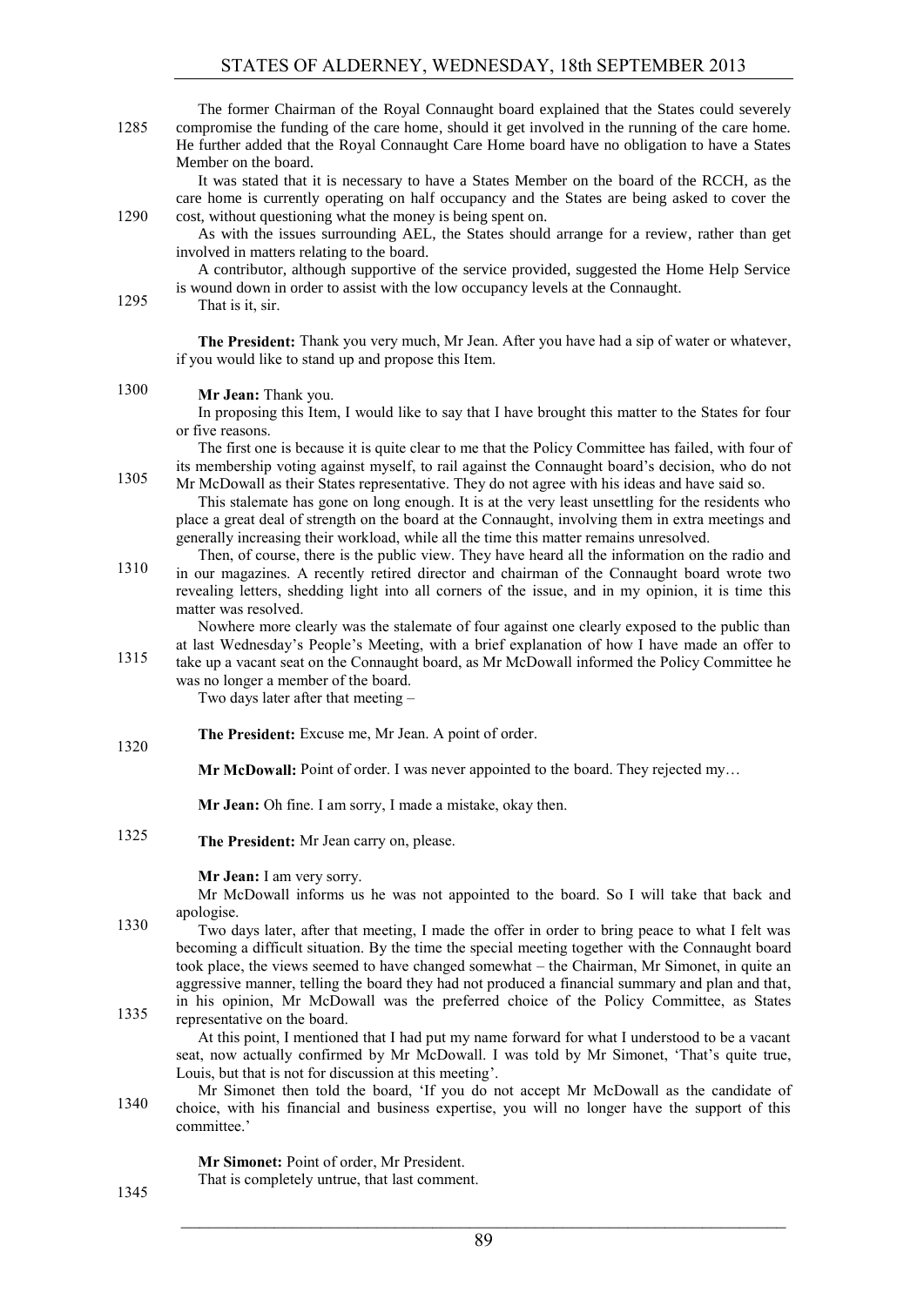The former Chairman of the Royal Connaught board explained that the States could severely compromise the funding of the care home, should it get involved in the running of the care home. He further added that the Royal Connaught Care Home board have no obligation to have a States Member on the board.

It was stated that it is necessary to have a States Member on the board of the RCCH, as the care home is currently operating on half occupancy and the States are being asked to cover the cost, without questioning what the money is being spent on.

As with the issues surrounding AEL, the States should arrange for a review, rather than get involved in matters relating to the board.

A contributor, although supportive of the service provided, suggested the Home Help Service is wound down in order to assist with the low occupancy levels at the Connaught.

That is it, sir.

**The President:** Thank you very much, Mr Jean. After you have had a sip of water or whatever, if you would like to stand up and propose this Item.

**Mr Jean:** Thank you.

In proposing this Item, I would like to say that I have brought this matter to the States for four or five reasons.

The first one is because it is quite clear to me that the Policy Committee has failed, with four of its membership voting against myself, to rail against the Connaught board's decision, who do not Mr McDowall as their States representative. They do not agree with his ideas and have said so.

This stalemate has gone on long enough. It is at the very least unsettling for the residents who place a great deal of strength on the board at the Connaught, involving them in extra meetings and generally increasing their workload, while all the time this matter remains unresolved.

Then, of course, there is the public view. They have heard all the information on the radio and in our magazines. A recently retired director and chairman of the Connaught board wrote two revealing letters, shedding light into all corners of the issue, and in my opinion, it is time this matter was resolved.

Nowhere more clearly was the stalemate of four against one clearly exposed to the public than at last Wednesday's People's Meeting, with a brief explanation of how I have made an offer to take up a vacant seat on the Connaught board, as Mr McDowall informed the Policy Committee he was no longer a member of the board.

Two days later after that meeting –

**The President:** Excuse me, Mr Jean. A point of order.

**Mr McDowall:** Point of order. I was never appointed to the board. They rejected my…

**Mr Jean:** Oh fine. I am sorry, I made a mistake, okay then.

**The President:** Mr Jean carry on, please.

**Mr Jean:** I am very sorry.

Mr McDowall informs us he was not appointed to the board. So I will take that back and apologise.

Two days later, after that meeting, I made the offer in order to bring peace to what I felt was becoming a difficult situation. By the time the special meeting together with the Connaught board took place, the views seemed to have changed somewhat – the Chairman, Mr Simonet, in quite an aggressive manner, telling the board they had not produced a financial summary and plan and that, in his opinion, Mr McDowall was the preferred choice of the Policy Committee, as States representative on the board.

At this point, I mentioned that I had put my name forward for what I understood to be a vacant seat, now actually confirmed by Mr McDowall. I was told by Mr Simonet, 'That's quite true, Louis, but that is not for discussion at this meeting'.

Mr Simonet then told the board, 'If you do not accept Mr McDowall as the candidate of choice, with his financial and business expertise, you will no longer have the support of this committee.'

**Mr Simonet:** Point of order, Mr President.

That is completely untrue, that last comment.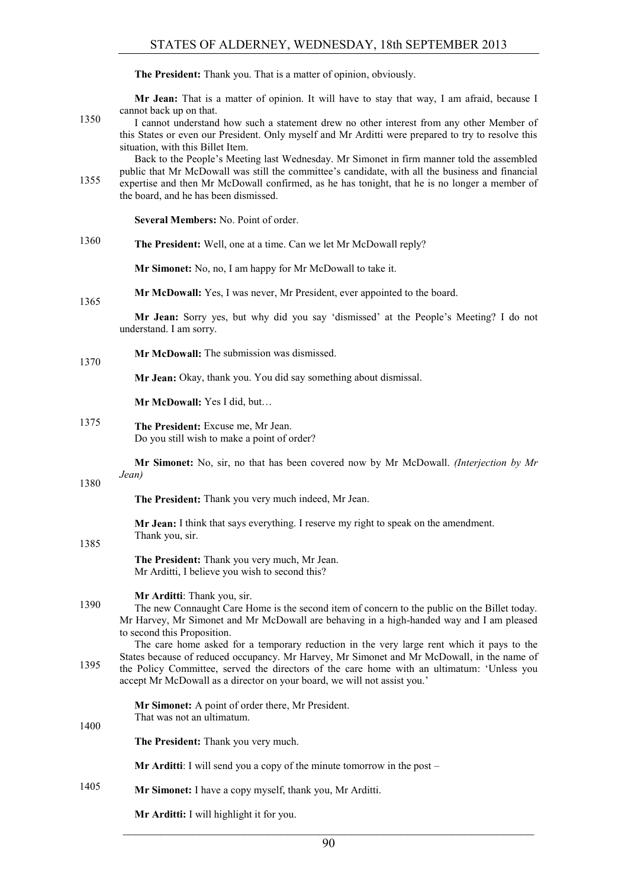**The President:** Thank you. That is a matter of opinion, obviously.

**Mr Jean:** That is a matter of opinion. It will have to stay that way, I am afraid, because I cannot back up on that.

I cannot understand how such a statement drew no other interest from any other Member of this States or even our President. Only myself and Mr Arditti were prepared to try to resolve this situation, with this Billet Item.

Back to the People's Meeting last Wednesday. Mr Simonet in firm manner told the assembled public that Mr McDowall was still the committee's candidate, with all the business and financial expertise and then Mr McDowall confirmed, as he has tonight, that he is no longer a member of the board, and he has been dismissed.

**Several Members:** No. Point of order.

**The President:** Well, one at a time. Can we let Mr McDowall reply?

**Mr Simonet:** No, no, I am happy for Mr McDowall to take it.

**Mr McDowall:** Yes, I was never, Mr President, ever appointed to the board.

**Mr Jean:** Sorry yes, but why did you say 'dismissed' at the People's Meeting? I do not understand. I am sorry.

**Mr McDowall:** The submission was dismissed.

**Mr Jean:** Okay, thank you. You did say something about dismissal.

**Mr McDowall:** Yes I did, but…

**The President:** Excuse me, Mr Jean.
Do you still wish to make a point of order?

**Mr Simonet:** No, sir, no that has been covered now by Mr McDowall. *(Interjection by Mr Jean)*

**The President:** Thank you very much indeed, Mr Jean.

**Mr Jean:** I think that says everything. I reserve my right to speak on the amendment.
Thank you, sir.

**The President:** Thank you very much, Mr Jean.
Mr Arditti, I believe you wish to second this?

**Mr Arditti**: Thank you, sir.

The new Connaught Care Home is the second item of concern to the public on the Billet today. Mr Harvey, Mr Simonet and Mr McDowall are behaving in a high-handed way and I am pleased to second this Proposition.

The care home asked for a temporary reduction in the very large rent which it pays to the States because of reduced occupancy. Mr Harvey, Mr Simonet and Mr McDowall, in the name of the Policy Committee, served the directors of the care home with an ultimatum: 'Unless you accept Mr McDowall as a director on your board, we will not assist you.'

**Mr Simonet:** A point of order there, Mr President.
That was not an ultimatum.

**The President:** Thank you very much.

**Mr Arditti**: I will send you a copy of the minute tomorrow in the post –

**Mr Simonet:** I have a copy myself, thank you, Mr Arditti.

**Mr Arditti:** I will highlight it for you.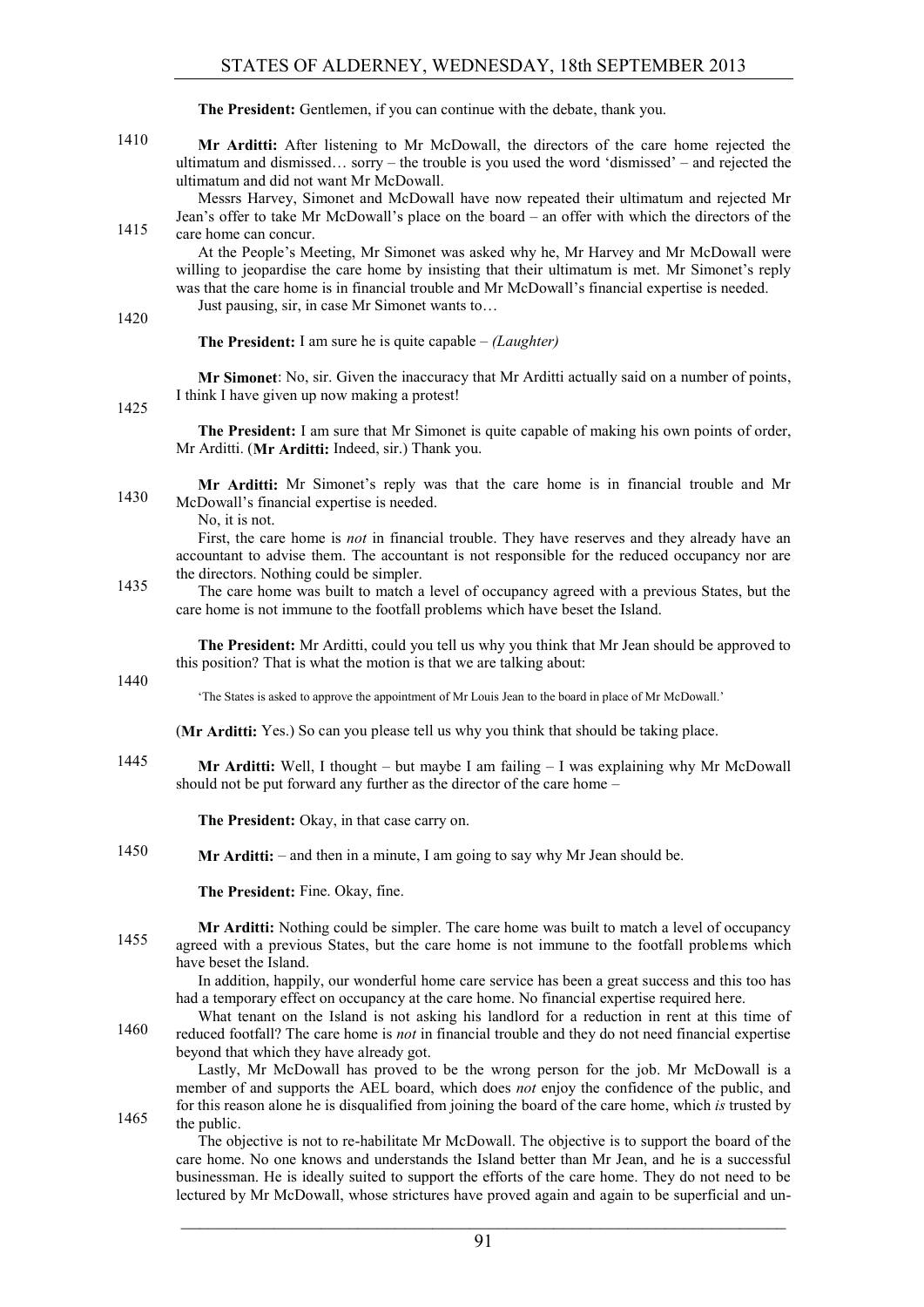**The President:** Gentlemen, if you can continue with the debate, thank you.

**Mr Arditti:** After listening to Mr McDowall, the directors of the care home rejected the ultimatum and dismissed… sorry – the trouble is you used the word 'dismissed' – and rejected the ultimatum and did not want Mr McDowall.

Messrs Harvey, Simonet and McDowall have now repeated their ultimatum and rejected Mr Jean's offer to take Mr McDowall's place on the board – an offer with which the directors of the care home can concur.

At the People's Meeting, Mr Simonet was asked why he, Mr Harvey and Mr McDowall were willing to jeopardise the care home by insisting that their ultimatum is met. Mr Simonet's reply was that the care home is in financial trouble and Mr McDowall's financial expertise is needed.

Just pausing, sir, in case Mr Simonet wants to…

**The President:** I am sure he is quite capable – *(Laughter)*

**Mr Simonet**: No, sir. Given the inaccuracy that Mr Arditti actually said on a number of points, I think I have given up now making a protest!

**The President:** I am sure that Mr Simonet is quite capable of making his own points of order, Mr Arditti. (**Mr Arditti:** Indeed, sir.) Thank you.

**Mr Arditti:** Mr Simonet's reply was that the care home is in financial trouble and Mr McDowall's financial expertise is needed.

No, it is not.

First, the care home is *not* in financial trouble. They have reserves and they already have an accountant to advise them. The accountant is not responsible for the reduced occupancy nor are the directors. Nothing could be simpler.

The care home was built to match a level of occupancy agreed with a previous States, but the care home is not immune to the footfall problems which have beset the Island.

**The President:** Mr Arditti, could you tell us why you think that Mr Jean should be approved to this position? That is what the motion is that we are talking about:

> 'The States is asked to approve the appointment of Mr Louis Jean to the board in place of Mr McDowall.'

(**Mr Arditti:** Yes.) So can you please tell us why you think that should be taking place.

**Mr Arditti:** Well, I thought – but maybe I am failing – I was explaining why Mr McDowall should not be put forward any further as the director of the care home –

**The President:** Okay, in that case carry on.

**Mr Arditti:** – and then in a minute, I am going to say why Mr Jean should be.

**The President:** Fine. Okay, fine.

**Mr Arditti:** Nothing could be simpler. The care home was built to match a level of occupancy agreed with a previous States, but the care home is not immune to the footfall problems which have beset the Island.

In addition, happily, our wonderful home care service has been a great success and this too has had a temporary effect on occupancy at the care home. No financial expertise required here.

What tenant on the Island is not asking his landlord for a reduction in rent at this time of reduced footfall? The care home is *not* in financial trouble and they do not need financial expertise beyond that which they have already got.

Lastly, Mr McDowall has proved to be the wrong person for the job. Mr McDowall is a member of and supports the AEL board, which does *not* enjoy the confidence of the public, and for this reason alone he is disqualified from joining the board of the care home, which *is* trusted by the public.

The objective is not to re-habilitate Mr McDowall. The objective is to support the board of the care home. No one knows and understands the Island better than Mr Jean, and he is a successful businessman. He is ideally suited to support the efforts of the care home. They do not need to be lectured by Mr McDowall, whose strictures have proved again and again to be superficial and un-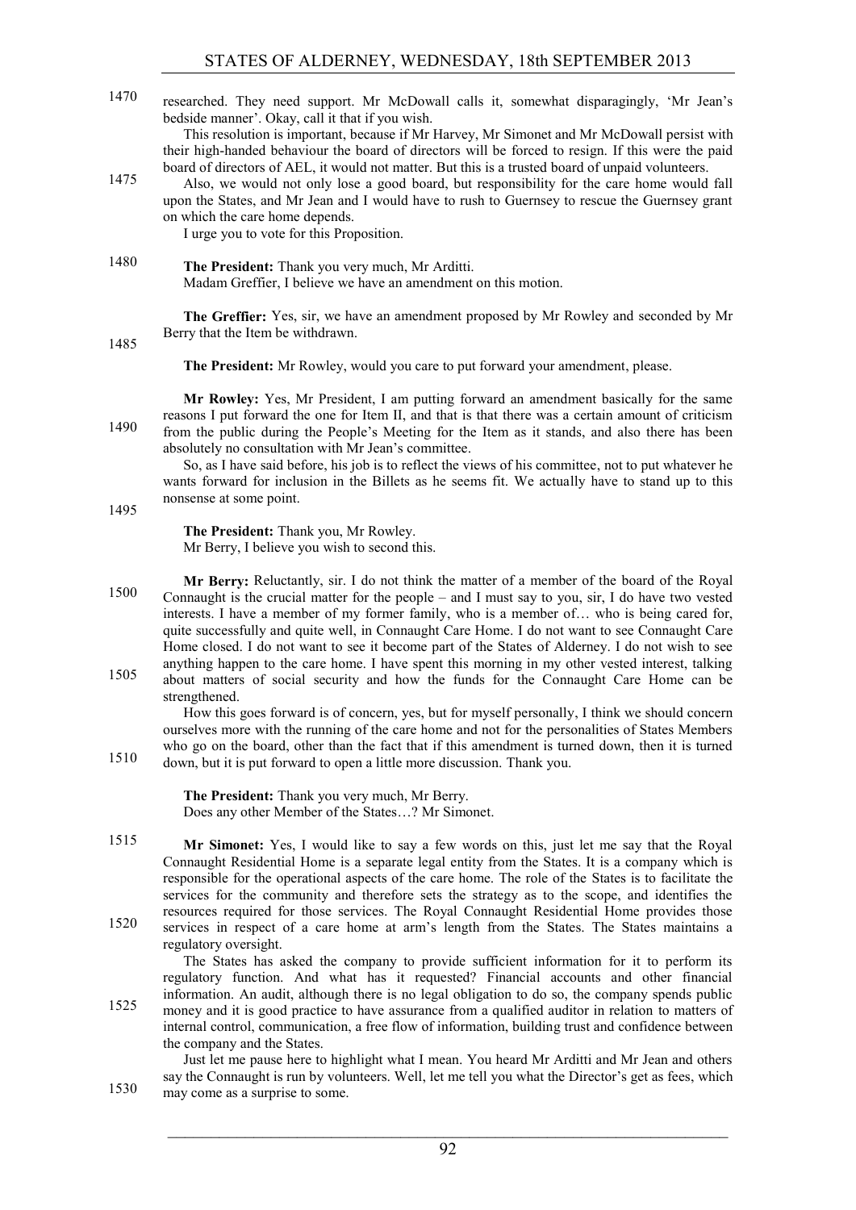researched. They need support. Mr McDowall calls it, somewhat disparagingly, 'Mr Jean's bedside manner'. Okay, call it that if you wish.

This resolution is important, because if Mr Harvey, Mr Simonet and Mr McDowall persist with their high-handed behaviour the board of directors will be forced to resign. If this were the paid board of directors of AEL, it would not matter. But this is a trusted board of unpaid volunteers.

Also, we would not only lose a good board, but responsibility for the care home would fall upon the States, and Mr Jean and I would have to rush to Guernsey to rescue the Guernsey grant on which the care home depends.

I urge you to vote for this Proposition.

**The President:** Thank you very much, Mr Arditti.

Madam Greffier, I believe we have an amendment on this motion.

**The Greffier:** Yes, sir, we have an amendment proposed by Mr Rowley and seconded by Mr Berry that the Item be withdrawn.

**The President:** Mr Rowley, would you care to put forward your amendment, please.

**Mr Rowley:** Yes, Mr President, I am putting forward an amendment basically for the same reasons I put forward the one for Item II, and that is that there was a certain amount of criticism from the public during the People's Meeting for the Item as it stands, and also there has been absolutely no consultation with Mr Jean's committee.

So, as I have said before, his job is to reflect the views of his committee, not to put whatever he wants forward for inclusion in the Billets as he seems fit. We actually have to stand up to this nonsense at some point.

**The President:** Thank you, Mr Rowley.

Mr Berry, I believe you wish to second this.

**Mr Berry:** Reluctantly, sir. I do not think the matter of a member of the board of the Royal Connaught is the crucial matter for the people – and I must say to you, sir, I do have two vested interests. I have a member of my former family, who is a member of… who is being cared for, quite successfully and quite well, in Connaught Care Home. I do not want to see Connaught Care Home closed. I do not want to see it become part of the States of Alderney. I do not wish to see anything happen to the care home. I have spent this morning in my other vested interest, talking about matters of social security and how the funds for the Connaught Care Home can be strengthened.

How this goes forward is of concern, yes, but for myself personally, I think we should concern ourselves more with the running of the care home and not for the personalities of States Members who go on the board, other than the fact that if this amendment is turned down, then it is turned down, but it is put forward to open a little more discussion. Thank you.

**The President:** Thank you very much, Mr Berry.

Does any other Member of the States…? Mr Simonet.

**Mr Simonet:** Yes, I would like to say a few words on this, just let me say that the Royal Connaught Residential Home is a separate legal entity from the States. It is a company which is responsible for the operational aspects of the care home. The role of the States is to facilitate the services for the community and therefore sets the strategy as to the scope, and identifies the resources required for those services. The Royal Connaught Residential Home provides those services in respect of a care home at arm's length from the States. The States maintains a regulatory oversight.

The States has asked the company to provide sufficient information for it to perform its regulatory function. And what has it requested? Financial accounts and other financial information. An audit, although there is no legal obligation to do so, the company spends public money and it is good practice to have assurance from a qualified auditor in relation to matters of internal control, communication, a free flow of information, building trust and confidence between the company and the States.

Just let me pause here to highlight what I mean. You heard Mr Arditti and Mr Jean and others say the Connaught is run by volunteers. Well, let me tell you what the Director's get as fees, which may come as a surprise to some.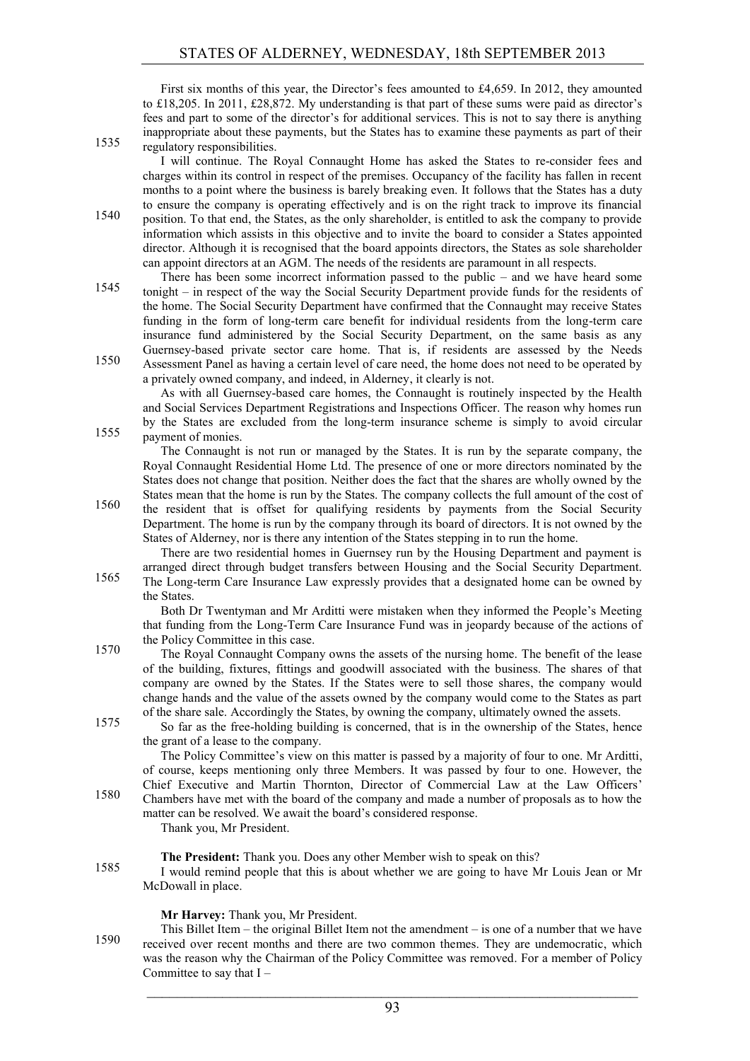First six months of this year, the Director's fees amounted to £4,659. In 2012, they amounted to £18,205. In 2011, £28,872. My understanding is that part of these sums were paid as director's fees and part to some of the director's for additional services. This is not to say there is anything inappropriate about these payments, but the States has to examine these payments as part of their regulatory responsibilities.

I will continue. The Royal Connaught Home has asked the States to re-consider fees and charges within its control in respect of the premises. Occupancy of the facility has fallen in recent months to a point where the business is barely breaking even. It follows that the States has a duty to ensure the company is operating effectively and is on the right track to improve its financial position. To that end, the States, as the only shareholder, is entitled to ask the company to provide information which assists in this objective and to invite the board to consider a States appointed director. Although it is recognised that the board appoints directors, the States as sole shareholder can appoint directors at an AGM. The needs of the residents are paramount in all respects.

There has been some incorrect information passed to the public – and we have heard some tonight – in respect of the way the Social Security Department provide funds for the residents of the home. The Social Security Department have confirmed that the Connaught may receive States funding in the form of long-term care benefit for individual residents from the long-term care insurance fund administered by the Social Security Department, on the same basis as any Guernsey-based private sector care home. That is, if residents are assessed by the Needs Assessment Panel as having a certain level of care need, the home does not need to be operated by a privately owned company, and indeed, in Alderney, it clearly is not.

As with all Guernsey-based care homes, the Connaught is routinely inspected by the Health and Social Services Department Registrations and Inspections Officer. The reason why homes run by the States are excluded from the long-term insurance scheme is simply to avoid circular payment of monies.

The Connaught is not run or managed by the States. It is run by the separate company, the Royal Connaught Residential Home Ltd. The presence of one or more directors nominated by the States does not change that position. Neither does the fact that the shares are wholly owned by the States mean that the home is run by the States. The company collects the full amount of the cost of the resident that is offset for qualifying residents by payments from the Social Security Department. The home is run by the company through its board of directors. It is not owned by the States of Alderney, nor is there any intention of the States stepping in to run the home.

There are two residential homes in Guernsey run by the Housing Department and payment is arranged direct through budget transfers between Housing and the Social Security Department. The Long-term Care Insurance Law expressly provides that a designated home can be owned by the States.

Both Dr Twentyman and Mr Arditti were mistaken when they informed the People's Meeting that funding from the Long-Term Care Insurance Fund was in jeopardy because of the actions of the Policy Committee in this case.

The Royal Connaught Company owns the assets of the nursing home. The benefit of the lease of the building, fixtures, fittings and goodwill associated with the business. The shares of that company are owned by the States. If the States were to sell those shares, the company would change hands and the value of the assets owned by the company would come to the States as part of the share sale. Accordingly the States, by owning the company, ultimately owned the assets.

So far as the free-holding building is concerned, that is in the ownership of the States, hence the grant of a lease to the company.

The Policy Committee's view on this matter is passed by a majority of four to one. Mr Arditti, of course, keeps mentioning only three Members. It was passed by four to one. However, the Chief Executive and Martin Thornton, Director of Commercial Law at the Law Officers' Chambers have met with the board of the company and made a number of proposals as to how the matter can be resolved. We await the board's considered response.

Thank you, Mr President.

**The President:** Thank you. Does any other Member wish to speak on this?

I would remind people that this is about whether we are going to have Mr Louis Jean or Mr McDowall in place.

**Mr Harvey:** Thank you, Mr President.

This Billet Item – the original Billet Item not the amendment – is one of a number that we have received over recent months and there are two common themes. They are undemocratic, which was the reason why the Chairman of the Policy Committee was removed. For a member of Policy Committee to say that I –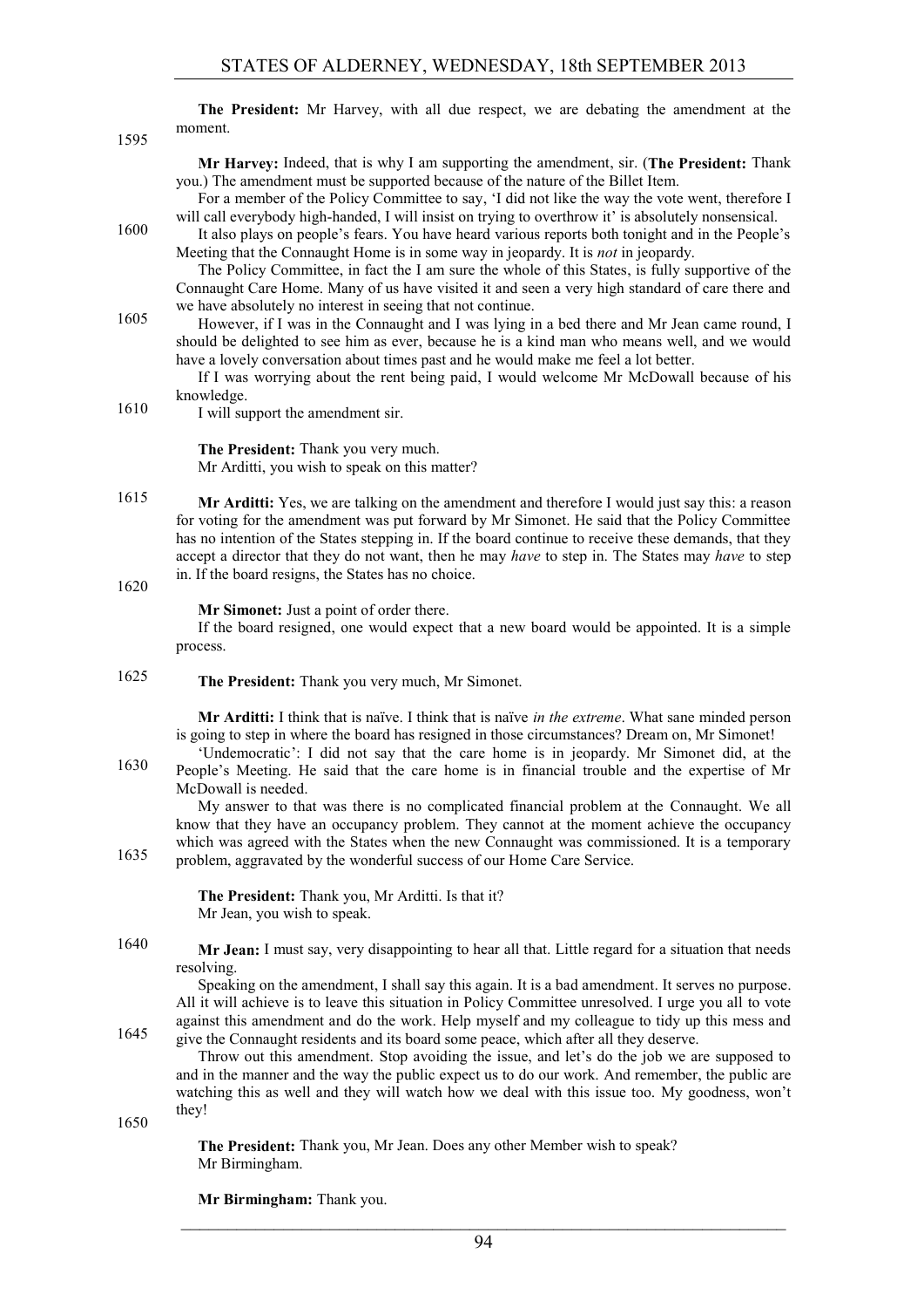**The President:** Mr Harvey, with all due respect, we are debating the amendment at the moment.

**Mr Harvey:** Indeed, that is why I am supporting the amendment, sir. (**The President:** Thank you.) The amendment must be supported because of the nature of the Billet Item.

For a member of the Policy Committee to say, 'I did not like the way the vote went, therefore I will call everybody high-handed, I will insist on trying to overthrow it' is absolutely nonsensical.

It also plays on people's fears. You have heard various reports both tonight and in the People's Meeting that the Connaught Home is in some way in jeopardy. It is *not* in jeopardy.

The Policy Committee, in fact the I am sure the whole of this States, is fully supportive of the Connaught Care Home. Many of us have visited it and seen a very high standard of care there and we have absolutely no interest in seeing that not continue.

However, if I was in the Connaught and I was lying in a bed there and Mr Jean came round, I should be delighted to see him as ever, because he is a kind man who means well, and we would have a lovely conversation about times past and he would make me feel a lot better.

If I was worrying about the rent being paid, I would welcome Mr McDowall because of his knowledge.

I will support the amendment sir.

**The President:** Thank you very much.

Mr Arditti, you wish to speak on this matter?

**Mr Arditti:** Yes, we are talking on the amendment and therefore I would just say this: a reason for voting for the amendment was put forward by Mr Simonet. He said that the Policy Committee has no intention of the States stepping in. If the board continue to receive these demands, that they accept a director that they do not want, then he may *have* to step in. The States may *have* to step in. If the board resigns, the States has no choice.

**Mr Simonet:** Just a point of order there.

If the board resigned, one would expect that a new board would be appointed. It is a simple process.

**The President:** Thank you very much, Mr Simonet.

**Mr Arditti:** I think that is naïve. I think that is naïve *in the extreme*. What sane minded person is going to step in where the board has resigned in those circumstances? Dream on, Mr Simonet!

'Undemocratic': I did not say that the care home is in jeopardy. Mr Simonet did, at the People's Meeting. He said that the care home is in financial trouble and the expertise of Mr McDowall is needed.

My answer to that was there is no complicated financial problem at the Connaught. We all know that they have an occupancy problem. They cannot at the moment achieve the occupancy which was agreed with the States when the new Connaught was commissioned. It is a temporary problem, aggravated by the wonderful success of our Home Care Service.

**The President:** Thank you, Mr Arditti. Is that it?

Mr Jean, you wish to speak.

**Mr Jean:** I must say, very disappointing to hear all that. Little regard for a situation that needs resolving.

Speaking on the amendment, I shall say this again. It is a bad amendment. It serves no purpose. All it will achieve is to leave this situation in Policy Committee unresolved. I urge you all to vote against this amendment and do the work. Help myself and my colleague to tidy up this mess and give the Connaught residents and its board some peace, which after all they deserve.

Throw out this amendment. Stop avoiding the issue, and let's do the job we are supposed to and in the manner and the way the public expect us to do our work. And remember, the public are watching this as well and they will watch how we deal with this issue too. My goodness, won't they!

**The President:** Thank you, Mr Jean. Does any other Member wish to speak?

Mr Birmingham.

**Mr Birmingham:** Thank you.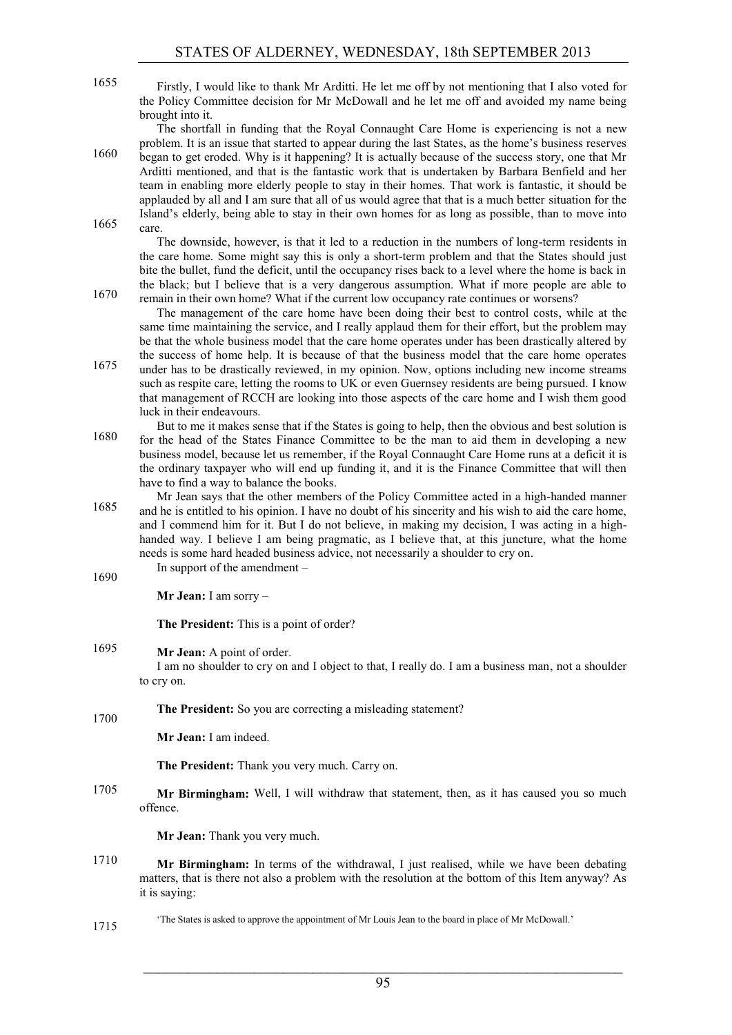Firstly, I would like to thank Mr Arditti. He let me off by not mentioning that I also voted for the Policy Committee decision for Mr McDowall and he let me off and avoided my name being brought into it.

The shortfall in funding that the Royal Connaught Care Home is experiencing is not a new problem. It is an issue that started to appear during the last States, as the home's business reserves began to get eroded. Why is it happening? It is actually because of the success story, one that Mr Arditti mentioned, and that is the fantastic work that is undertaken by Barbara Benfield and her team in enabling more elderly people to stay in their homes. That work is fantastic, it should be applauded by all and I am sure that all of us would agree that that is a much better situation for the Island's elderly, being able to stay in their own homes for as long as possible, than to move into care.

The downside, however, is that it led to a reduction in the numbers of long-term residents in the care home. Some might say this is only a short-term problem and that the States should just bite the bullet, fund the deficit, until the occupancy rises back to a level where the home is back in the black; but I believe that is a very dangerous assumption. What if more people are able to remain in their own home? What if the current low occupancy rate continues or worsens?

The management of the care home have been doing their best to control costs, while at the same time maintaining the service, and I really applaud them for their effort, but the problem may be that the whole business model that the care home operates under has been drastically altered by the success of home help. It is because of that the business model that the care home operates under has to be drastically reviewed, in my opinion. Now, options including new income streams such as respite care, letting the rooms to UK or even Guernsey residents are being pursued. I know that management of RCCH are looking into those aspects of the care home and I wish them good luck in their endeavours.

But to me it makes sense that if the States is going to help, then the obvious and best solution is for the head of the States Finance Committee to be the man to aid them in developing a new business model, because let us remember, if the Royal Connaught Care Home runs at a deficit it is the ordinary taxpayer who will end up funding it, and it is the Finance Committee that will then have to find a way to balance the books.

Mr Jean says that the other members of the Policy Committee acted in a high-handed manner and he is entitled to his opinion. I have no doubt of his sincerity and his wish to aid the care home, and I commend him for it. But I do not believe, in making my decision, I was acting in a high-handed way. I believe I am being pragmatic, as I believe that, at this juncture, what the home needs is some hard headed business advice, not necessarily a shoulder to cry on.

In support of the amendment –

**Mr Jean:** I am sorry –

**The President:** This is a point of order?

**Mr Jean:** A point of order.

I am no shoulder to cry on and I object to that, I really do. I am a business man, not a shoulder to cry on.

**The President:** So you are correcting a misleading statement?

**Mr Jean:** I am indeed.

**The President:** Thank you very much. Carry on.

**Mr Birmingham:** Well, I will withdraw that statement, then, as it has caused you so much offence.

**Mr Jean:** Thank you very much.

**Mr Birmingham:** In terms of the withdrawal, I just realised, while we have been debating matters, that is there not also a problem with the resolution at the bottom of this Item anyway? As it is saying:

> 'The States is asked to approve the appointment of Mr Louis Jean to the board in place of Mr McDowall.'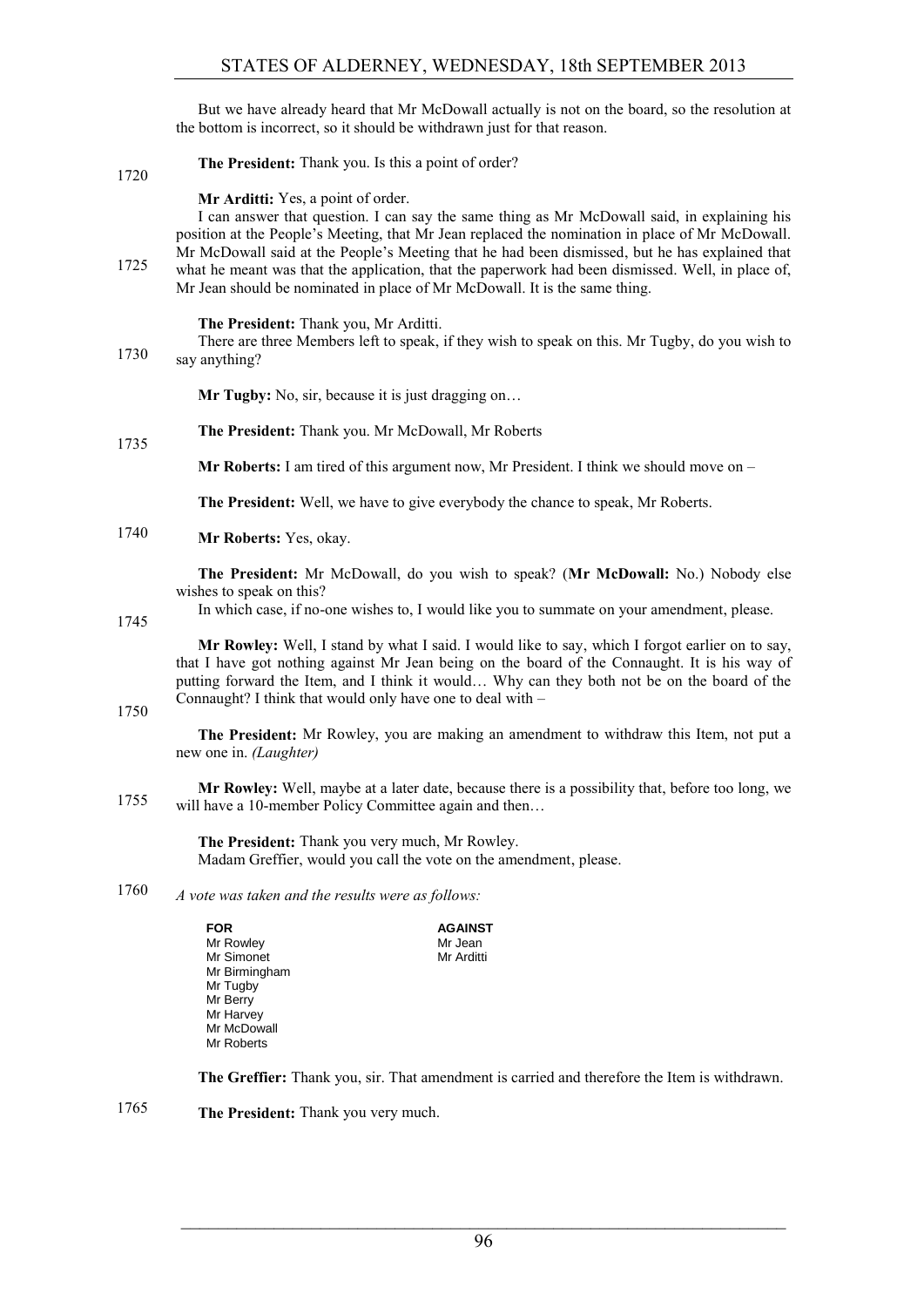But we have already heard that Mr McDowall actually is not on the board, so the resolution at the bottom is incorrect, so it should be withdrawn just for that reason.

**The President:** Thank you. Is this a point of order?

**Mr Arditti:** Yes, a point of order.

I can answer that question. I can say the same thing as Mr McDowall said, in explaining his position at the People's Meeting, that Mr Jean replaced the nomination in place of Mr McDowall. Mr McDowall said at the People's Meeting that he had been dismissed, but he has explained that what he meant was that the application, that the paperwork had been dismissed. Well, in place of, Mr Jean should be nominated in place of Mr McDowall. It is the same thing.

**The President:** Thank you, Mr Arditti.

There are three Members left to speak, if they wish to speak on this. Mr Tugby, do you wish to say anything?

**Mr Tugby:** No, sir, because it is just dragging on…

**The President:** Thank you. Mr McDowall, Mr Roberts

**Mr Roberts:** I am tired of this argument now, Mr President. I think we should move on –

**The President:** Well, we have to give everybody the chance to speak, Mr Roberts.

**Mr Roberts:** Yes, okay.

**The President:** Mr McDowall, do you wish to speak? (**Mr McDowall:** No.) Nobody else wishes to speak on this?

In which case, if no-one wishes to, I would like you to summate on your amendment, please.

**Mr Rowley:** Well, I stand by what I said. I would like to say, which I forgot earlier on to say, that I have got nothing against Mr Jean being on the board of the Connaught. It is his way of putting forward the Item, and I think it would… Why can they both not be on the board of the Connaught? I think that would only have one to deal with –

**The President:** Mr Rowley, you are making an amendment to withdraw this Item, not put a new one in. *(Laughter)*

**Mr Rowley:** Well, maybe at a later date, because there is a possibility that, before too long, we will have a 10-member Policy Committee again and then…

**The President:** Thank you very much, Mr Rowley.

Madam Greffier, would you call the vote on the amendment, please.

*A vote was taken and the results were as follows:*

| FOR | AGAINST |
|---|---|
| Mr Rowley | Mr Jean |
| Mr Simonet | Mr Arditti |
| Mr Birmingham | |
| Mr Tugby | |
| Mr Berry | |
| Mr Harvey | |
| Mr McDowall | |
| Mr Roberts | |

**The Greffier:** Thank you, sir. That amendment is carried and therefore the Item is withdrawn.

**The President:** Thank you very much.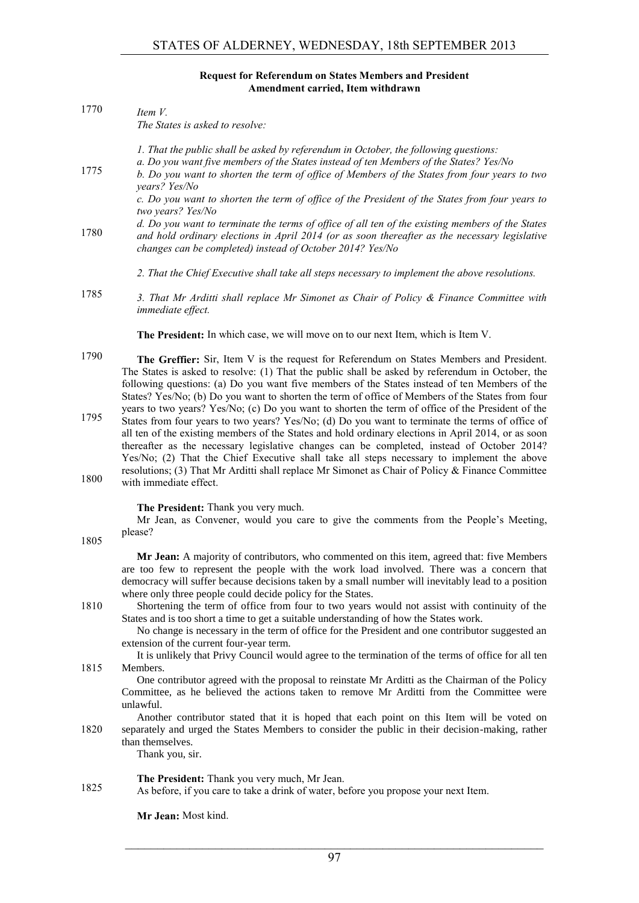**Request for Referendum on States Members and President**
**Amendment carried, Item withdrawn**

*Item V.*
*The States is asked to resolve:*

*1. That the public shall be asked by referendum in October, the following questions:*
*a. Do you want five members of the States instead of ten Members of the States? Yes/No*
*b. Do you want to shorten the term of office of Members of the States from four years to two years? Yes/No*
*c. Do you want to shorten the term of office of the President of the States from four years to two years? Yes/No*
*d. Do you want to terminate the terms of office of all ten of the existing members of the States and hold ordinary elections in April 2014 (or as soon thereafter as the necessary legislative changes can be completed) instead of October 2014? Yes/No*

*2. That the Chief Executive shall take all steps necessary to implement the above resolutions.*

*3. That Mr Arditti shall replace Mr Simonet as Chair of Policy & Finance Committee with immediate effect.*

**The President:** In which case, we will move on to our next Item, which is Item V.

**The Greffier:** Sir, Item V is the request for Referendum on States Members and President. The States is asked to resolve: (1) That the public shall be asked by referendum in October, the following questions: (a) Do you want five members of the States instead of ten Members of the States? Yes/No; (b) Do you want to shorten the term of office of Members of the States from four years to two years? Yes/No; (c) Do you want to shorten the term of office of the President of the States from four years to two years? Yes/No; (d) Do you want to terminate the terms of office of all ten of the existing members of the States and hold ordinary elections in April 2014, or as soon thereafter as the necessary legislative changes can be completed, instead of October 2014? Yes/No; (2) That the Chief Executive shall take all steps necessary to implement the above resolutions; (3) That Mr Arditti shall replace Mr Simonet as Chair of Policy & Finance Committee with immediate effect.

**The President:** Thank you very much.

Mr Jean, as Convener, would you care to give the comments from the People's Meeting, please?

**Mr Jean:** A majority of contributors, who commented on this item, agreed that: five Members are too few to represent the people with the work load involved. There was a concern that democracy will suffer because decisions taken by a small number will inevitably lead to a position where only three people could decide policy for the States.

Shortening the term of office from four to two years would not assist with continuity of the States and is too short a time to get a suitable understanding of how the States work.

No change is necessary in the term of office for the President and one contributor suggested an extension of the current four-year term.

It is unlikely that Privy Council would agree to the termination of the terms of office for all ten Members.

One contributor agreed with the proposal to reinstate Mr Arditti as the Chairman of the Policy Committee, as he believed the actions taken to remove Mr Arditti from the Committee were unlawful.

Another contributor stated that it is hoped that each point on this Item will be voted on separately and urged the States Members to consider the public in their decision-making, rather than themselves.

Thank you, sir.

**The President:** Thank you very much, Mr Jean.

As before, if you care to take a drink of water, before you propose your next Item.

**Mr Jean:** Most kind.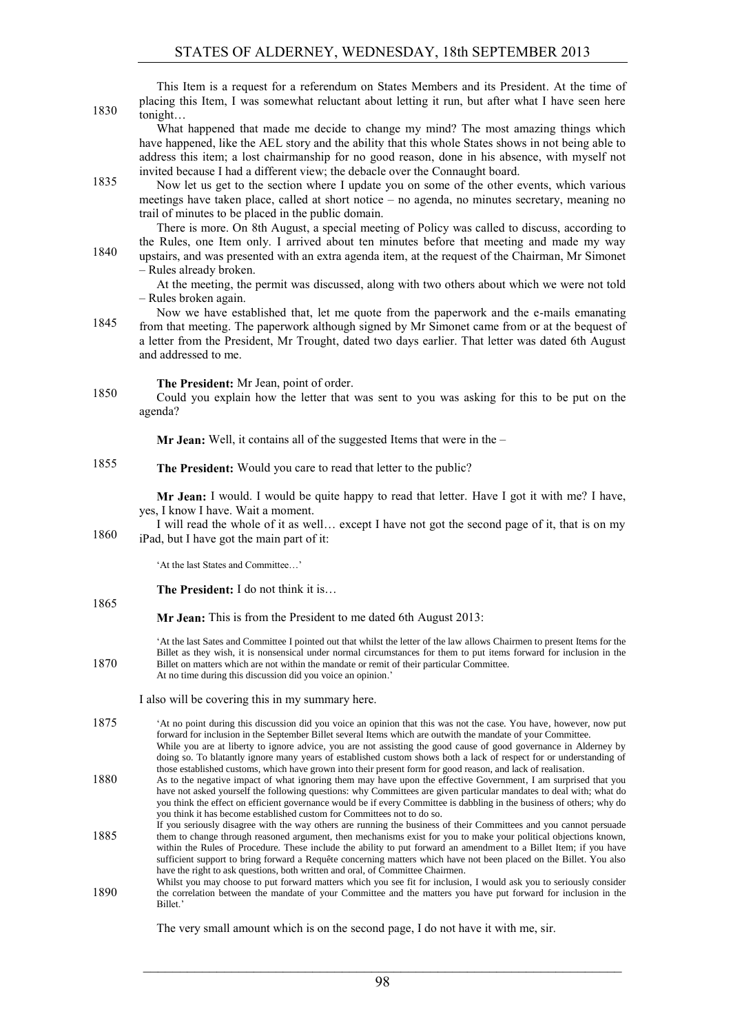This Item is a request for a referendum on States Members and its President. At the time of placing this Item, I was somewhat reluctant about letting it run, but after what I have seen here tonight…

What happened that made me decide to change my mind? The most amazing things which have happened, like the AEL story and the ability that this whole States shows in not being able to address this item; a lost chairmanship for no good reason, done in his absence, with myself not invited because I had a different view; the debacle over the Connaught board.

Now let us get to the section where I update you on some of the other events, which various meetings have taken place, called at short notice – no agenda, no minutes secretary, meaning no trail of minutes to be placed in the public domain.

There is more. On 8th August, a special meeting of Policy was called to discuss, according to the Rules, one Item only. I arrived about ten minutes before that meeting and made my way upstairs, and was presented with an extra agenda item, at the request of the Chairman, Mr Simonet – Rules already broken.

At the meeting, the permit was discussed, along with two others about which we were not told – Rules broken again.

Now we have established that, let me quote from the paperwork and the e-mails emanating from that meeting. The paperwork although signed by Mr Simonet came from or at the bequest of a letter from the President, Mr Trought, dated two days earlier. That letter was dated 6th August and addressed to me.

**The President:** Mr Jean, point of order.

Could you explain how the letter that was sent to you was asking for this to be put on the agenda?

**Mr Jean:** Well, it contains all of the suggested Items that were in the –

**The President:** Would you care to read that letter to the public?

**Mr Jean:** I would. I would be quite happy to read that letter. Have I got it with me? I have, yes, I know I have. Wait a moment.

I will read the whole of it as well… except I have not got the second page of it, that is on my iPad, but I have got the main part of it:

> 'At the last States and Committee…'

**The President:** I do not think it is…

**Mr Jean:** This is from the President to me dated 6th August 2013:

> 'At the last Sates and Committee I pointed out that whilst the letter of the law allows Chairmen to present Items for the Billet as they wish, it is nonsensical under normal circumstances for them to put items forward for inclusion in the Billet on matters which are not within the mandate or remit of their particular Committee.
> At no time during this discussion did you voice an opinion.'

I also will be covering this in my summary here.

> 'At no point during this discussion did you voice an opinion that this was not the case. You have, however, now put forward for inclusion in the September Billet several Items which are outwith the mandate of your Committee.
> While you are at liberty to ignore advice, you are not assisting the good cause of good governance in Alderney by doing so. To blatantly ignore many years of established custom shows both a lack of respect for or understanding of those established customs, which have grown into their present form for good reason, and lack of realisation.
> As to the negative impact of what ignoring them may have upon the effective Government, I am surprised that you have not asked yourself the following questions: why Committees are given particular mandates to deal with; what do you think the effect on efficient governance would be if every Committee is dabbling in the business of others; why do you think it has become established custom for Committees not to do so.
> If you seriously disagree with the way others are running the business of their Committees and you cannot persuade them to change through reasoned argument, then mechanisms exist for you to make your political objections known, within the Rules of Procedure. These include the ability to put forward an amendment to a Billet Item; if you have sufficient support to bring forward a Requête concerning matters which have not been placed on the Billet. You also have the right to ask questions, both written and oral, of Committee Chairmen.
> Whilst you may choose to put forward matters which you see fit for inclusion, I would ask you to seriously consider the correlation between the mandate of your Committee and the matters you have put forward for inclusion in the Billet.'

The very small amount which is on the second page, I do not have it with me, sir.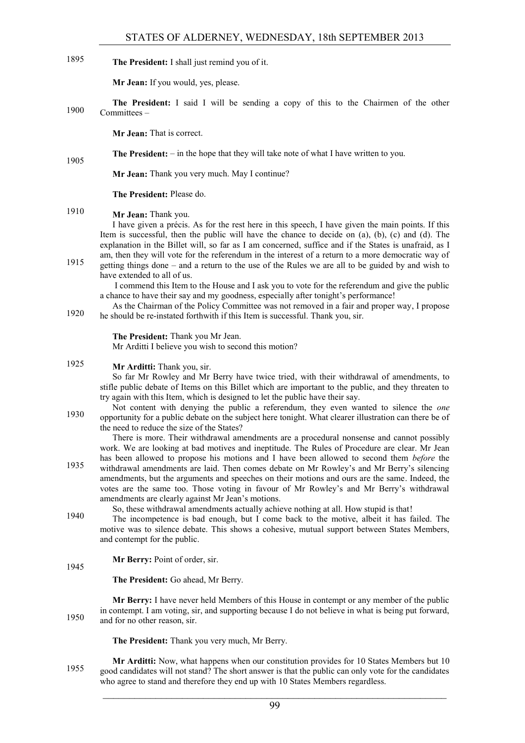**The President:** I shall just remind you of it.

**Mr Jean:** If you would, yes, please.

**The President:** I said I will be sending a copy of this to the Chairmen of the other Committees –

**Mr Jean:** That is correct.

**The President:** – in the hope that they will take note of what I have written to you.

**Mr Jean:** Thank you very much. May I continue?

**The President:** Please do.

**Mr Jean:** Thank you.

I have given a précis. As for the rest here in this speech, I have given the main points. If this Item is successful, then the public will have the chance to decide on (a), (b), (c) and (d). The explanation in the Billet will, so far as I am concerned, suffice and if the States is unafraid, as I am, then they will vote for the referendum in the interest of a return to a more democratic way of getting things done – and a return to the use of the Rules we are all to be guided by and wish to have extended to all of us.

I commend this Item to the House and I ask you to vote for the referendum and give the public a chance to have their say and my goodness, especially after tonight's performance!

As the Chairman of the Policy Committee was not removed in a fair and proper way, I propose he should be re-instated forthwith if this Item is successful. Thank you, sir.

**The President:** Thank you Mr Jean.

Mr Arditti I believe you wish to second this motion?

**Mr Arditti:** Thank you, sir.

So far Mr Rowley and Mr Berry have twice tried, with their withdrawal of amendments, to stifle public debate of Items on this Billet which are important to the public, and they threaten to try again with this Item, which is designed to let the public have their say.

Not content with denying the public a referendum, they even wanted to silence the *one* opportunity for a public debate on the subject here tonight. What clearer illustration can there be of the need to reduce the size of the States?

There is more. Their withdrawal amendments are a procedural nonsense and cannot possibly work. We are looking at bad motives and ineptitude. The Rules of Procedure are clear. Mr Jean has been allowed to propose his motions and I have been allowed to second them *before* the withdrawal amendments are laid. Then comes debate on Mr Rowley's and Mr Berry's silencing amendments, but the arguments and speeches on their motions and ours are the same. Indeed, the votes are the same too. Those voting in favour of Mr Rowley's and Mr Berry's withdrawal amendments are clearly against Mr Jean's motions.

So, these withdrawal amendments actually achieve nothing at all. How stupid is that!

The incompetence is bad enough, but I come back to the motive, albeit it has failed. The motive was to silence debate. This shows a cohesive, mutual support between States Members, and contempt for the public.

**Mr Berry:** Point of order, sir.

**The President:** Go ahead, Mr Berry.

**Mr Berry:** I have never held Members of this House in contempt or any member of the public in contempt. I am voting, sir, and supporting because I do not believe in what is being put forward, and for no other reason, sir.

**The President:** Thank you very much, Mr Berry.

**Mr Arditti:** Now, what happens when our constitution provides for 10 States Members but 10 good candidates will not stand? The short answer is that the public can only vote for the candidates who agree to stand and therefore they end up with 10 States Members regardless.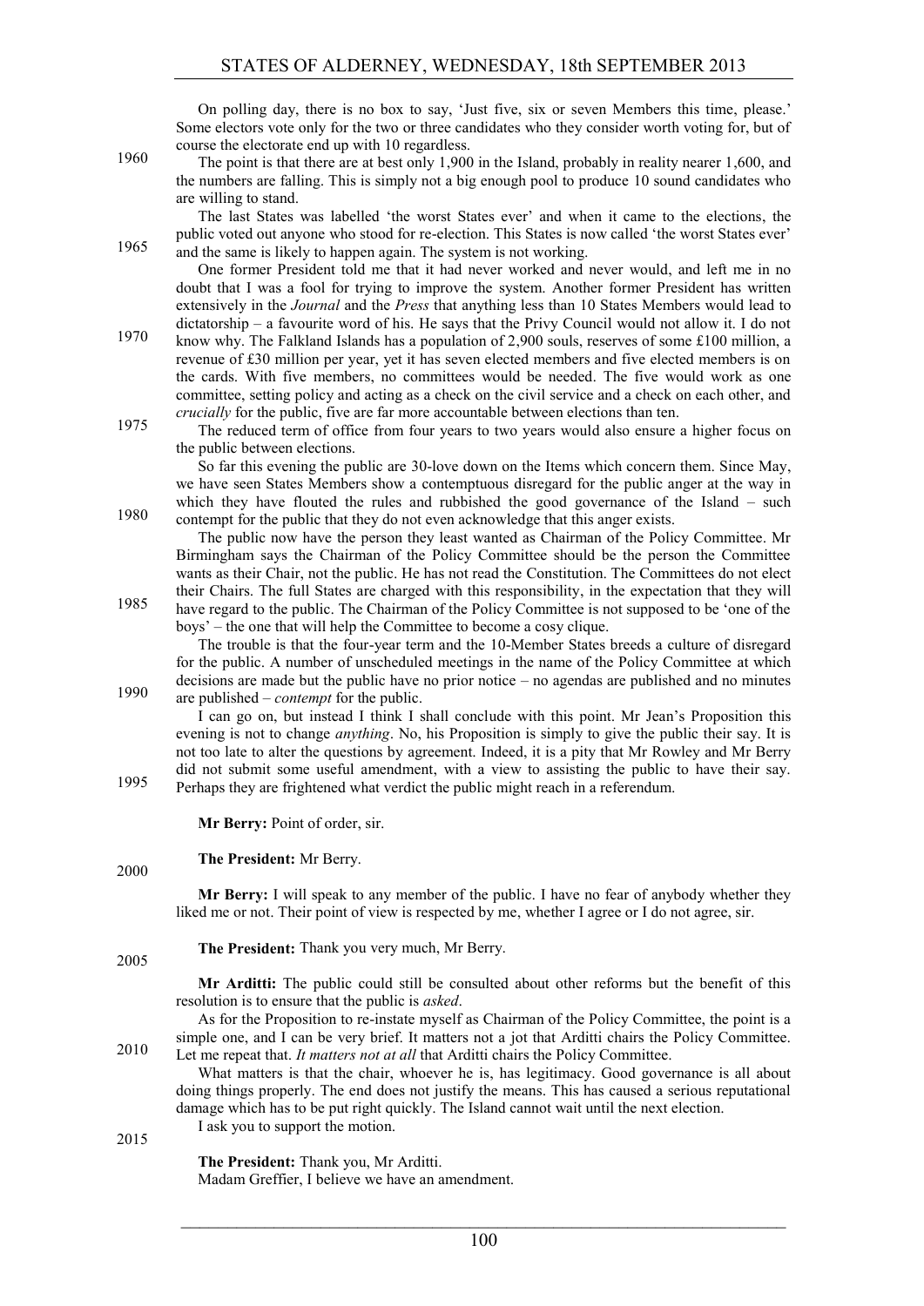On polling day, there is no box to say, 'Just five, six or seven Members this time, please.' Some electors vote only for the two or three candidates who they consider worth voting for, but of course the electorate end up with 10 regardless.

The point is that there are at best only 1,900 in the Island, probably in reality nearer 1,600, and the numbers are falling. This is simply not a big enough pool to produce 10 sound candidates who are willing to stand.

The last States was labelled 'the worst States ever' and when it came to the elections, the public voted out anyone who stood for re-election. This States is now called 'the worst States ever' and the same is likely to happen again. The system is not working.

One former President told me that it had never worked and never would, and left me in no doubt that I was a fool for trying to improve the system. Another former President has written extensively in the *Journal* and the *Press* that anything less than 10 States Members would lead to dictatorship – a favourite word of his. He says that the Privy Council would not allow it. I do not know why. The Falkland Islands has a population of 2,900 souls, reserves of some £100 million, a revenue of £30 million per year, yet it has seven elected members and five elected members is on the cards. With five members, no committees would be needed. The five would work as one committee, setting policy and acting as a check on the civil service and a check on each other, and *crucially* for the public, five are far more accountable between elections than ten.

The reduced term of office from four years to two years would also ensure a higher focus on the public between elections.

So far this evening the public are 30-love down on the Items which concern them. Since May, we have seen States Members show a contemptuous disregard for the public anger at the way in which they have flouted the rules and rubbished the good governance of the Island – such contempt for the public that they do not even acknowledge that this anger exists.

The public now have the person they least wanted as Chairman of the Policy Committee. Mr Birmingham says the Chairman of the Policy Committee should be the person the Committee wants as their Chair, not the public. He has not read the Constitution. The Committees do not elect their Chairs. The full States are charged with this responsibility, in the expectation that they will have regard to the public. The Chairman of the Policy Committee is not supposed to be 'one of the boys' – the one that will help the Committee to become a cosy clique.

The trouble is that the four-year term and the 10-Member States breeds a culture of disregard for the public. A number of unscheduled meetings in the name of the Policy Committee at which decisions are made but the public have no prior notice – no agendas are published and no minutes are published – *contempt* for the public.

I can go on, but instead I think I shall conclude with this point. Mr Jean's Proposition this evening is not to change *anything*. No, his Proposition is simply to give the public their say. It is not too late to alter the questions by agreement. Indeed, it is a pity that Mr Rowley and Mr Berry did not submit some useful amendment, with a view to assisting the public to have their say. Perhaps they are frightened what verdict the public might reach in a referendum.

**Mr Berry:** Point of order, sir.

**The President:** Mr Berry.

**Mr Berry:** I will speak to any member of the public. I have no fear of anybody whether they liked me or not. Their point of view is respected by me, whether I agree or I do not agree, sir.

**The President:** Thank you very much, Mr Berry.

**Mr Arditti:** The public could still be consulted about other reforms but the benefit of this resolution is to ensure that the public is *asked*.

As for the Proposition to re-instate myself as Chairman of the Policy Committee, the point is a simple one, and I can be very brief. It matters not a jot that Arditti chairs the Policy Committee. Let me repeat that. *It matters not at all* that Arditti chairs the Policy Committee.

What matters is that the chair, whoever he is, has legitimacy. Good governance is all about doing things properly. The end does not justify the means. This has caused a serious reputational damage which has to be put right quickly. The Island cannot wait until the next election.

I ask you to support the motion.

**The President:** Thank you, Mr Arditti.

Madam Greffier, I believe we have an amendment.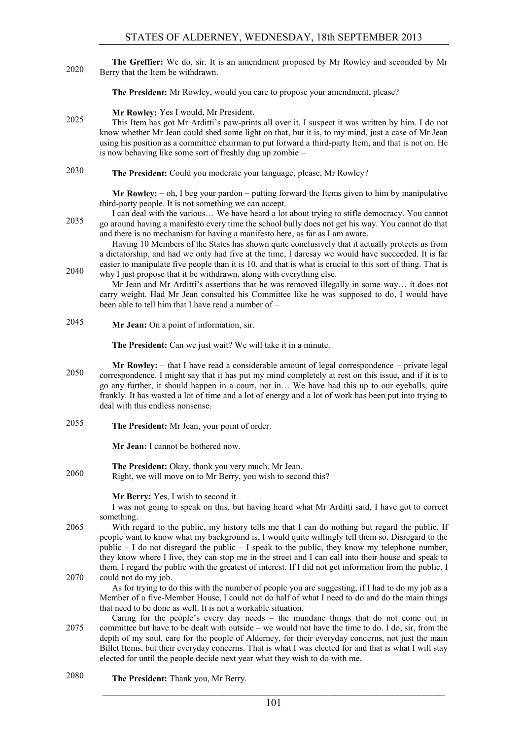**The Greffier:** We do, sir. It is an amendment proposed by Mr Rowley and seconded by Mr Berry that the Item be withdrawn.

**The President:** Mr Rowley, would you care to propose your amendment, please?

**Mr Rowley:** Yes I would, Mr President.

This Item has got Mr Arditti's paw-prints all over it. I suspect it was written by him. I do not know whether Mr Jean could shed some light on that, but it is, to my mind, just a case of Mr Jean using his position as a committee chairman to put forward a third-party Item, and that is not on. He is now behaving like some sort of freshly dug up zombie –

**The President:** Could you moderate your language, please, Mr Rowley?

**Mr Rowley:** – oh, I beg your pardon – putting forward the Items given to him by manipulative third-party people. It is not something we can accept.

I can deal with the various… We have heard a lot about trying to stifle democracy. You cannot go around having a manifesto every time the school bully does not get his way. You cannot do that and there is no mechanism for having a manifesto here, as far as I am aware.

Having 10 Members of the States has shown quite conclusively that it actually protects us from a dictatorship, and had we only had five at the time, I daresay we would have succeeded. It is far easier to manipulate five people than it is 10, and that is what is crucial to this sort of thing. That is why I just propose that it be withdrawn, along with everything else.

Mr Jean and Mr Arditti's assertions that he was removed illegally in some way… it does not carry weight. Had Mr Jean consulted his Committee like he was supposed to do, I would have been able to tell him that I have read a number of –

**Mr Jean:** On a point of information, sir.

**The President:** Can we just wait? We will take it in a minute.

**Mr Rowley:** – that I have read a considerable amount of legal correspondence – private legal correspondence. I might say that it has put my mind completely at rest on this issue, and if it is to go any further, it should happen in a court, not in… We have had this up to our eyeballs, quite frankly. It has wasted a lot of time and a lot of energy and a lot of work has been put into trying to deal with this endless nonsense.

**The President:** Mr Jean, your point of order.

**Mr Jean:** I cannot be bothered now.

**The President:** Okay, thank you very much, Mr Jean.

Right, we will move on to Mr Berry, you wish to second this?

**Mr Berry:** Yes, I wish to second it.

I was not going to speak on this, but having heard what Mr Arditti said, I have got to correct something.

With regard to the public, my history tells me that I can do nothing but regard the public. If people want to know what my background is, I would quite willingly tell them so. Disregard to the public – I do not disregard the public – I speak to the public, they know my telephone number, they know where I live, they can stop me in the street and I can call into their house and speak to them. I regard the public with the greatest of interest. If I did not get information from the public, I could not do my job.

As for trying to do this with the number of people you are suggesting, if I had to do my job as a Member of a five-Member House, I could not do half of what I need to do and do the main things that need to be done as well. It is not a workable situation.

Caring for the people's every day needs – the mundane things that do not come out in committee but have to be dealt with outside – we would not have the time to do. I do, sir, from the depth of my soul, care for the people of Alderney, for their everyday concerns, not just the main Billet Items, but their everyday concerns. That is what I was elected for and that is what I will stay elected for until the people decide next year what they wish to do with me.

**The President:** Thank you, Mr Berry.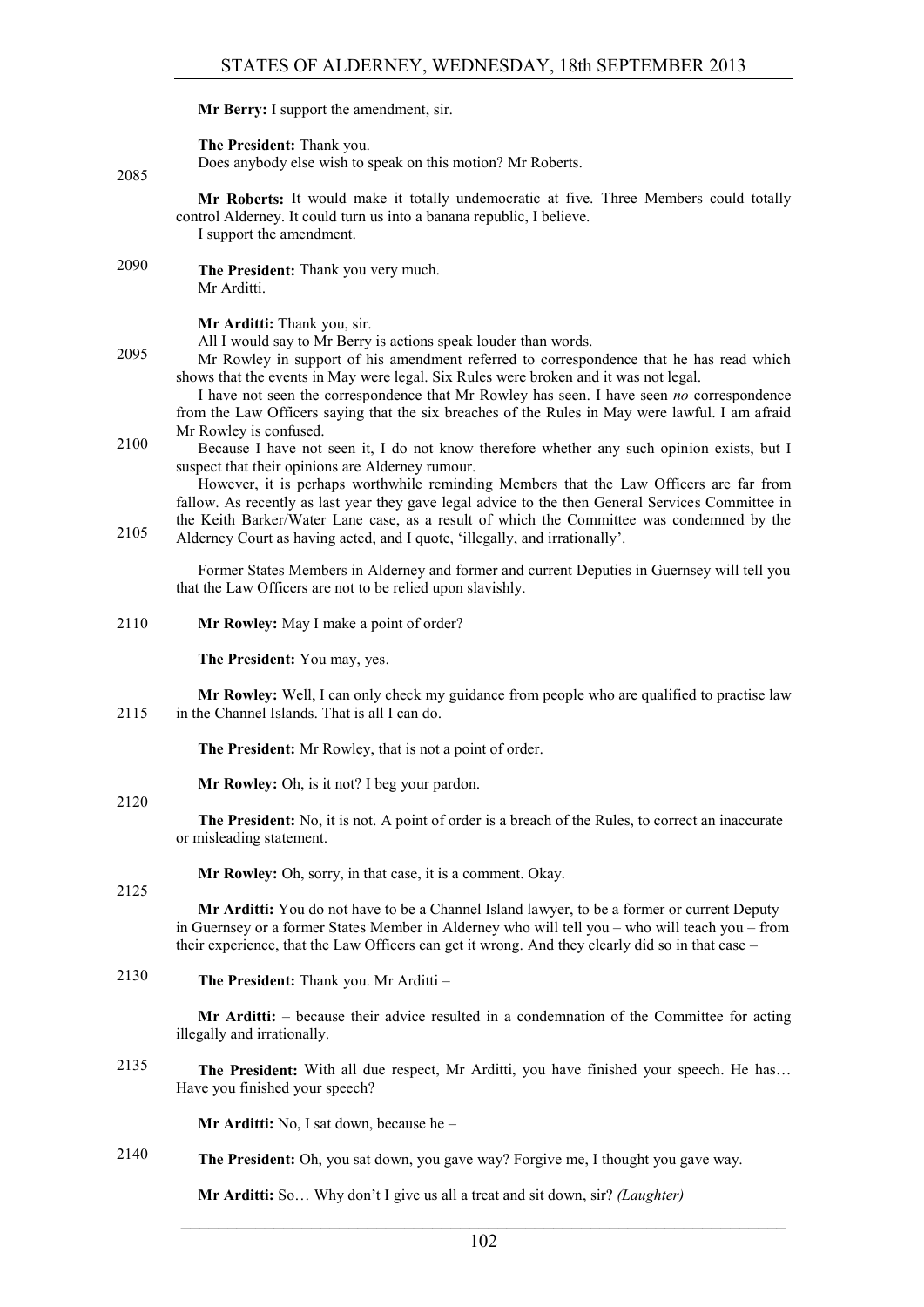**Mr Berry:** I support the amendment, sir.

**The President:** Thank you.

Does anybody else wish to speak on this motion? Mr Roberts.

**Mr Roberts:** It would make it totally undemocratic at five. Three Members could totally control Alderney. It could turn us into a banana republic, I believe.

I support the amendment.

**The President:** Thank you very much.

Mr Arditti.

**Mr Arditti:** Thank you, sir.

All I would say to Mr Berry is actions speak louder than words.

Mr Rowley in support of his amendment referred to correspondence that he has read which shows that the events in May were legal. Six Rules were broken and it was not legal.

I have not seen the correspondence that Mr Rowley has seen. I have seen *no* correspondence from the Law Officers saying that the six breaches of the Rules in May were lawful. I am afraid Mr Rowley is confused.

Because I have not seen it, I do not know therefore whether any such opinion exists, but I suspect that their opinions are Alderney rumour.

However, it is perhaps worthwhile reminding Members that the Law Officers are far from fallow. As recently as last year they gave legal advice to the then General Services Committee in the Keith Barker/Water Lane case, as a result of which the Committee was condemned by the Alderney Court as having acted, and I quote, 'illegally, and irrationally'.

Former States Members in Alderney and former and current Deputies in Guernsey will tell you that the Law Officers are not to be relied upon slavishly.

**Mr Rowley:** May I make a point of order?

**The President:** You may, yes.

**Mr Rowley:** Well, I can only check my guidance from people who are qualified to practise law in the Channel Islands. That is all I can do.

**The President:** Mr Rowley, that is not a point of order.

**Mr Rowley:** Oh, is it not? I beg your pardon.

**The President:** No, it is not. A point of order is a breach of the Rules, to correct an inaccurate or misleading statement.

**Mr Rowley:** Oh, sorry, in that case, it is a comment. Okay.

**Mr Arditti:** You do not have to be a Channel Island lawyer, to be a former or current Deputy in Guernsey or a former States Member in Alderney who will tell you – who will teach you – from their experience, that the Law Officers can get it wrong. And they clearly did so in that case –

**The President:** Thank you. Mr Arditti –

**Mr Arditti:** – because their advice resulted in a condemnation of the Committee for acting illegally and irrationally.

**The President:** With all due respect, Mr Arditti, you have finished your speech. He has… Have you finished your speech?

**Mr Arditti:** No, I sat down, because he –

**The President:** Oh, you sat down, you gave way? Forgive me, I thought you gave way.

**Mr Arditti:** So… Why don't I give us all a treat and sit down, sir? *(Laughter)*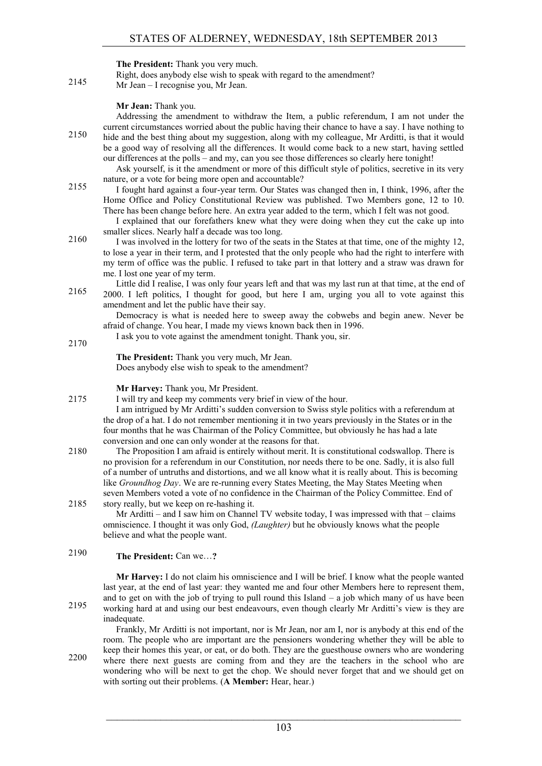**The President:** Thank you very much.

Right, does anybody else wish to speak with regard to the amendment?

Mr Jean – I recognise you, Mr Jean.

**Mr Jean:** Thank you.

Addressing the amendment to withdraw the Item, a public referendum, I am not under the current circumstances worried about the public having their chance to have a say. I have nothing to hide and the best thing about my suggestion, along with my colleague, Mr Arditti, is that it would be a good way of resolving all the differences. It would come back to a new start, having settled our differences at the polls – and my, can you see those differences so clearly here tonight!

Ask yourself, is it the amendment or more of this difficult style of politics, secretive in its very nature, or a vote for being more open and accountable?

I fought hard against a four-year term. Our States was changed then in, I think, 1996, after the Home Office and Policy Constitutional Review was published. Two Members gone, 12 to 10. There has been change before here. An extra year added to the term, which I felt was not good.

I explained that our forefathers knew what they were doing when they cut the cake up into smaller slices. Nearly half a decade was too long.

I was involved in the lottery for two of the seats in the States at that time, one of the mighty 12, to lose a year in their term, and I protested that the only people who had the right to interfere with my term of office was the public. I refused to take part in that lottery and a straw was drawn for me. I lost one year of my term.

Little did I realise, I was only four years left and that was my last run at that time, at the end of 2000. I left politics, I thought for good, but here I am, urging you all to vote against this amendment and let the public have their say.

Democracy is what is needed here to sweep away the cobwebs and begin anew. Never be afraid of change. You hear, I made my views known back then in 1996.

I ask you to vote against the amendment tonight. Thank you, sir.

**The President:** Thank you very much, Mr Jean.

Does anybody else wish to speak to the amendment?

**Mr Harvey:** Thank you, Mr President.

I will try and keep my comments very brief in view of the hour.

I am intrigued by Mr Arditti's sudden conversion to Swiss style politics with a referendum at the drop of a hat. I do not remember mentioning it in two years previously in the States or in the four months that he was Chairman of the Policy Committee, but obviously he has had a late conversion and one can only wonder at the reasons for that.

The Proposition I am afraid is entirely without merit. It is constitutional codswallop. There is no provision for a referendum in our Constitution, nor needs there to be one. Sadly, it is also full of a number of untruths and distortions, and we all know what it is really about. This is becoming like *Groundhog Day*. We are re-running every States Meeting, the May States Meeting when seven Members voted a vote of no confidence in the Chairman of the Policy Committee. End of story really, but we keep on re-hashing it.

Mr Arditti – and I saw him on Channel TV website today, I was impressed with that – claims omniscience. I thought it was only God, *(Laughter)* but he obviously knows what the people believe and what the people want.

**The President:** Can we…**?**

**Mr Harvey:** I do not claim his omniscience and I will be brief. I know what the people wanted last year, at the end of last year: they wanted me and four other Members here to represent them, and to get on with the job of trying to pull round this Island – a job which many of us have been working hard at and using our best endeavours, even though clearly Mr Arditti's view is they are inadequate.

Frankly, Mr Arditti is not important, nor is Mr Jean, nor am I, nor is anybody at this end of the room. The people who are important are the pensioners wondering whether they will be able to keep their homes this year, or eat, or do both. They are the guesthouse owners who are wondering where there next guests are coming from and they are the teachers in the school who are wondering who will be next to get the chop. We should never forget that and we should get on with sorting out their problems. (**A Member:** Hear, hear.)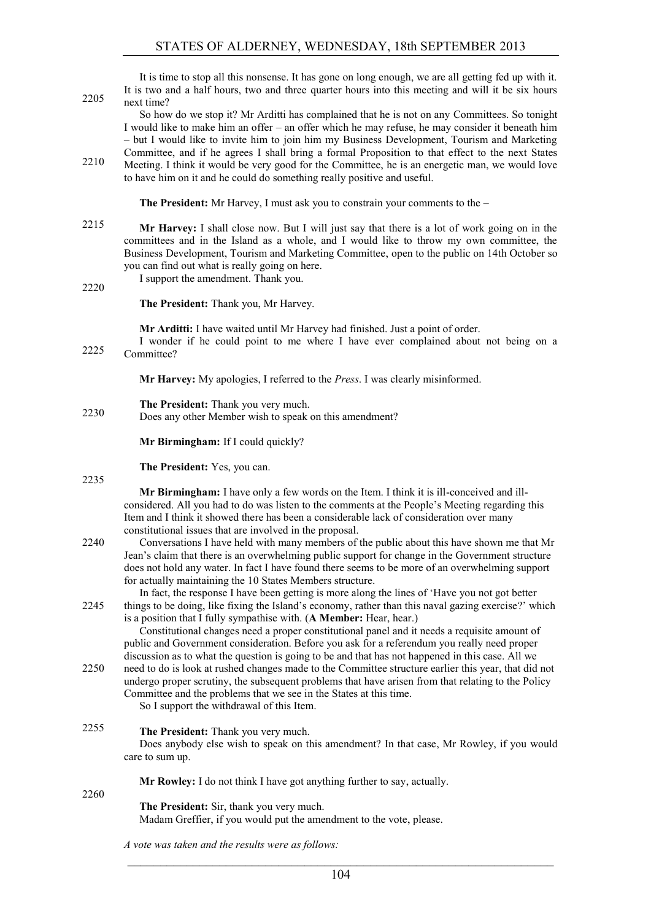It is time to stop all this nonsense. It has gone on long enough, we are all getting fed up with it. It is two and a half hours, two and three quarter hours into this meeting and will it be six hours next time?

So how do we stop it? Mr Arditti has complained that he is not on any Committees. So tonight I would like to make him an offer – an offer which he may refuse, he may consider it beneath him – but I would like to invite him to join him my Business Development, Tourism and Marketing Committee, and if he agrees I shall bring a formal Proposition to that effect to the next States Meeting. I think it would be very good for the Committee, he is an energetic man, we would love to have him on it and he could do something really positive and useful.

**The President:** Mr Harvey, I must ask you to constrain your comments to the –

**Mr Harvey:** I shall close now. But I will just say that there is a lot of work going on in the committees and in the Island as a whole, and I would like to throw my own committee, the Business Development, Tourism and Marketing Committee, open to the public on 14th October so you can find out what is really going on here.

I support the amendment. Thank you.

**The President:** Thank you, Mr Harvey.

**Mr Arditti:** I have waited until Mr Harvey had finished. Just a point of order.

I wonder if he could point to me where I have ever complained about not being on a Committee?

**Mr Harvey:** My apologies, I referred to the *Press*. I was clearly misinformed.

**The President:** Thank you very much.

Does any other Member wish to speak on this amendment?

**Mr Birmingham:** If I could quickly?

**The President:** Yes, you can.

**Mr Birmingham:** I have only a few words on the Item. I think it is ill-conceived and ill-considered. All you had to do was listen to the comments at the People's Meeting regarding this Item and I think it showed there has been a considerable lack of consideration over many constitutional issues that are involved in the proposal.

Conversations I have held with many members of the public about this have shown me that Mr Jean's claim that there is an overwhelming public support for change in the Government structure does not hold any water. In fact I have found there seems to be more of an overwhelming support for actually maintaining the 10 States Members structure.

In fact, the response I have been getting is more along the lines of 'Have you not got better things to be doing, like fixing the Island's economy, rather than this naval gazing exercise?' which is a position that I fully sympathise with. (**A Member:** Hear, hear.)

Constitutional changes need a proper constitutional panel and it needs a requisite amount of public and Government consideration. Before you ask for a referendum you really need proper discussion as to what the question is going to be and that has not happened in this case. All we need to do is look at rushed changes made to the Committee structure earlier this year, that did not undergo proper scrutiny, the subsequent problems that have arisen from that relating to the Policy Committee and the problems that we see in the States at this time.

So I support the withdrawal of this Item.

**The President:** Thank you very much.

Does anybody else wish to speak on this amendment? In that case, Mr Rowley, if you would care to sum up.

**Mr Rowley:** I do not think I have got anything further to say, actually.

**The President:** Sir, thank you very much.

Madam Greffier, if you would put the amendment to the vote, please.

*A vote was taken and the results were as follows:*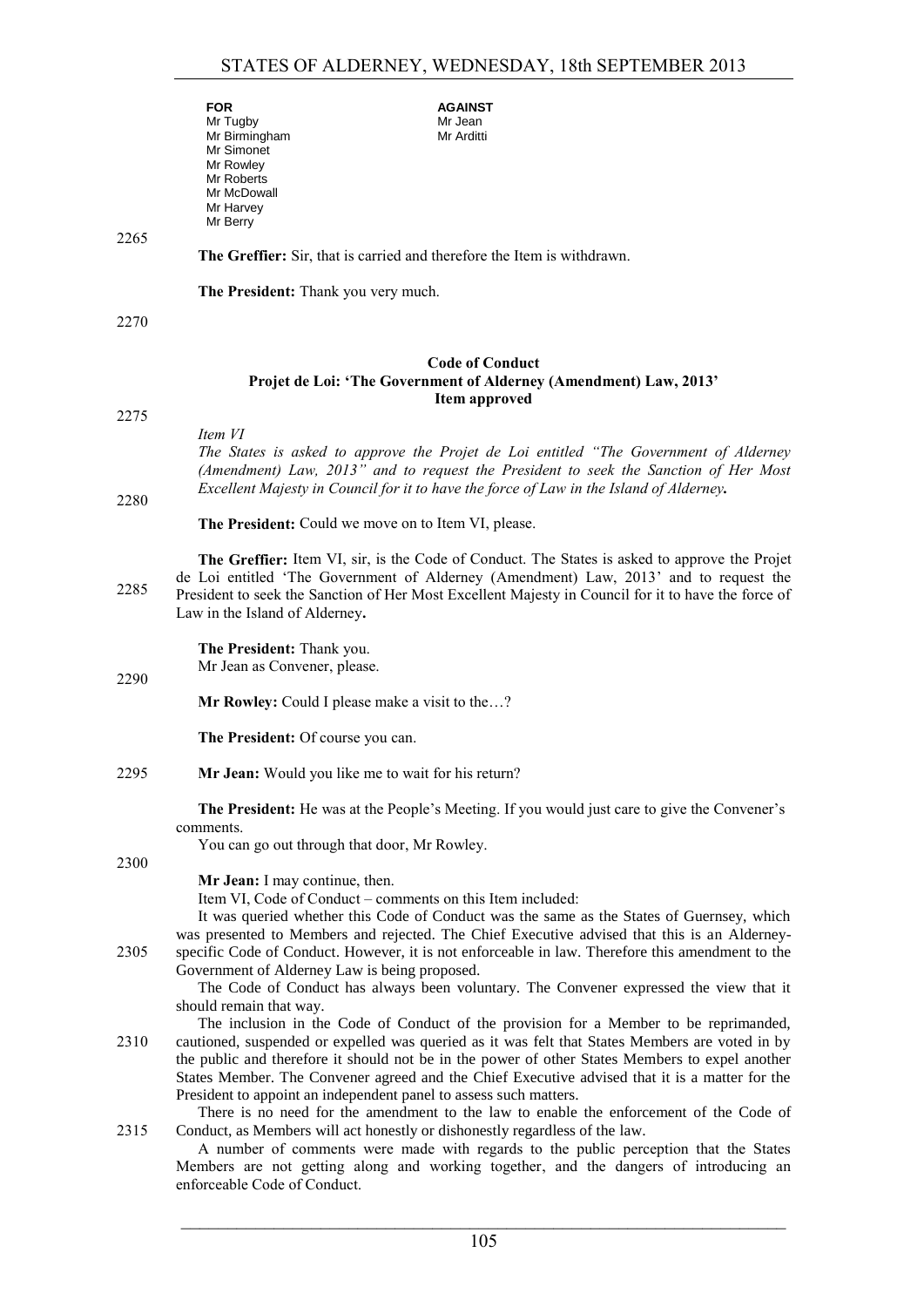| FOR | AGAINST |
| --- | --- |
| Mr Tugby | Mr Jean |
| Mr Birmingham | Mr Arditti |
| Mr Simonet | |
| Mr Rowley | |
| Mr Roberts | |
| Mr McDowall | |
| Mr Harvey | |
| Mr Berry | |

**The Greffier:** Sir, that is carried and therefore the Item is withdrawn.

**The President:** Thank you very much.

### Code of Conduct
### Projet de Loi: 'The Government of Alderney (Amendment) Law, 2013'
### Item approved

*Item VI*

*The States is asked to approve the Projet de Loi entitled "The Government of Alderney (Amendment) Law, 2013" and to request the President to seek the Sanction of Her Most Excellent Majesty in Council for it to have the force of Law in the Island of Alderney.*

**The President:** Could we move on to Item VI, please.

**The Greffier:** Item VI, sir, is the Code of Conduct. The States is asked to approve the Projet de Loi entitled 'The Government of Alderney (Amendment) Law, 2013' and to request the President to seek the Sanction of Her Most Excellent Majesty in Council for it to have the force of Law in the Island of Alderney.

**The President:** Thank you.

Mr Jean as Convener, please.

**Mr Rowley:** Could I please make a visit to the…?

**The President:** Of course you can.

**Mr Jean:** Would you like me to wait for his return?

**The President:** He was at the People's Meeting. If you would just care to give the Convener's comments.

You can go out through that door, Mr Rowley.

**Mr Jean:** I may continue, then.

Item VI, Code of Conduct – comments on this Item included:

It was queried whether this Code of Conduct was the same as the States of Guernsey, which was presented to Members and rejected. The Chief Executive advised that this is an Alderney-specific Code of Conduct. However, it is not enforceable in law. Therefore this amendment to the Government of Alderney Law is being proposed.

The Code of Conduct has always been voluntary. The Convener expressed the view that it should remain that way.

The inclusion in the Code of Conduct of the provision for a Member to be reprimanded, cautioned, suspended or expelled was queried as it was felt that States Members are voted in by the public and therefore it should not be in the power of other States Members to expel another States Member. The Convener agreed and the Chief Executive advised that it is a matter for the President to appoint an independent panel to assess such matters.

There is no need for the amendment to the law to enable the enforcement of the Code of Conduct, as Members will act honestly or dishonestly regardless of the law.

A number of comments were made with regards to the public perception that the States Members are not getting along and working together, and the dangers of introducing an enforceable Code of Conduct.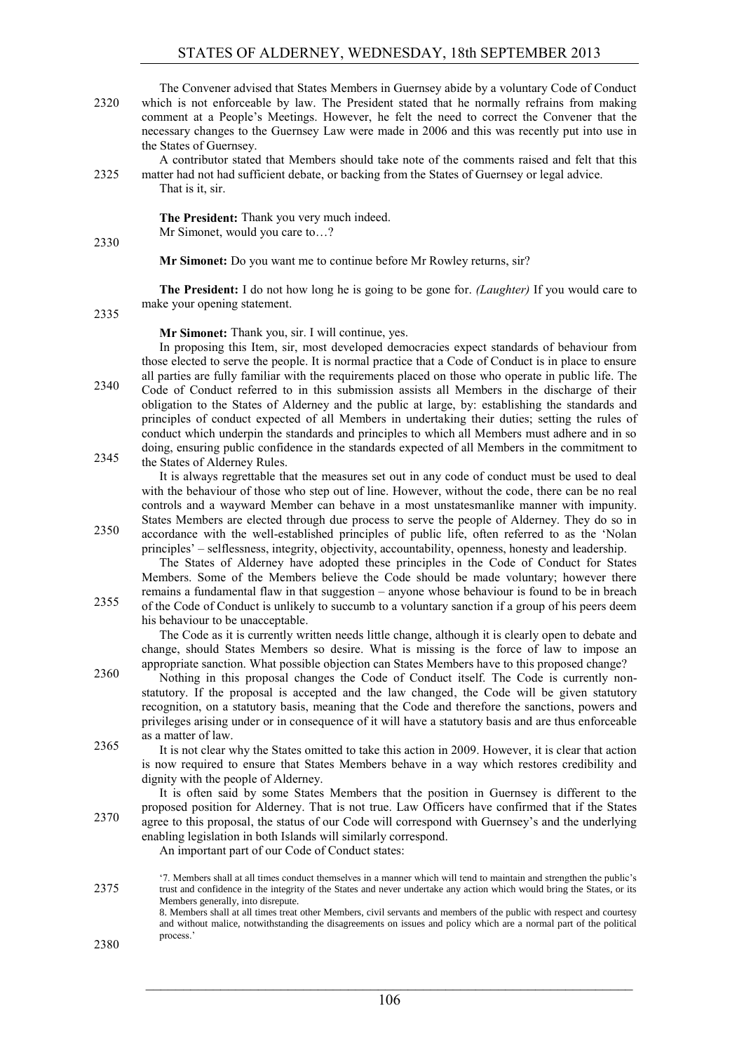The Convener advised that States Members in Guernsey abide by a voluntary Code of Conduct which is not enforceable by law. The President stated that he normally refrains from making comment at a People's Meetings. However, he felt the need to correct the Convener that the necessary changes to the Guernsey Law were made in 2006 and this was recently put into use in the States of Guernsey.

A contributor stated that Members should take note of the comments raised and felt that this matter had not had sufficient debate, or backing from the States of Guernsey or legal advice.

That is it, sir.

**The President:** Thank you very much indeed.

Mr Simonet, would you care to…?

**Mr Simonet:** Do you want me to continue before Mr Rowley returns, sir?

**The President:** I do not how long he is going to be gone for. *(Laughter)* If you would care to make your opening statement.

**Mr Simonet:** Thank you, sir. I will continue, yes.

In proposing this Item, sir, most developed democracies expect standards of behaviour from those elected to serve the people. It is normal practice that a Code of Conduct is in place to ensure all parties are fully familiar with the requirements placed on those who operate in public life. The Code of Conduct referred to in this submission assists all Members in the discharge of their obligation to the States of Alderney and the public at large, by: establishing the standards and principles of conduct expected of all Members in undertaking their duties; setting the rules of conduct which underpin the standards and principles to which all Members must adhere and in so doing, ensuring public confidence in the standards expected of all Members in the commitment to the States of Alderney Rules.

It is always regrettable that the measures set out in any code of conduct must be used to deal with the behaviour of those who step out of line. However, without the code, there can be no real controls and a wayward Member can behave in a most unstatesmanlike manner with impunity. States Members are elected through due process to serve the people of Alderney. They do so in accordance with the well-established principles of public life, often referred to as the 'Nolan principles' – selflessness, integrity, objectivity, accountability, openness, honesty and leadership.

The States of Alderney have adopted these principles in the Code of Conduct for States Members. Some of the Members believe the Code should be made voluntary; however there remains a fundamental flaw in that suggestion – anyone whose behaviour is found to be in breach of the Code of Conduct is unlikely to succumb to a voluntary sanction if a group of his peers deem his behaviour to be unacceptable.

The Code as it is currently written needs little change, although it is clearly open to debate and change, should States Members so desire. What is missing is the force of law to impose an appropriate sanction. What possible objection can States Members have to this proposed change?

Nothing in this proposal changes the Code of Conduct itself. The Code is currently non-statutory. If the proposal is accepted and the law changed, the Code will be given statutory recognition, on a statutory basis, meaning that the Code and therefore the sanctions, powers and privileges arising under or in consequence of it will have a statutory basis and are thus enforceable as a matter of law.

It is not clear why the States omitted to take this action in 2009. However, it is clear that action is now required to ensure that States Members behave in a way which restores credibility and dignity with the people of Alderney.

It is often said by some States Members that the position in Guernsey is different to the proposed position for Alderney. That is not true. Law Officers have confirmed that if the States agree to this proposal, the status of our Code will correspond with Guernsey's and the underlying enabling legislation in both Islands will similarly correspond.

An important part of our Code of Conduct states:

> '7. Members shall at all times conduct themselves in a manner which will tend to maintain and strengthen the public's trust and confidence in the integrity of the States and never undertake any action which would bring the States, or its Members generally, into disrepute.
>
> 8. Members shall at all times treat other Members, civil servants and members of the public with respect and courtesy and without malice, notwithstanding the disagreements on issues and policy which are a normal part of the political process.'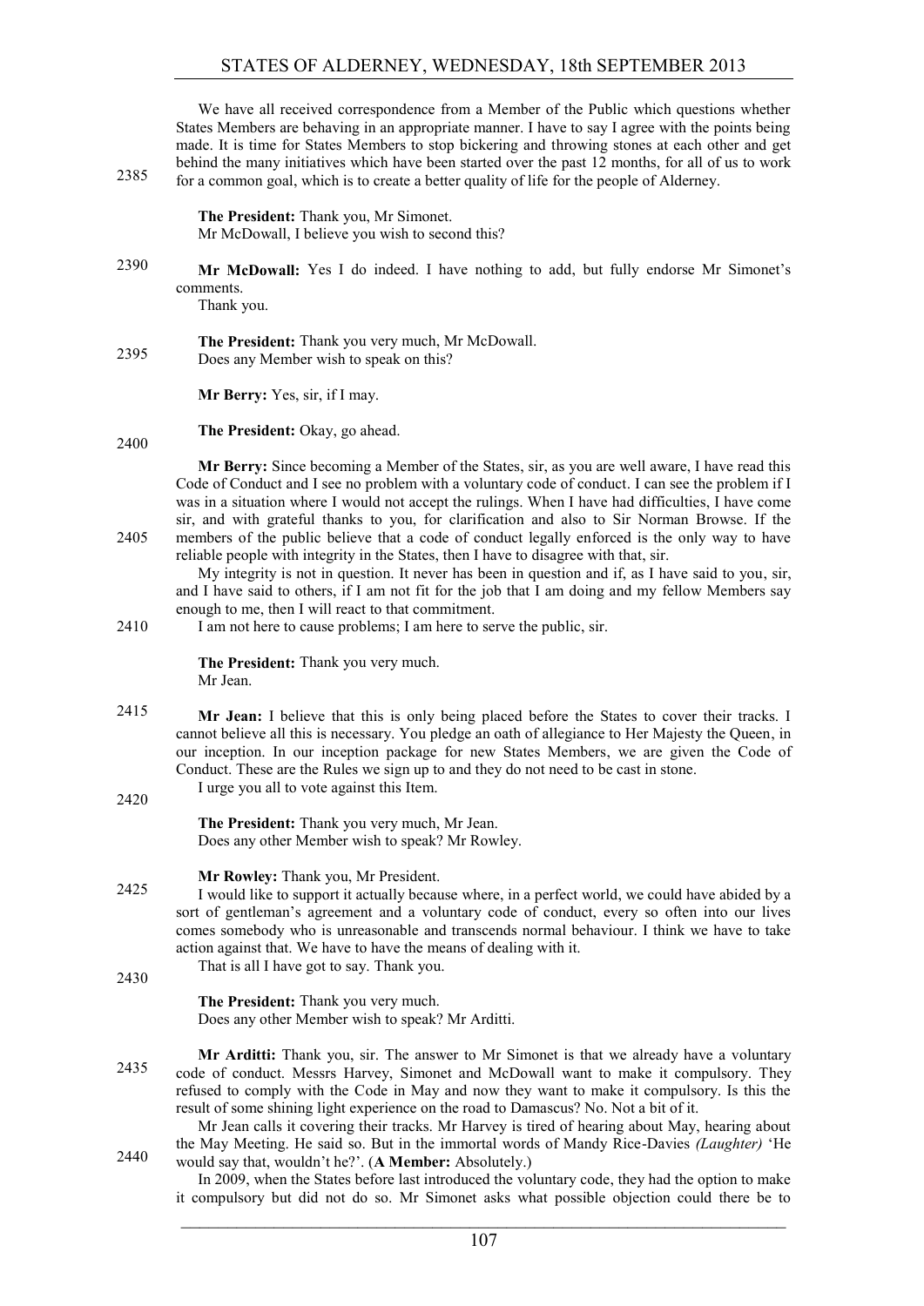We have all received correspondence from a Member of the Public which questions whether States Members are behaving in an appropriate manner. I have to say I agree with the points being made. It is time for States Members to stop bickering and throwing stones at each other and get behind the many initiatives which have been started over the past 12 months, for all of us to work for a common goal, which is to create a better quality of life for the people of Alderney.

**The President:** Thank you, Mr Simonet.
Mr McDowall, I believe you wish to second this?

**Mr McDowall:** Yes I do indeed. I have nothing to add, but fully endorse Mr Simonet's comments.
Thank you.

**The President:** Thank you very much, Mr McDowall.
Does any Member wish to speak on this?

**Mr Berry:** Yes, sir, if I may.

**The President:** Okay, go ahead.

**Mr Berry:** Since becoming a Member of the States, sir, as you are well aware, I have read this Code of Conduct and I see no problem with a voluntary code of conduct. I can see the problem if I was in a situation where I would not accept the rulings. When I have had difficulties, I have come sir, and with grateful thanks to you, for clarification and also to Sir Norman Browse. If the members of the public believe that a code of conduct legally enforced is the only way to have reliable people with integrity in the States, then I have to disagree with that, sir.

My integrity is not in question. It never has been in question and if, as I have said to you, sir, and I have said to others, if I am not fit for the job that I am doing and my fellow Members say enough to me, then I will react to that commitment.

I am not here to cause problems; I am here to serve the public, sir.

**The President:** Thank you very much.
Mr Jean.

**Mr Jean:** I believe that this is only being placed before the States to cover their tracks. I cannot believe all this is necessary. You pledge an oath of allegiance to Her Majesty the Queen, in our inception. In our inception package for new States Members, we are given the Code of Conduct. These are the Rules we sign up to and they do not need to be cast in stone.

I urge you all to vote against this Item.

**The President:** Thank you very much, Mr Jean.
Does any other Member wish to speak? Mr Rowley.

**Mr Rowley:** Thank you, Mr President.

I would like to support it actually because where, in a perfect world, we could have abided by a sort of gentleman's agreement and a voluntary code of conduct, every so often into our lives comes somebody who is unreasonable and transcends normal behaviour. I think we have to take action against that. We have to have the means of dealing with it.

That is all I have got to say. Thank you.

**The President:** Thank you very much.
Does any other Member wish to speak? Mr Arditti.

**Mr Arditti:** Thank you, sir. The answer to Mr Simonet is that we already have a voluntary code of conduct. Messrs Harvey, Simonet and McDowall want to make it compulsory. They refused to comply with the Code in May and now they want to make it compulsory. Is this the result of some shining light experience on the road to Damascus? No. Not a bit of it.

Mr Jean calls it covering their tracks. Mr Harvey is tired of hearing about May, hearing about the May Meeting. He said so. But in the immortal words of Mandy Rice-Davies *(Laughter)* 'He would say that, wouldn't he?'. (**A Member:** Absolutely.)

In 2009, when the States before last introduced the voluntary code, they had the option to make it compulsory but did not do so. Mr Simonet asks what possible objection could there be to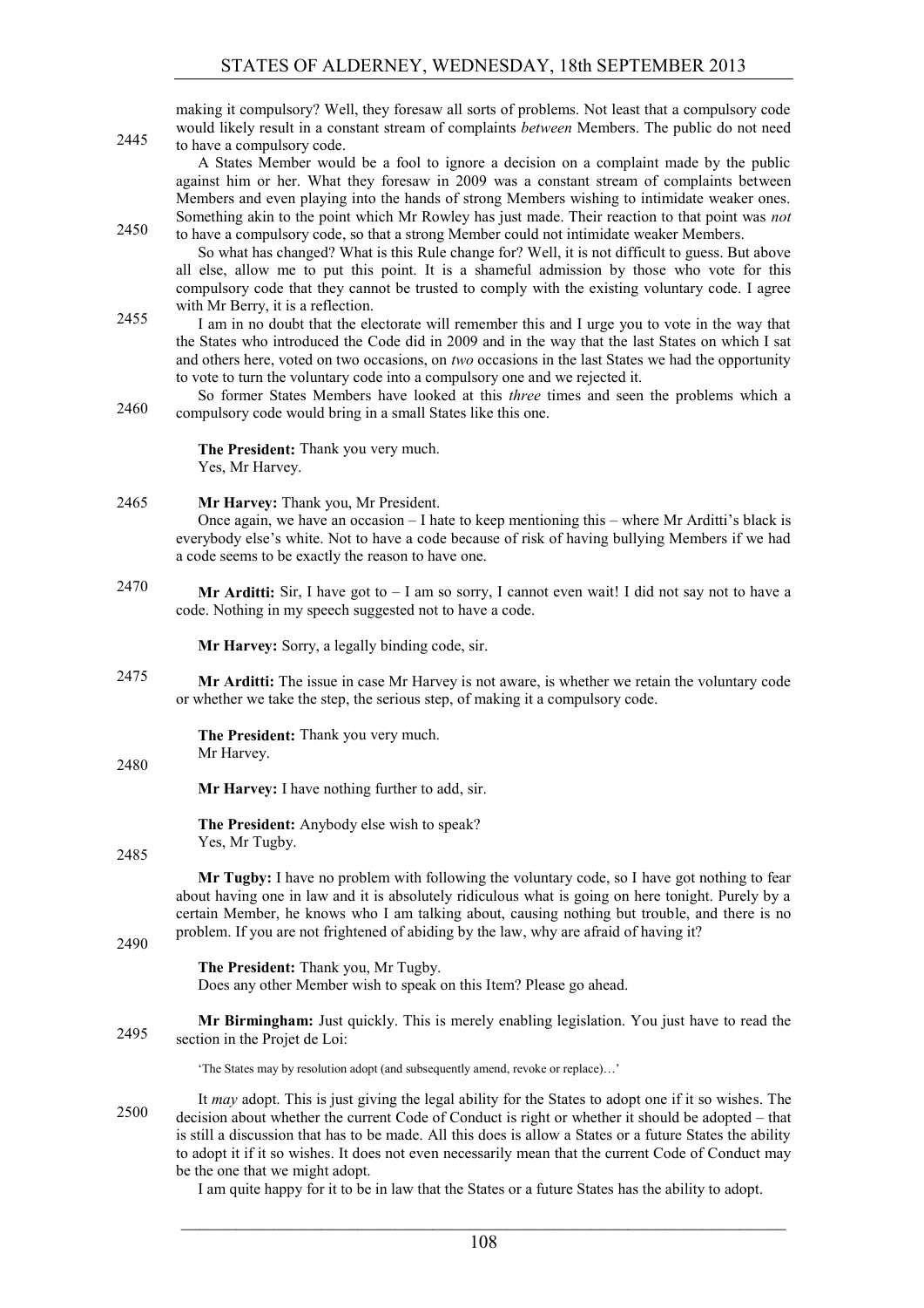making it compulsory? Well, they foresaw all sorts of problems. Not least that a compulsory code would likely result in a constant stream of complaints *between* Members. The public do not need to have a compulsory code.

A States Member would be a fool to ignore a decision on a complaint made by the public against him or her. What they foresaw in 2009 was a constant stream of complaints between Members and even playing into the hands of strong Members wishing to intimidate weaker ones. Something akin to the point which Mr Rowley has just made. Their reaction to that point was *not* to have a compulsory code, so that a strong Member could not intimidate weaker Members.

So what has changed? What is this Rule change for? Well, it is not difficult to guess. But above all else, allow me to put this point. It is a shameful admission by those who vote for this compulsory code that they cannot be trusted to comply with the existing voluntary code. I agree with Mr Berry, it is a reflection.

I am in no doubt that the electorate will remember this and I urge you to vote in the way that the States who introduced the Code did in 2009 and in the way that the last States on which I sat and others here, voted on two occasions, on *two* occasions in the last States we had the opportunity to vote to turn the voluntary code into a compulsory one and we rejected it.

So former States Members have looked at this *three* times and seen the problems which a compulsory code would bring in a small States like this one.

**The President:** Thank you very much.
Yes, Mr Harvey.

**Mr Harvey:** Thank you, Mr President.

Once again, we have an occasion – I hate to keep mentioning this – where Mr Arditti's black is everybody else's white. Not to have a code because of risk of having bullying Members if we had a code seems to be exactly the reason to have one.

**Mr Arditti:** Sir, I have got to – I am so sorry, I cannot even wait! I did not say not to have a code. Nothing in my speech suggested not to have a code.

**Mr Harvey:** Sorry, a legally binding code, sir.

**Mr Arditti:** The issue in case Mr Harvey is not aware, is whether we retain the voluntary code or whether we take the step, the serious step, of making it a compulsory code.

**The President:** Thank you very much.
Mr Harvey.

**Mr Harvey:** I have nothing further to add, sir.

**The President:** Anybody else wish to speak?
Yes, Mr Tugby.

**Mr Tugby:** I have no problem with following the voluntary code, so I have got nothing to fear about having one in law and it is absolutely ridiculous what is going on here tonight. Purely by a certain Member, he knows who I am talking about, causing nothing but trouble, and there is no problem. If you are not frightened of abiding by the law, why are afraid of having it?

**The President:** Thank you, Mr Tugby.
Does any other Member wish to speak on this Item? Please go ahead.

**Mr Birmingham:** Just quickly. This is merely enabling legislation. You just have to read the section in the Projet de Loi:

> 'The States may by resolution adopt (and subsequently amend, revoke or replace)…'

It *may* adopt. This is just giving the legal ability for the States to adopt one if it so wishes. The decision about whether the current Code of Conduct is right or whether it should be adopted – that is still a discussion that has to be made. All this does is allow a States or a future States the ability to adopt it if it so wishes. It does not even necessarily mean that the current Code of Conduct may be the one that we might adopt.

I am quite happy for it to be in law that the States or a future States has the ability to adopt.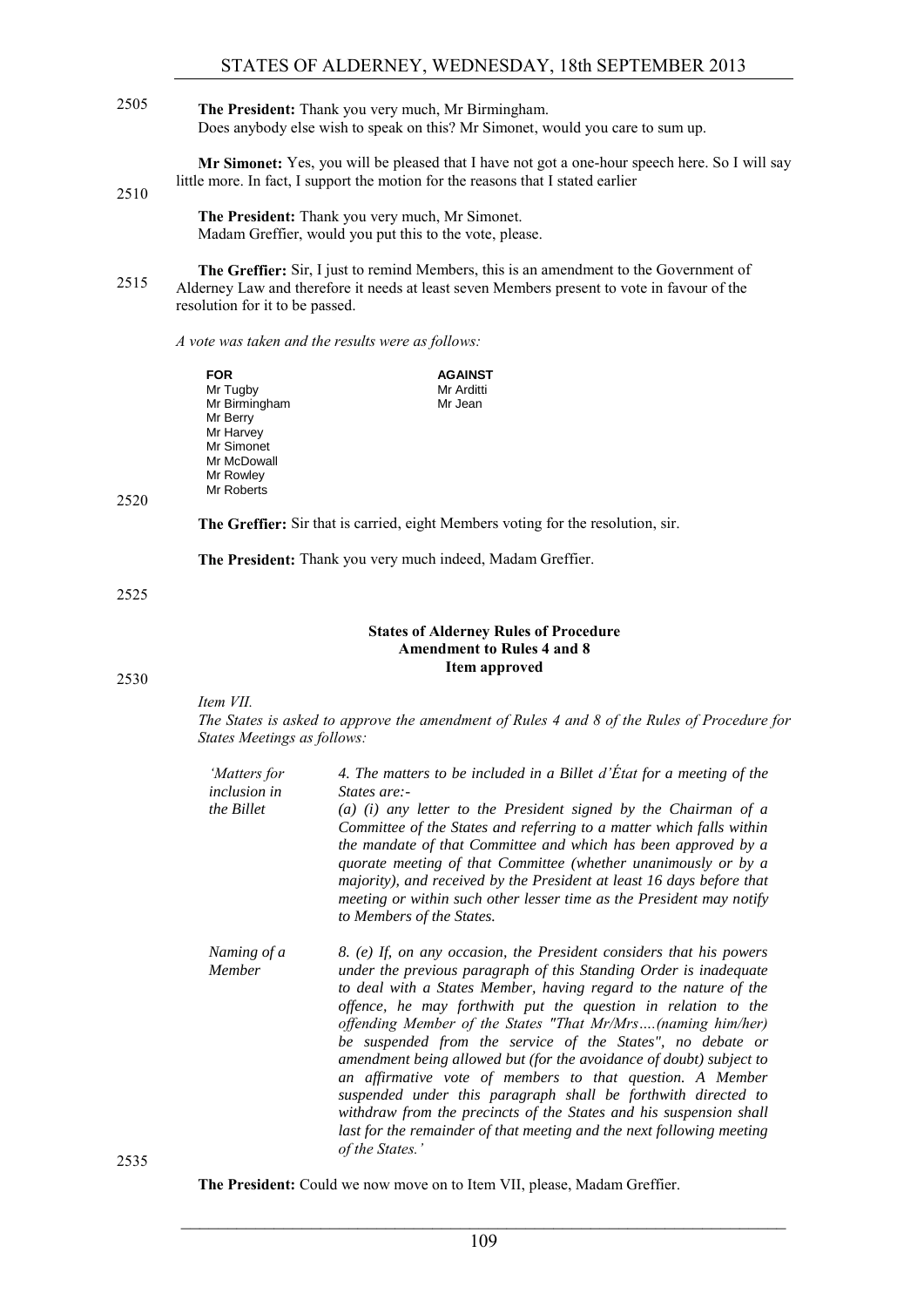**The President:** Thank you very much, Mr Birmingham.
Does anybody else wish to speak on this? Mr Simonet, would you care to sum up.

**Mr Simonet:** Yes, you will be pleased that I have not got a one-hour speech here. So I will say little more. In fact, I support the motion for the reasons that I stated earlier

**The President:** Thank you very much, Mr Simonet.
Madam Greffier, would you put this to the vote, please.

**The Greffier:** Sir, I just to remind Members, this is an amendment to the Government of Alderney Law and therefore it needs at least seven Members present to vote in favour of the resolution for it to be passed.

*A vote was taken and the results were as follows:*

| FOR | AGAINST |
|---|---|
| Mr Tugby | Mr Arditti |
| Mr Birmingham | Mr Jean |
| Mr Berry | |
| Mr Harvey | |
| Mr Simonet | |
| Mr McDowall | |
| Mr Rowley | |
| Mr Roberts | |

**The Greffier:** Sir that is carried, eight Members voting for the resolution, sir.

**The President:** Thank you very much indeed, Madam Greffier.

### States of Alderney Rules of Procedure Amendment to Rules 4 and 8 Item approved

*Item VII.*

*The States is asked to approve the amendment of Rules 4 and 8 of the Rules of Procedure for States Meetings as follows:*

*'Matters for inclusion in the Billet*

*4. The matters to be included in a Billet d'État for a meeting of the States are:-*

*(a) (i) any letter to the President signed by the Chairman of a Committee of the States and referring to a matter which falls within the mandate of that Committee and which has been approved by a quorate meeting of that Committee (whether unanimously or by a majority), and received by the President at least 16 days before that meeting or within such other lesser time as the President may notify to Members of the States.*

*Naming of a Member*

*8. (e) If, on any occasion, the President considers that his powers under the previous paragraph of this Standing Order is inadequate to deal with a States Member, having regard to the nature of the offence, he may forthwith put the question in relation to the offending Member of the States "That Mr/Mrs….(naming him/her) be suspended from the service of the States", no debate or amendment being allowed but (for the avoidance of doubt) subject to an affirmative vote of members to that question. A Member suspended under this paragraph shall be forthwith directed to withdraw from the precincts of the States and his suspension shall last for the remainder of that meeting and the next following meeting of the States.'*

**The President:** Could we now move on to Item VII, please, Madam Greffier.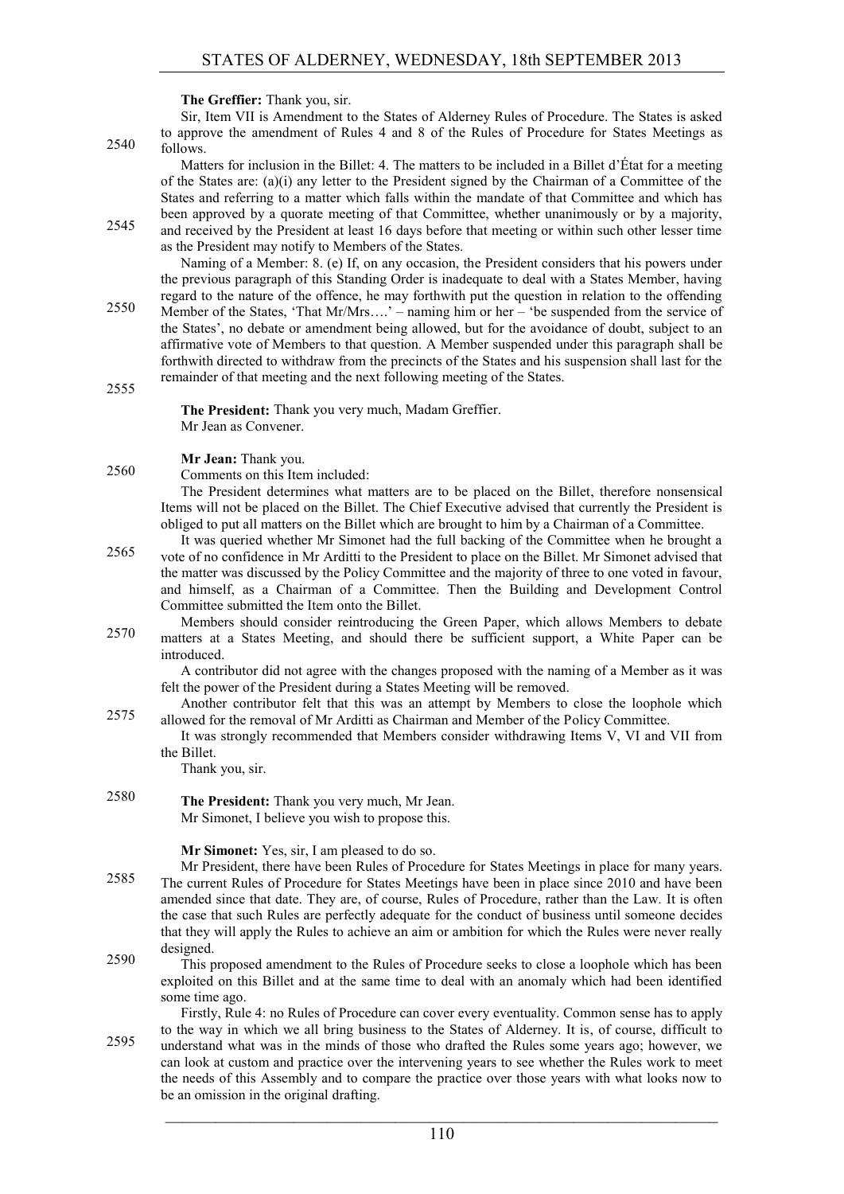**The Greffier:** Thank you, sir.

Sir, Item VII is Amendment to the States of Alderney Rules of Procedure. The States is asked to approve the amendment of Rules 4 and 8 of the Rules of Procedure for States Meetings as follows.

Matters for inclusion in the Billet: 4. The matters to be included in a Billet d'État for a meeting of the States are: (a)(i) any letter to the President signed by the Chairman of a Committee of the States and referring to a matter which falls within the mandate of that Committee and which has been approved by a quorate meeting of that Committee, whether unanimously or by a majority, and received by the President at least 16 days before that meeting or within such other lesser time as the President may notify to Members of the States.

Naming of a Member: 8. (e) If, on any occasion, the President considers that his powers under the previous paragraph of this Standing Order is inadequate to deal with a States Member, having regard to the nature of the offence, he may forthwith put the question in relation to the offending Member of the States, 'That Mr/Mrs….' – naming him or her – 'be suspended from the service of the States', no debate or amendment being allowed, but for the avoidance of doubt, subject to an affirmative vote of Members to that question. A Member suspended under this paragraph shall be forthwith directed to withdraw from the precincts of the States and his suspension shall last for the remainder of that meeting and the next following meeting of the States.

**The President:** Thank you very much, Madam Greffier.

Mr Jean as Convener.

**Mr Jean:** Thank you.

Comments on this Item included:

The President determines what matters are to be placed on the Billet, therefore nonsensical Items will not be placed on the Billet. The Chief Executive advised that currently the President is obliged to put all matters on the Billet which are brought to him by a Chairman of a Committee.

It was queried whether Mr Simonet had the full backing of the Committee when he brought a vote of no confidence in Mr Arditti to the President to place on the Billet. Mr Simonet advised that the matter was discussed by the Policy Committee and the majority of three to one voted in favour, and himself, as a Chairman of a Committee. Then the Building and Development Control Committee submitted the Item onto the Billet.

Members should consider reintroducing the Green Paper, which allows Members to debate matters at a States Meeting, and should there be sufficient support, a White Paper can be introduced.

A contributor did not agree with the changes proposed with the naming of a Member as it was felt the power of the President during a States Meeting will be removed.

Another contributor felt that this was an attempt by Members to close the loophole which allowed for the removal of Mr Arditti as Chairman and Member of the Policy Committee.

It was strongly recommended that Members consider withdrawing Items V, VI and VII from the Billet.

Thank you, sir.

**The President:** Thank you very much, Mr Jean.

Mr Simonet, I believe you wish to propose this.

**Mr Simonet:** Yes, sir, I am pleased to do so.

Mr President, there have been Rules of Procedure for States Meetings in place for many years. The current Rules of Procedure for States Meetings have been in place since 2010 and have been amended since that date. They are, of course, Rules of Procedure, rather than the Law. It is often the case that such Rules are perfectly adequate for the conduct of business until someone decides that they will apply the Rules to achieve an aim or ambition for which the Rules were never really designed.

This proposed amendment to the Rules of Procedure seeks to close a loophole which has been exploited on this Billet and at the same time to deal with an anomaly which had been identified some time ago.

Firstly, Rule 4: no Rules of Procedure can cover every eventuality. Common sense has to apply to the way in which we all bring business to the States of Alderney. It is, of course, difficult to understand what was in the minds of those who drafted the Rules some years ago; however, we can look at custom and practice over the intervening years to see whether the Rules work to meet the needs of this Assembly and to compare the practice over those years with what looks now to be an omission in the original drafting.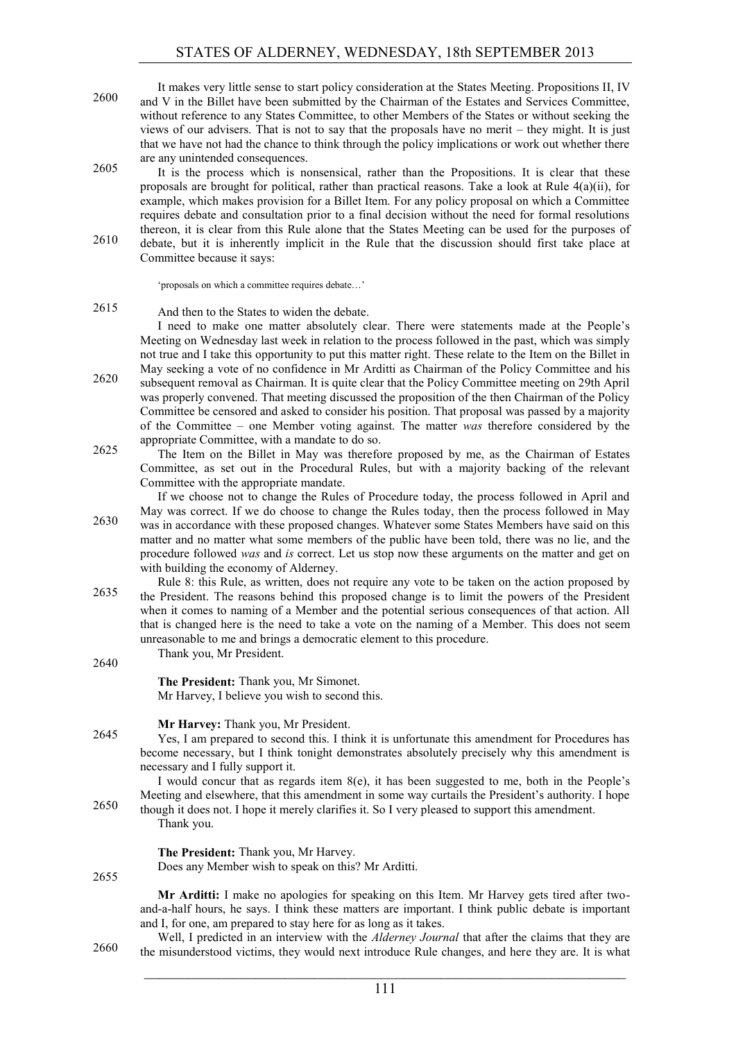It makes very little sense to start policy consideration at the States Meeting. Propositions II, IV and V in the Billet have been submitted by the Chairman of the Estates and Services Committee, without reference to any States Committee, to other Members of the States or without seeking the views of our advisers. That is not to say that the proposals have no merit – they might. It is just that we have not had the chance to think through the policy implications or work out whether there are any unintended consequences.

It is the process which is nonsensical, rather than the Propositions. It is clear that these proposals are brought for political, rather than practical reasons. Take a look at Rule 4(a)(ii), for example, which makes provision for a Billet Item. For any policy proposal on which a Committee requires debate and consultation prior to a final decision without the need for formal resolutions thereon, it is clear from this Rule alone that the States Meeting can be used for the purposes of debate, but it is inherently implicit in the Rule that the discussion should first take place at Committee because it says:

> 'proposals on which a committee requires debate…'

And then to the States to widen the debate.

I need to make one matter absolutely clear. There were statements made at the People's Meeting on Wednesday last week in relation to the process followed in the past, which was simply not true and I take this opportunity to put this matter right. These relate to the Item on the Billet in May seeking a vote of no confidence in Mr Arditti as Chairman of the Policy Committee and his subsequent removal as Chairman. It is quite clear that the Policy Committee meeting on 29th April was properly convened. That meeting discussed the proposition of the then Chairman of the Policy Committee be censored and asked to consider his position. That proposal was passed by a majority of the Committee – one Member voting against. The matter *was* therefore considered by the appropriate Committee, with a mandate to do so.

The Item on the Billet in May was therefore proposed by me, as the Chairman of Estates Committee, as set out in the Procedural Rules, but with a majority backing of the relevant Committee with the appropriate mandate.

If we choose not to change the Rules of Procedure today, the process followed in April and May was correct. If we do choose to change the Rules today, then the process followed in May was in accordance with these proposed changes. Whatever some States Members have said on this matter and no matter what some members of the public have been told, there was no lie, and the procedure followed *was* and *is* correct. Let us stop now these arguments on the matter and get on with building the economy of Alderney.

Rule 8: this Rule, as written, does not require any vote to be taken on the action proposed by the President. The reasons behind this proposed change is to limit the powers of the President when it comes to naming of a Member and the potential serious consequences of that action. All that is changed here is the need to take a vote on the naming of a Member. This does not seem unreasonable to me and brings a democratic element to this procedure.

Thank you, Mr President.

**The President:** Thank you, Mr Simonet.

Mr Harvey, I believe you wish to second this.

**Mr Harvey:** Thank you, Mr President.

Yes, I am prepared to second this. I think it is unfortunate this amendment for Procedures has become necessary, but I think tonight demonstrates absolutely precisely why this amendment is necessary and I fully support it.

I would concur that as regards item 8(e), it has been suggested to me, both in the People's Meeting and elsewhere, that this amendment in some way curtails the President's authority. I hope though it does not. I hope it merely clarifies it. So I very pleased to support this amendment.

Thank you.

**The President:** Thank you, Mr Harvey.

Does any Member wish to speak on this? Mr Arditti.

**Mr Arditti:** I make no apologies for speaking on this Item. Mr Harvey gets tired after two-and-a-half hours, he says. I think these matters are important. I think public debate is important and I, for one, am prepared to stay here for as long as it takes.

Well, I predicted in an interview with the *Alderney Journal* that after the claims that they are the misunderstood victims, they would next introduce Rule changes, and here they are. It is what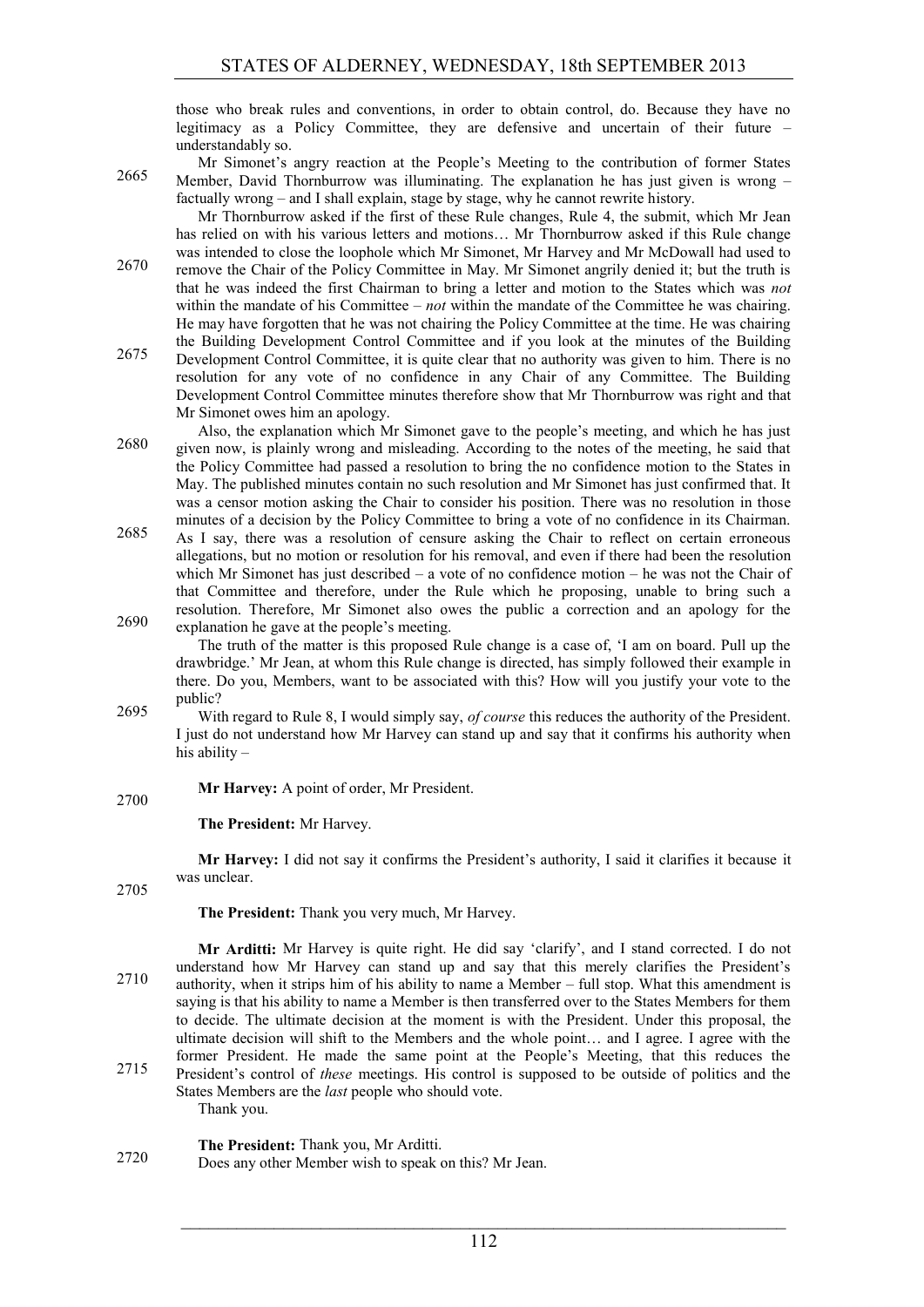those who break rules and conventions, in order to obtain control, do. Because they have no legitimacy as a Policy Committee, they are defensive and uncertain of their future – understandably so.

Mr Simonet's angry reaction at the People's Meeting to the contribution of former States Member, David Thornburrow was illuminating. The explanation he has just given is wrong – factually wrong – and I shall explain, stage by stage, why he cannot rewrite history.

Mr Thornburrow asked if the first of these Rule changes, Rule 4, the submit, which Mr Jean has relied on with his various letters and motions… Mr Thornburrow asked if this Rule change was intended to close the loophole which Mr Simonet, Mr Harvey and Mr McDowall had used to remove the Chair of the Policy Committee in May. Mr Simonet angrily denied it; but the truth is that he was indeed the first Chairman to bring a letter and motion to the States which was *not* within the mandate of his Committee – *not* within the mandate of the Committee he was chairing. He may have forgotten that he was not chairing the Policy Committee at the time. He was chairing the Building Development Control Committee and if you look at the minutes of the Building Development Control Committee, it is quite clear that no authority was given to him. There is no resolution for any vote of no confidence in any Chair of any Committee. The Building Development Control Committee minutes therefore show that Mr Thornburrow was right and that Mr Simonet owes him an apology.

Also, the explanation which Mr Simonet gave to the people's meeting, and which he has just given now, is plainly wrong and misleading. According to the notes of the meeting, he said that the Policy Committee had passed a resolution to bring the no confidence motion to the States in May. The published minutes contain no such resolution and Mr Simonet has just confirmed that. It was a censor motion asking the Chair to consider his position. There was no resolution in those minutes of a decision by the Policy Committee to bring a vote of no confidence in its Chairman. As I say, there was a resolution of censure asking the Chair to reflect on certain erroneous allegations, but no motion or resolution for his removal, and even if there had been the resolution which Mr Simonet has just described – a vote of no confidence motion – he was not the Chair of that Committee and therefore, under the Rule which he proposing, unable to bring such a resolution. Therefore, Mr Simonet also owes the public a correction and an apology for the explanation he gave at the people's meeting.

The truth of the matter is this proposed Rule change is a case of, 'I am on board. Pull up the drawbridge.' Mr Jean, at whom this Rule change is directed, has simply followed their example in there. Do you, Members, want to be associated with this? How will you justify your vote to the public?

With regard to Rule 8, I would simply say, *of course* this reduces the authority of the President. I just do not understand how Mr Harvey can stand up and say that it confirms his authority when his ability –

**Mr Harvey:** A point of order, Mr President.

**The President:** Mr Harvey.

**Mr Harvey:** I did not say it confirms the President's authority, I said it clarifies it because it was unclear.

**The President:** Thank you very much, Mr Harvey.

**Mr Arditti:** Mr Harvey is quite right. He did say 'clarify', and I stand corrected. I do not understand how Mr Harvey can stand up and say that this merely clarifies the President's authority, when it strips him of his ability to name a Member – full stop. What this amendment is saying is that his ability to name a Member is then transferred over to the States Members for them to decide. The ultimate decision at the moment is with the President. Under this proposal, the ultimate decision will shift to the Members and the whole point… and I agree. I agree with the former President. He made the same point at the People's Meeting, that this reduces the President's control of *these* meetings. His control is supposed to be outside of politics and the States Members are the *last* people who should vote.

Thank you.

**The President:** Thank you, Mr Arditti.

Does any other Member wish to speak on this? Mr Jean.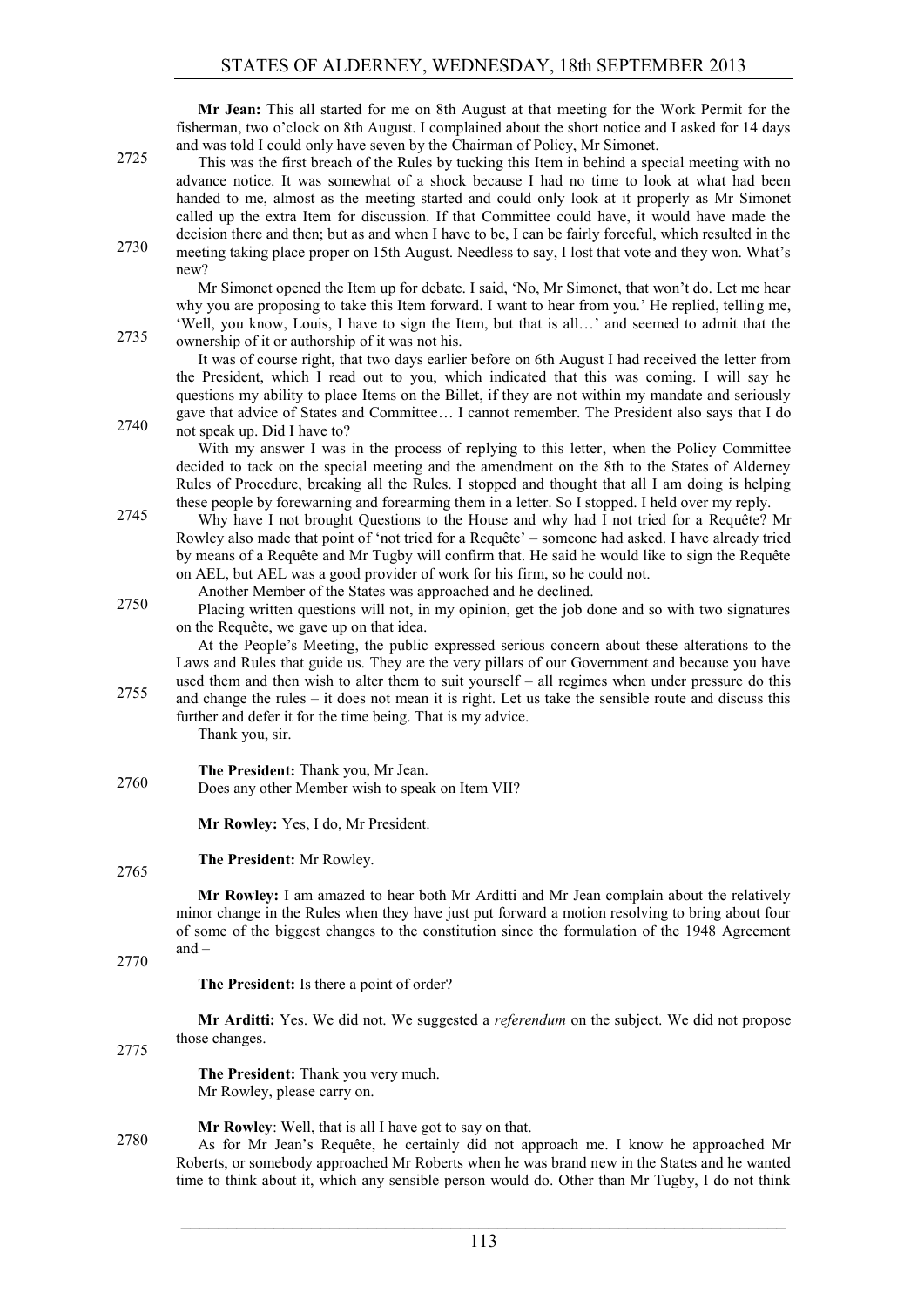**Mr Jean:** This all started for me on 8th August at that meeting for the Work Permit for the fisherman, two o'clock on 8th August. I complained about the short notice and I asked for 14 days and was told I could only have seven by the Chairman of Policy, Mr Simonet.

This was the first breach of the Rules by tucking this Item in behind a special meeting with no advance notice. It was somewhat of a shock because I had no time to look at what had been handed to me, almost as the meeting started and could only look at it properly as Mr Simonet called up the extra Item for discussion. If that Committee could have, it would have made the decision there and then; but as and when I have to be, I can be fairly forceful, which resulted in the meeting taking place proper on 15th August. Needless to say, I lost that vote and they won. What's new?

Mr Simonet opened the Item up for debate. I said, 'No, Mr Simonet, that won't do. Let me hear why you are proposing to take this Item forward. I want to hear from you.' He replied, telling me, 'Well, you know, Louis, I have to sign the Item, but that is all…' and seemed to admit that the ownership of it or authorship of it was not his.

It was of course right, that two days earlier before on 6th August I had received the letter from the President, which I read out to you, which indicated that this was coming. I will say he questions my ability to place Items on the Billet, if they are not within my mandate and seriously gave that advice of States and Committee… I cannot remember. The President also says that I do not speak up. Did I have to?

With my answer I was in the process of replying to this letter, when the Policy Committee decided to tack on the special meeting and the amendment on the 8th to the States of Alderney Rules of Procedure, breaking all the Rules. I stopped and thought that all I am doing is helping these people by forewarning and forearming them in a letter. So I stopped. I held over my reply.

Why have I not brought Questions to the House and why had I not tried for a Requête? Mr Rowley also made that point of 'not tried for a Requête' – someone had asked. I have already tried by means of a Requête and Mr Tugby will confirm that. He said he would like to sign the Requête on AEL, but AEL was a good provider of work for his firm, so he could not.

Another Member of the States was approached and he declined.

Placing written questions will not, in my opinion, get the job done and so with two signatures on the Requête, we gave up on that idea.

At the People's Meeting, the public expressed serious concern about these alterations to the Laws and Rules that guide us. They are the very pillars of our Government and because you have used them and then wish to alter them to suit yourself – all regimes when under pressure do this and change the rules – it does not mean it is right. Let us take the sensible route and discuss this further and defer it for the time being. That is my advice.

Thank you, sir.

**The President:** Thank you, Mr Jean.

Does any other Member wish to speak on Item VII?

**Mr Rowley:** Yes, I do, Mr President.

**The President:** Mr Rowley.

**Mr Rowley:** I am amazed to hear both Mr Arditti and Mr Jean complain about the relatively minor change in the Rules when they have just put forward a motion resolving to bring about four of some of the biggest changes to the constitution since the formulation of the 1948 Agreement and –

**The President:** Is there a point of order?

**Mr Arditti:** Yes. We did not. We suggested a *referendum* on the subject. We did not propose those changes.

**The President:** Thank you very much.

Mr Rowley, please carry on.

**Mr Rowley**: Well, that is all I have got to say on that.

As for Mr Jean's Requête, he certainly did not approach me. I know he approached Mr Roberts, or somebody approached Mr Roberts when he was brand new in the States and he wanted time to think about it, which any sensible person would do. Other than Mr Tugby, I do not think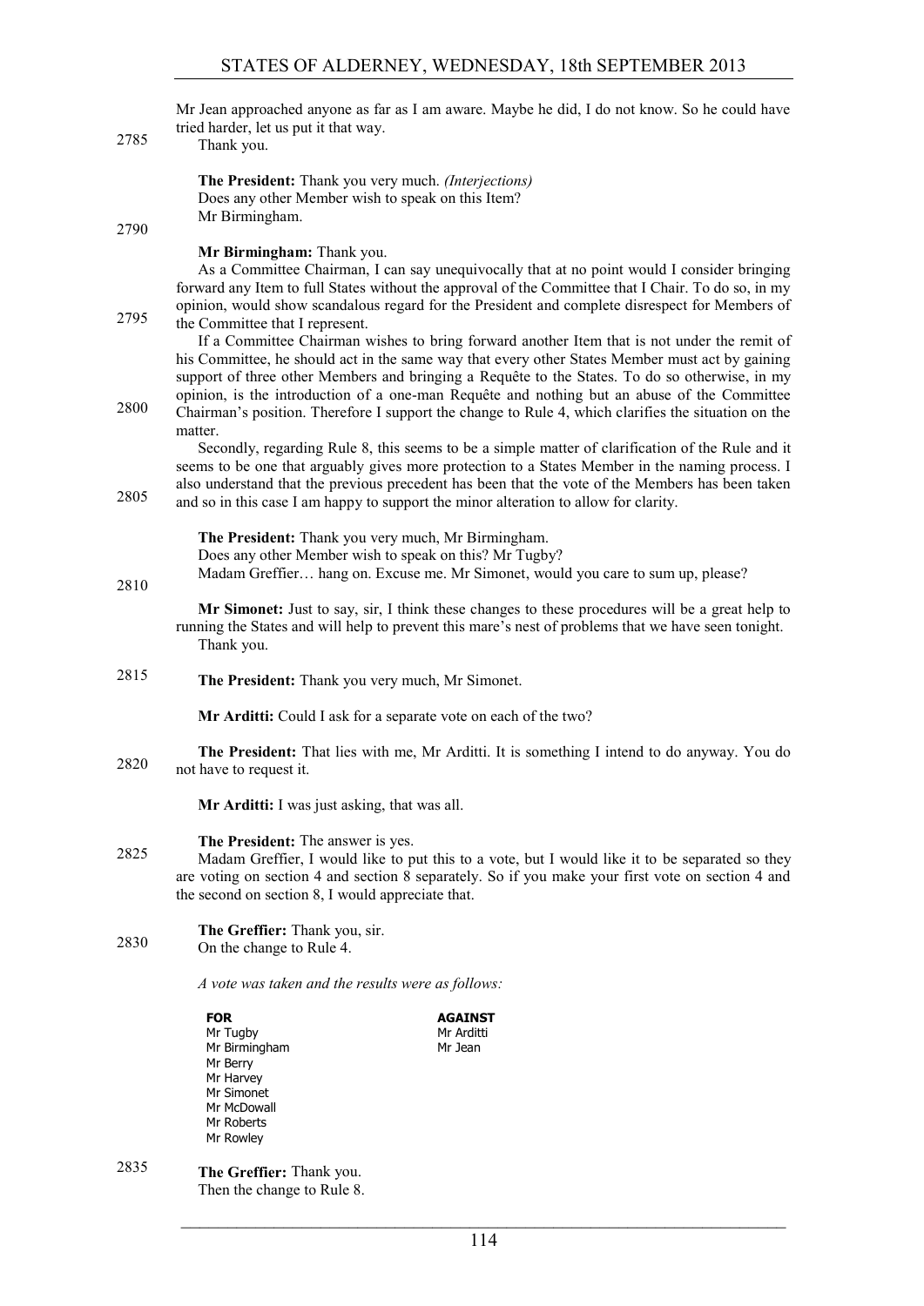Mr Jean approached anyone as far as I am aware. Maybe he did, I do not know. So he could have tried harder, let us put it that way.

Thank you.

**The President:** Thank you very much. *(Interjections)*

Does any other Member wish to speak on this Item?

Mr Birmingham.

**Mr Birmingham:** Thank you.

As a Committee Chairman, I can say unequivocally that at no point would I consider bringing forward any Item to full States without the approval of the Committee that I Chair. To do so, in my opinion, would show scandalous regard for the President and complete disrespect for Members of the Committee that I represent.

If a Committee Chairman wishes to bring forward another Item that is not under the remit of his Committee, he should act in the same way that every other States Member must act by gaining support of three other Members and bringing a Requête to the States. To do so otherwise, in my opinion, is the introduction of a one-man Requête and nothing but an abuse of the Committee Chairman's position. Therefore I support the change to Rule 4, which clarifies the situation on the matter.

Secondly, regarding Rule 8, this seems to be a simple matter of clarification of the Rule and it seems to be one that arguably gives more protection to a States Member in the naming process. I also understand that the previous precedent has been that the vote of the Members has been taken and so in this case I am happy to support the minor alteration to allow for clarity.

**The President:** Thank you very much, Mr Birmingham.

Does any other Member wish to speak on this? Mr Tugby?

Madam Greffier… hang on. Excuse me. Mr Simonet, would you care to sum up, please?

**Mr Simonet:** Just to say, sir, I think these changes to these procedures will be a great help to running the States and will help to prevent this mare's nest of problems that we have seen tonight.

Thank you.

**The President:** Thank you very much, Mr Simonet.

**Mr Arditti:** Could I ask for a separate vote on each of the two?

**The President:** That lies with me, Mr Arditti. It is something I intend to do anyway. You do not have to request it.

**Mr Arditti:** I was just asking, that was all.

**The President:** The answer is yes.

Madam Greffier, I would like to put this to a vote, but I would like it to be separated so they are voting on section 4 and section 8 separately. So if you make your first vote on section 4 and the second on section 8, I would appreciate that.

**The Greffier:** Thank you, sir.

On the change to Rule 4.

*A vote was taken and the results were as follows:*

| FOR | AGAINST |
|---|---|
| Mr Tugby | Mr Arditti |
| Mr Birmingham | Mr Jean |
| Mr Berry | |
| Mr Harvey | |
| Mr Simonet | |
| Mr McDowall | |
| Mr Roberts | |
| Mr Rowley | |

**The Greffier:** Thank you.

Then the change to Rule 8.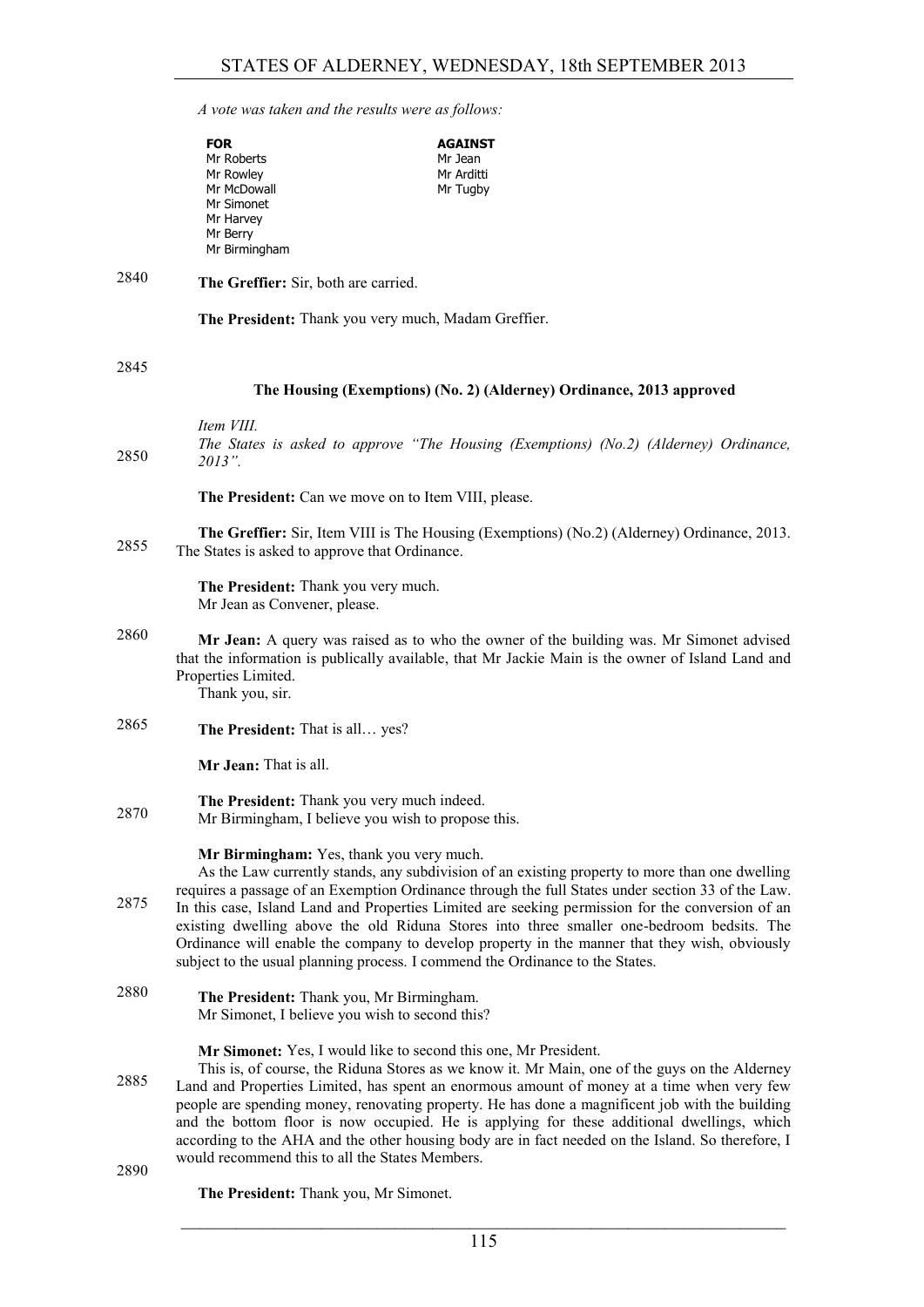*A vote was taken and the results were as follows:*

| **FOR** | **AGAINST** |
|---|---|
| Mr Roberts | Mr Jean |
| Mr Rowley | Mr Arditti |
| Mr McDowall | Mr Tugby |
| Mr Simonet | |
| Mr Harvey | |
| Mr Berry | |
| Mr Birmingham | |

**The Greffier:** Sir, both are carried.

**The President:** Thank you very much, Madam Greffier.

### The Housing (Exemptions) (No. 2) (Alderney) Ordinance, 2013 approved

*Item VIII.*
*The States is asked to approve "The Housing (Exemptions) (No.2) (Alderney) Ordinance, 2013".*

**The President:** Can we move on to Item VIII, please.

**The Greffier:** Sir, Item VIII is The Housing (Exemptions) (No.2) (Alderney) Ordinance, 2013. The States is asked to approve that Ordinance.

**The President:** Thank you very much.
Mr Jean as Convener, please.

**Mr Jean:** A query was raised as to who the owner of the building was. Mr Simonet advised that the information is publically available, that Mr Jackie Main is the owner of Island Land and Properties Limited.
Thank you, sir.

**The President:** That is all… yes?

**Mr Jean:** That is all.

**The President:** Thank you very much indeed.
Mr Birmingham, I believe you wish to propose this.

**Mr Birmingham:** Yes, thank you very much.
As the Law currently stands, any subdivision of an existing property to more than one dwelling requires a passage of an Exemption Ordinance through the full States under section 33 of the Law. In this case, Island Land and Properties Limited are seeking permission for the conversion of an existing dwelling above the old Riduna Stores into three smaller one-bedroom bedsits. The Ordinance will enable the company to develop property in the manner that they wish, obviously subject to the usual planning process. I commend the Ordinance to the States.

**The President:** Thank you, Mr Birmingham.
Mr Simonet, I believe you wish to second this?

**Mr Simonet:** Yes, I would like to second this one, Mr President.
This is, of course, the Riduna Stores as we know it. Mr Main, one of the guys on the Alderney Land and Properties Limited, has spent an enormous amount of money at a time when very few people are spending money, renovating property. He has done a magnificent job with the building and the bottom floor is now occupied. He is applying for these additional dwellings, which according to the AHA and the other housing body are in fact needed on the Island. So therefore, I would recommend this to all the States Members.

**The President:** Thank you, Mr Simonet.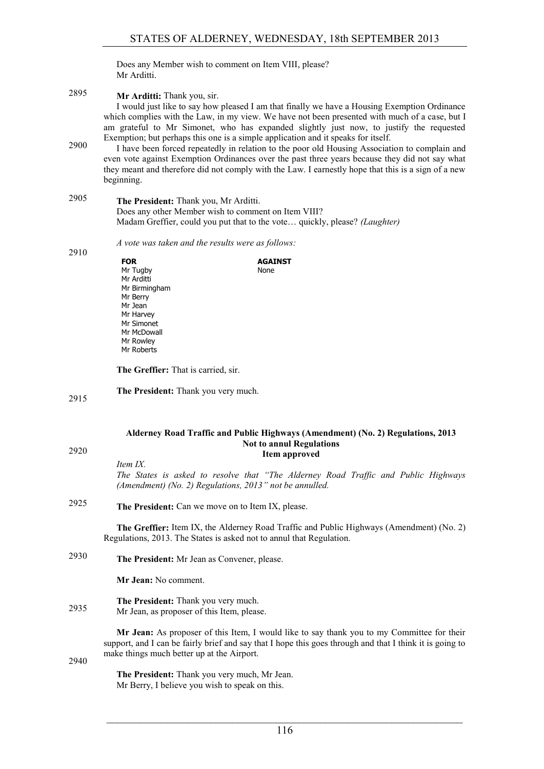Does any Member wish to comment on Item VIII, please?
Mr Arditti.

**Mr Arditti:** Thank you, sir.

I would just like to say how pleased I am that finally we have a Housing Exemption Ordinance which complies with the Law, in my view. We have not been presented with much of a case, but I am grateful to Mr Simonet, who has expanded slightly just now, to justify the requested Exemption; but perhaps this one is a simple application and it speaks for itself.

I have been forced repeatedly in relation to the poor old Housing Association to complain and even vote against Exemption Ordinances over the past three years because they did not say what they meant and therefore did not comply with the Law. I earnestly hope that this is a sign of a new beginning.

**The President:** Thank you, Mr Arditti.
Does any other Member wish to comment on Item VIII?
Madam Greffier, could you put that to the vote… quickly, please? *(Laughter)*

*A vote was taken and the results were as follows:*

| FOR | AGAINST |
|---|---|
| Mr Tugby | None |
| Mr Arditti | |
| Mr Birmingham | |
| Mr Berry | |
| Mr Jean | |
| Mr Harvey | |
| Mr Simonet | |
| Mr McDowall | |
| Mr Rowley | |
| Mr Roberts | |

**The Greffier:** That is carried, sir.

**The President:** Thank you very much.

### Alderney Road Traffic and Public Highways (Amendment) (No. 2) Regulations, 2013
### Not to annul Regulations
### Item approved

*Item IX.*
*The States is asked to resolve that "The Alderney Road Traffic and Public Highways (Amendment) (No. 2) Regulations, 2013" not be annulled.*

**The President:** Can we move on to Item IX, please.

**The Greffier:** Item IX, the Alderney Road Traffic and Public Highways (Amendment) (No. 2) Regulations, 2013. The States is asked not to annul that Regulation.

**The President:** Mr Jean as Convener, please.

**Mr Jean:** No comment.

**The President:** Thank you very much.
Mr Jean, as proposer of this Item, please.

**Mr Jean:** As proposer of this Item, I would like to say thank you to my Committee for their support, and I can be fairly brief and say that I hope this goes through and that I think it is going to make things much better up at the Airport.

**The President:** Thank you very much, Mr Jean.
Mr Berry, I believe you wish to speak on this.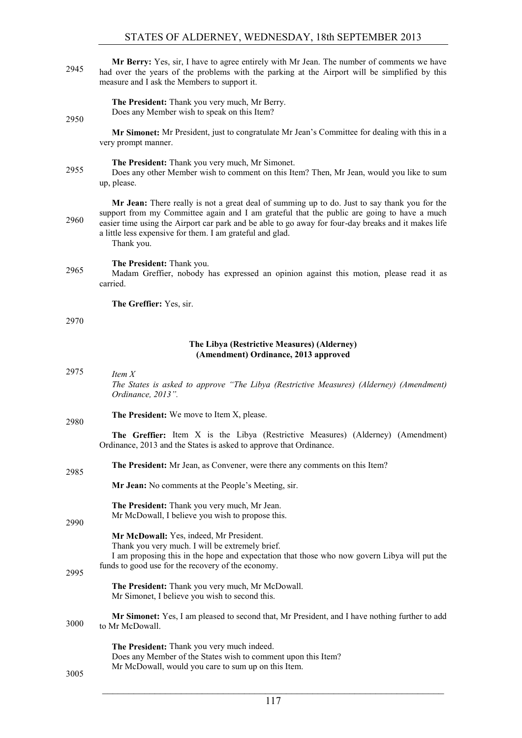**Mr Berry:** Yes, sir, I have to agree entirely with Mr Jean. The number of comments we have had over the years of the problems with the parking at the Airport will be simplified by this measure and I ask the Members to support it.

**The President:** Thank you very much, Mr Berry.

Does any Member wish to speak on this Item?

**Mr Simonet:** Mr President, just to congratulate Mr Jean's Committee for dealing with this in a very prompt manner.

**The President:** Thank you very much, Mr Simonet.

Does any other Member wish to comment on this Item? Then, Mr Jean, would you like to sum up, please.

**Mr Jean:** There really is not a great deal of summing up to do. Just to say thank you for the support from my Committee again and I am grateful that the public are going to have a much easier time using the Airport car park and be able to go away for four-day breaks and it makes life a little less expensive for them. I am grateful and glad.

Thank you.

**The President:** Thank you.

Madam Greffier, nobody has expressed an opinion against this motion, please read it as carried.

**The Greffier:** Yes, sir.

### The Libya (Restrictive Measures) (Alderney) (Amendment) Ordinance, 2013 approved

*Item X*

*The States is asked to approve "The Libya (Restrictive Measures) (Alderney) (Amendment) Ordinance, 2013".*

**The President:** We move to Item X, please.

**The Greffier:** Item X is the Libya (Restrictive Measures) (Alderney) (Amendment) Ordinance, 2013 and the States is asked to approve that Ordinance.

**The President:** Mr Jean, as Convener, were there any comments on this Item?

**Mr Jean:** No comments at the People's Meeting, sir.

**The President:** Thank you very much, Mr Jean.

Mr McDowall, I believe you wish to propose this.

**Mr McDowall:** Yes, indeed, Mr President.

Thank you very much. I will be extremely brief.

I am proposing this in the hope and expectation that those who now govern Libya will put the funds to good use for the recovery of the economy.

**The President:** Thank you very much, Mr McDowall.

Mr Simonet, I believe you wish to second this.

**Mr Simonet:** Yes, I am pleased to second that, Mr President, and I have nothing further to add to Mr McDowall.

**The President:** Thank you very much indeed.

Does any Member of the States wish to comment upon this Item?

Mr McDowall, would you care to sum up on this Item.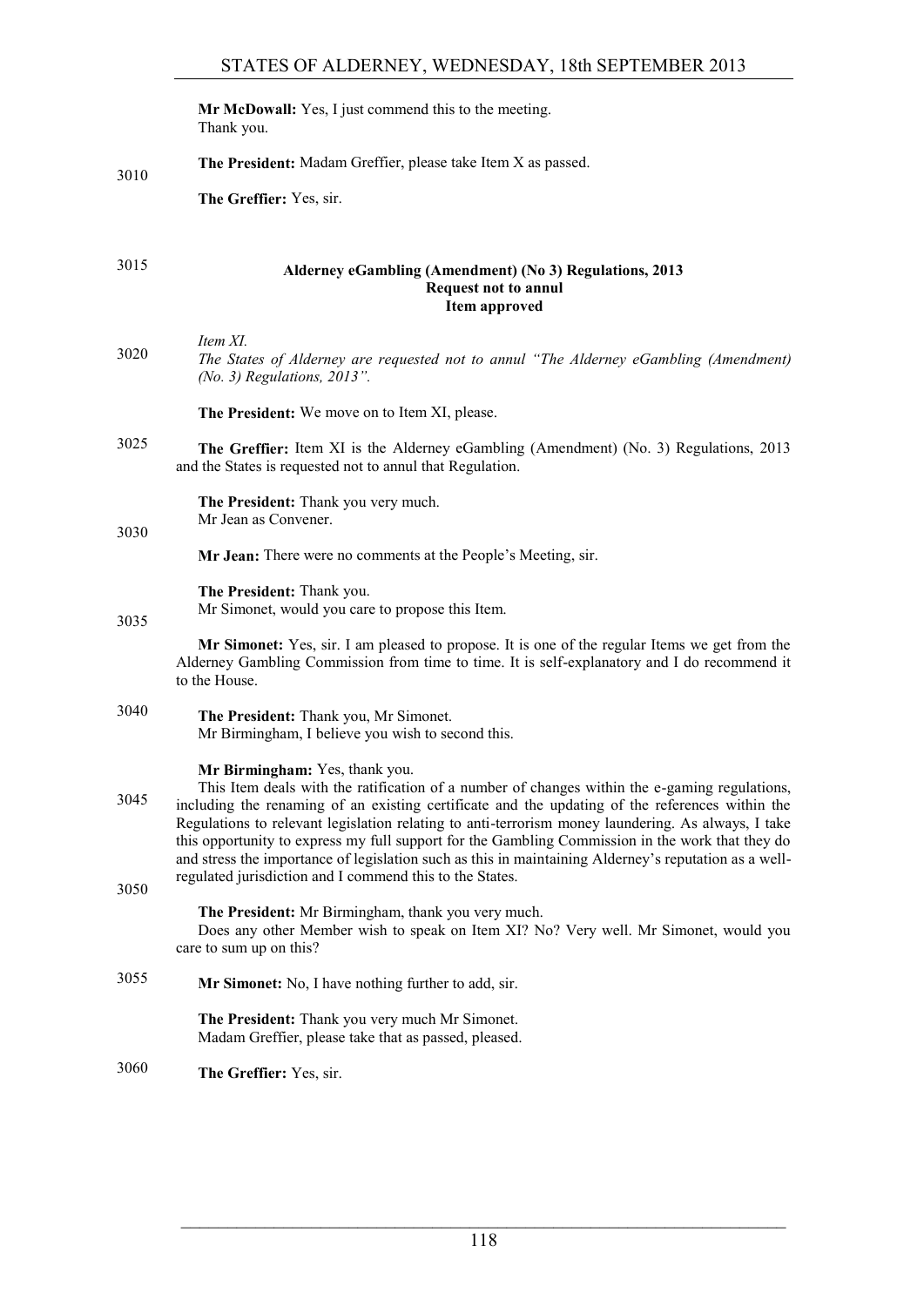**Mr McDowall:** Yes, I just commend this to the meeting.
Thank you.

**The President:** Madam Greffier, please take Item X as passed.

**The Greffier:** Yes, sir.

### Alderney eGambling (Amendment) (No 3) Regulations, 2013
### Request not to annul
### Item approved

*Item XI.*
*The States of Alderney are requested not to annul "The Alderney eGambling (Amendment) (No. 3) Regulations, 2013".*

**The President:** We move on to Item XI, please.

**The Greffier:** Item XI is the Alderney eGambling (Amendment) (No. 3) Regulations, 2013 and the States is requested not to annul that Regulation.

**The President:** Thank you very much.
Mr Jean as Convener.

**Mr Jean:** There were no comments at the People's Meeting, sir.

**The President:** Thank you.
Mr Simonet, would you care to propose this Item.

**Mr Simonet:** Yes, sir. I am pleased to propose. It is one of the regular Items we get from the Alderney Gambling Commission from time to time. It is self-explanatory and I do recommend it to the House.

**The President:** Thank you, Mr Simonet.
Mr Birmingham, I believe you wish to second this.

**Mr Birmingham:** Yes, thank you.
This Item deals with the ratification of a number of changes within the e-gaming regulations, including the renaming of an existing certificate and the updating of the references within the Regulations to relevant legislation relating to anti-terrorism money laundering. As always, I take this opportunity to express my full support for the Gambling Commission in the work that they do and stress the importance of legislation such as this in maintaining Alderney's reputation as a well-regulated jurisdiction and I commend this to the States.

**The President:** Mr Birmingham, thank you very much.
Does any other Member wish to speak on Item XI? No? Very well. Mr Simonet, would you care to sum up on this?

**Mr Simonet:** No, I have nothing further to add, sir.

**The President:** Thank you very much Mr Simonet.
Madam Greffier, please take that as passed, pleased.

**The Greffier:** Yes, sir.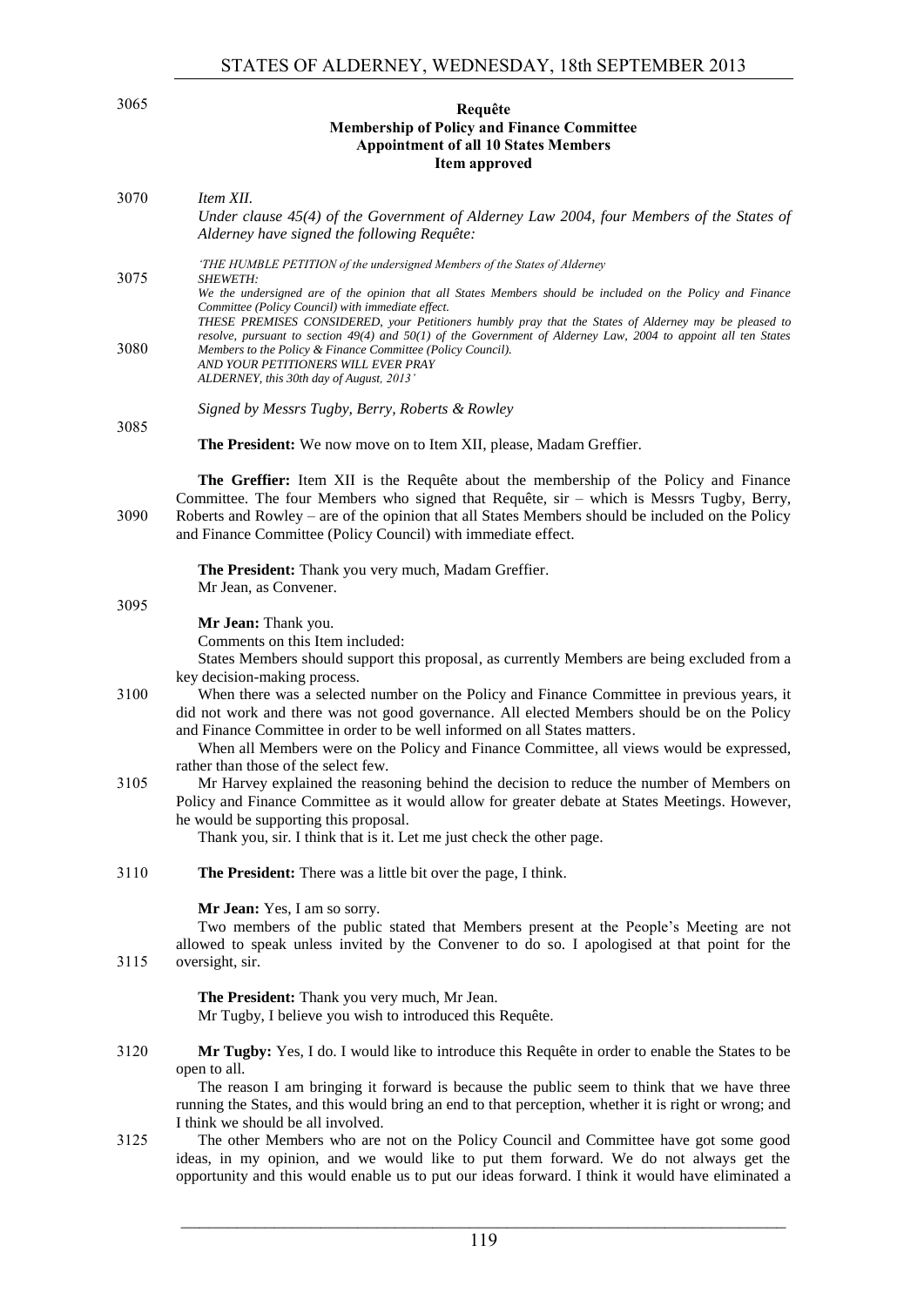**Requête**
**Membership of Policy and Finance Committee**
**Appointment of all 10 States Members**
**Item approved**

*Item XII.*
*Under clause 45(4) of the Government of Alderney Law 2004, four Members of the States of Alderney have signed the following Requête:*

*'THE HUMBLE PETITION of the undersigned Members of the States of Alderney*
*SHEWETH:*
*We the undersigned are of the opinion that all States Members should be included on the Policy and Finance Committee (Policy Council) with immediate effect.*
*THESE PREMISES CONSIDERED, your Petitioners humbly pray that the States of Alderney may be pleased to resolve, pursuant to section 49(4) and 50(1) of the Government of Alderney Law, 2004 to appoint all ten States Members to the Policy & Finance Committee (Policy Council).*
*AND YOUR PETITIONERS WILL EVER PRAY*
*ALDERNEY, this 30th day of August, 2013'*

*Signed by Messrs Tugby, Berry, Roberts & Rowley*

**The President:** We now move on to Item XII, please, Madam Greffier.

**The Greffier:** Item XII is the Requête about the membership of the Policy and Finance Committee. The four Members who signed that Requête, sir – which is Messrs Tugby, Berry, Roberts and Rowley – are of the opinion that all States Members should be included on the Policy and Finance Committee (Policy Council) with immediate effect.

**The President:** Thank you very much, Madam Greffier.
Mr Jean, as Convener.

**Mr Jean:** Thank you.
Comments on this Item included:
States Members should support this proposal, as currently Members are being excluded from a key decision-making process.
When there was a selected number on the Policy and Finance Committee in previous years, it did not work and there was not good governance. All elected Members should be on the Policy and Finance Committee in order to be well informed on all States matters.
When all Members were on the Policy and Finance Committee, all views would be expressed, rather than those of the select few.
Mr Harvey explained the reasoning behind the decision to reduce the number of Members on Policy and Finance Committee as it would allow for greater debate at States Meetings. However, he would be supporting this proposal.
Thank you, sir. I think that is it. Let me just check the other page.

**The President:** There was a little bit over the page, I think.

**Mr Jean:** Yes, I am so sorry.
Two members of the public stated that Members present at the People's Meeting are not allowed to speak unless invited by the Convener to do so. I apologised at that point for the oversight, sir.

**The President:** Thank you very much, Mr Jean.
Mr Tugby, I believe you wish to introduced this Requête.

**Mr Tugby:** Yes, I do. I would like to introduce this Requête in order to enable the States to be open to all.
The reason I am bringing it forward is because the public seem to think that we have three running the States, and this would bring an end to that perception, whether it is right or wrong; and I think we should be all involved.
The other Members who are not on the Policy Council and Committee have got some good ideas, in my opinion, and we would like to put them forward. We do not always get the opportunity and this would enable us to put our ideas forward. I think it would have eliminated a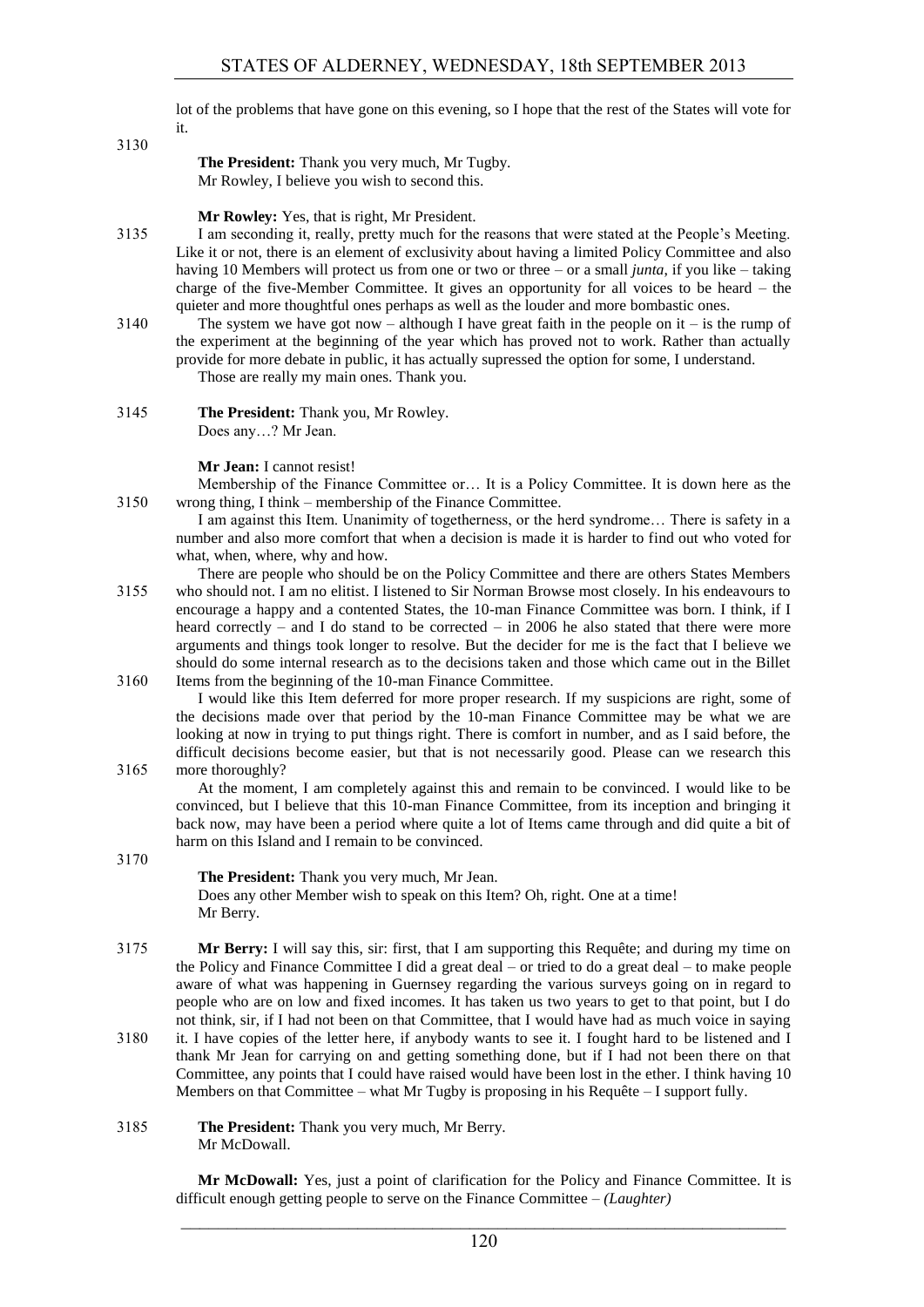lot of the problems that have gone on this evening, so I hope that the rest of the States will vote for it.

**The President:** Thank you very much, Mr Tugby.
Mr Rowley, I believe you wish to second this.

**Mr Rowley:** Yes, that is right, Mr President.

I am seconding it, really, pretty much for the reasons that were stated at the People's Meeting. Like it or not, there is an element of exclusivity about having a limited Policy Committee and also having 10 Members will protect us from one or two or three – or a small *junta*, if you like – taking charge of the five-Member Committee. It gives an opportunity for all voices to be heard – the quieter and more thoughtful ones perhaps as well as the louder and more bombastic ones.

The system we have got now – although I have great faith in the people on it – is the rump of the experiment at the beginning of the year which has proved not to work. Rather than actually provide for more debate in public, it has actually supressed the option for some, I understand.

Those are really my main ones. Thank you.

**The President:** Thank you, Mr Rowley.
Does any…? Mr Jean.

**Mr Jean:** I cannot resist!

Membership of the Finance Committee or… It is a Policy Committee. It is down here as the wrong thing, I think – membership of the Finance Committee.

I am against this Item. Unanimity of togetherness, or the herd syndrome… There is safety in a number and also more comfort that when a decision is made it is harder to find out who voted for what, when, where, why and how.

There are people who should be on the Policy Committee and there are others States Members who should not. I am no elitist. I listened to Sir Norman Browse most closely. In his endeavours to encourage a happy and a contented States, the 10-man Finance Committee was born. I think, if I heard correctly – and I do stand to be corrected – in 2006 he also stated that there were more arguments and things took longer to resolve. But the decider for me is the fact that I believe we should do some internal research as to the decisions taken and those which came out in the Billet Items from the beginning of the 10-man Finance Committee.

I would like this Item deferred for more proper research. If my suspicions are right, some of the decisions made over that period by the 10-man Finance Committee may be what we are looking at now in trying to put things right. There is comfort in number, and as I said before, the difficult decisions become easier, but that is not necessarily good. Please can we research this more thoroughly?

At the moment, I am completely against this and remain to be convinced. I would like to be convinced, but I believe that this 10-man Finance Committee, from its inception and bringing it back now, may have been a period where quite a lot of Items came through and did quite a bit of harm on this Island and I remain to be convinced.

**The President:** Thank you very much, Mr Jean.
Does any other Member wish to speak on this Item? Oh, right. One at a time!
Mr Berry.

**Mr Berry:** I will say this, sir: first, that I am supporting this Requête; and during my time on the Policy and Finance Committee I did a great deal – or tried to do a great deal – to make people aware of what was happening in Guernsey regarding the various surveys going on in regard to people who are on low and fixed incomes. It has taken us two years to get to that point, but I do not think, sir, if I had not been on that Committee, that I would have had as much voice in saying it. I have copies of the letter here, if anybody wants to see it. I fought hard to be listened and I thank Mr Jean for carrying on and getting something done, but if I had not been there on that Committee, any points that I could have raised would have been lost in the ether. I think having 10 Members on that Committee – what Mr Tugby is proposing in his Requête – I support fully.

**The President:** Thank you very much, Mr Berry.
Mr McDowall.

**Mr McDowall:** Yes, just a point of clarification for the Policy and Finance Committee. It is difficult enough getting people to serve on the Finance Committee – *(Laughter)*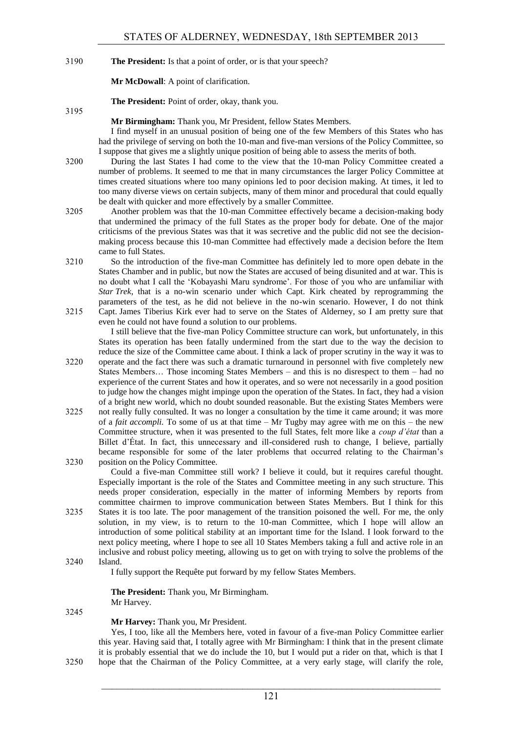**The President:** Is that a point of order, or is that your speech?

**Mr McDowall**: A point of clarification.

**The President:** Point of order, okay, thank you.

**Mr Birmingham:** Thank you, Mr President, fellow States Members.

I find myself in an unusual position of being one of the few Members of this States who has had the privilege of serving on both the 10-man and five-man versions of the Policy Committee, so I suppose that gives me a slightly unique position of being able to assess the merits of both.

During the last States I had come to the view that the 10-man Policy Committee created a number of problems. It seemed to me that in many circumstances the larger Policy Committee at times created situations where too many opinions led to poor decision making. At times, it led to too many diverse views on certain subjects, many of them minor and procedural that could equally be dealt with quicker and more effectively by a smaller Committee.

Another problem was that the 10-man Committee effectively became a decision-making body that undermined the primacy of the full States as the proper body for debate. One of the major criticisms of the previous States was that it was secretive and the public did not see the decision-making process because this 10-man Committee had effectively made a decision before the Item came to full States.

So the introduction of the five-man Committee has definitely led to more open debate in the States Chamber and in public, but now the States are accused of being disunited and at war. This is no doubt what I call the 'Kobayashi Maru syndrome'. For those of you who are unfamiliar with *Star Trek*, that is a no-win scenario under which Capt. Kirk cheated by reprogramming the parameters of the test, as he did not believe in the no-win scenario. However, I do not think Capt. James Tiberius Kirk ever had to serve on the States of Alderney, so I am pretty sure that even he could not have found a solution to our problems.

I still believe that the five-man Policy Committee structure can work, but unfortunately, in this States its operation has been fatally undermined from the start due to the way the decision to reduce the size of the Committee came about. I think a lack of proper scrutiny in the way it was to operate and the fact there was such a dramatic turnaround in personnel with five completely new States Members… Those incoming States Members – and this is no disrespect to them – had no experience of the current States and how it operates, and so were not necessarily in a good position to judge how the changes might impinge upon the operation of the States. In fact, they had a vision of a bright new world, which no doubt sounded reasonable. But the existing States Members were not really fully consulted. It was no longer a consultation by the time it came around; it was more of a *fait accompli.* To some of us at that time – Mr Tugby may agree with me on this – the new Committee structure, when it was presented to the full States, felt more like a *coup d'état* than a Billet d'État. In fact, this unnecessary and ill-considered rush to change, I believe, partially became responsible for some of the later problems that occurred relating to the Chairman's position on the Policy Committee.

Could a five-man Committee still work? I believe it could, but it requires careful thought. Especially important is the role of the States and Committee meeting in any such structure. This needs proper consideration, especially in the matter of informing Members by reports from committee chairmen to improve communication between States Members. But I think for this States it is too late. The poor management of the transition poisoned the well. For me, the only solution, in my view, is to return to the 10-man Committee, which I hope will allow an introduction of some political stability at an important time for the Island. I look forward to the next policy meeting, where I hope to see all 10 States Members taking a full and active role in an inclusive and robust policy meeting, allowing us to get on with trying to solve the problems of the Island.

I fully support the Requête put forward by my fellow States Members.

**The President:** Thank you, Mr Birmingham.
Mr Harvey.

**Mr Harvey:** Thank you, Mr President.

Yes, I too, like all the Members here, voted in favour of a five-man Policy Committee earlier this year. Having said that, I totally agree with Mr Birmingham: I think that in the present climate it is probably essential that we do include the 10, but I would put a rider on that, which is that I hope that the Chairman of the Policy Committee, at a very early stage, will clarify the role,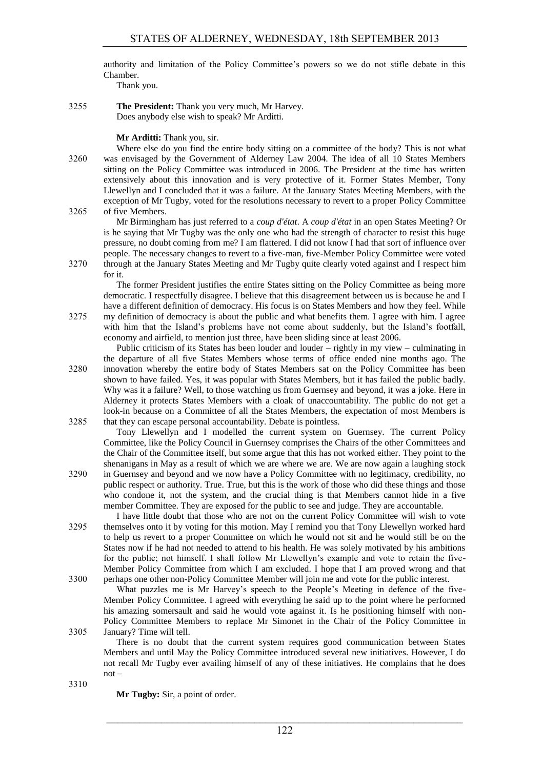authority and limitation of the Policy Committee's powers so we do not stifle debate in this Chamber.

Thank you.

3255 **The President:** Thank you very much, Mr Harvey.
Does anybody else wish to speak? Mr Arditti.

**Mr Arditti:** Thank you, sir.

Where else do you find the entire body sitting on a committee of the body? This is not what was envisaged by the Government of Alderney Law 2004. The idea of all 10 States Members sitting on the Policy Committee was introduced in 2006. The President at the time has written extensively about this innovation and is very protective of it. Former States Member, Tony Llewellyn and I concluded that it was a failure. At the January States Meeting Members, with the exception of Mr Tugby, voted for the resolutions necessary to revert to a proper Policy Committee of five Members.

Mr Birmingham has just referred to a *coup d'état*. A *coup d'état* in an open States Meeting? Or is he saying that Mr Tugby was the only one who had the strength of character to resist this huge pressure, no doubt coming from me? I am flattered. I did not know I had that sort of influence over people. The necessary changes to revert to a five-man, five-Member Policy Committee were voted through at the January States Meeting and Mr Tugby quite clearly voted against and I respect him for it.

The former President justifies the entire States sitting on the Policy Committee as being more democratic. I respectfully disagree. I believe that this disagreement between us is because he and I have a different definition of democracy. His focus is on States Members and how they feel. While my definition of democracy is about the public and what benefits them. I agree with him. I agree with him that the Island's problems have not come about suddenly, but the Island's footfall, economy and airfield, to mention just three, have been sliding since at least 2006.

Public criticism of its States has been louder and louder – rightly in my view – culminating in the departure of all five States Members whose terms of office ended nine months ago. The innovation whereby the entire body of States Members sat on the Policy Committee has been shown to have failed. Yes, it was popular with States Members, but it has failed the public badly. Why was it a failure? Well, to those watching us from Guernsey and beyond, it was a joke. Here in Alderney it protects States Members with a cloak of unaccountability. The public do not get a look-in because on a Committee of all the States Members, the expectation of most Members is that they can escape personal accountability. Debate is pointless.

Tony Llewellyn and I modelled the current system on Guernsey. The current Policy Committee, like the Policy Council in Guernsey comprises the Chairs of the other Committees and the Chair of the Committee itself, but some argue that this has not worked either. They point to the shenanigans in May as a result of which we are where we are. We are now again a laughing stock in Guernsey and beyond and we now have a Policy Committee with no legitimacy, credibility, no public respect or authority. True. True, but this is the work of those who did these things and those who condone it, not the system, and the crucial thing is that Members cannot hide in a five member Committee. They are exposed for the public to see and judge. They are accountable.

I have little doubt that those who are not on the current Policy Committee will wish to vote themselves onto it by voting for this motion. May I remind you that Tony Llewellyn worked hard to help us revert to a proper Committee on which he would not sit and he would still be on the States now if he had not needed to attend to his health. He was solely motivated by his ambitions for the public; not himself. I shall follow Mr Llewellyn's example and vote to retain the five-Member Policy Committee from which I am excluded. I hope that I am proved wrong and that perhaps one other non-Policy Committee Member will join me and vote for the public interest.

What puzzles me is Mr Harvey's speech to the People's Meeting in defence of the five-Member Policy Committee. I agreed with everything he said up to the point where he performed his amazing somersault and said he would vote against it. Is he positioning himself with non-Policy Committee Members to replace Mr Simonet in the Chair of the Policy Committee in January? Time will tell.

There is no doubt that the current system requires good communication between States Members and until May the Policy Committee introduced several new initiatives. However, I do not recall Mr Tugby ever availing himself of any of these initiatives. He complains that he does not –

3310

**Mr Tugby:** Sir, a point of order.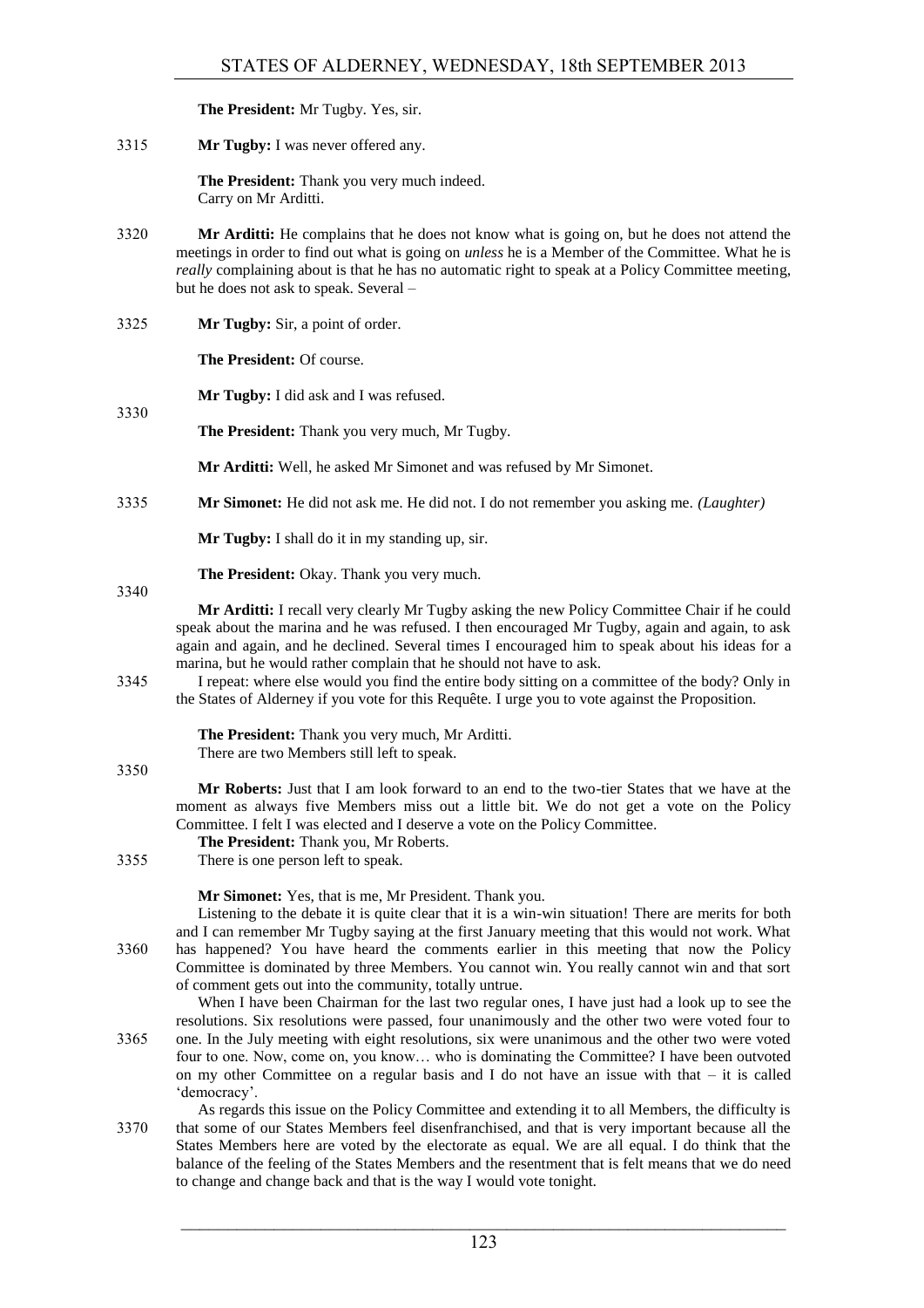**The President:** Mr Tugby. Yes, sir.

**Mr Tugby:** I was never offered any.

**The President:** Thank you very much indeed.
Carry on Mr Arditti.

**Mr Arditti:** He complains that he does not know what is going on, but he does not attend the meetings in order to find out what is going on *unless* he is a Member of the Committee. What he is *really* complaining about is that he has no automatic right to speak at a Policy Committee meeting, but he does not ask to speak. Several –

**Mr Tugby:** Sir, a point of order.

**The President:** Of course.

**Mr Tugby:** I did ask and I was refused.

**The President:** Thank you very much, Mr Tugby.

**Mr Arditti:** Well, he asked Mr Simonet and was refused by Mr Simonet.

**Mr Simonet:** He did not ask me. He did not. I do not remember you asking me. *(Laughter)*

**Mr Tugby:** I shall do it in my standing up, sir.

**The President:** Okay. Thank you very much.

**Mr Arditti:** I recall very clearly Mr Tugby asking the new Policy Committee Chair if he could speak about the marina and he was refused. I then encouraged Mr Tugby, again and again, to ask again and again, and he declined. Several times I encouraged him to speak about his ideas for a marina, but he would rather complain that he should not have to ask.

I repeat: where else would you find the entire body sitting on a committee of the body? Only in the States of Alderney if you vote for this Requête. I urge you to vote against the Proposition.

**The President:** Thank you very much, Mr Arditti.
There are two Members still left to speak.

**Mr Roberts:** Just that I am look forward to an end to the two-tier States that we have at the moment as always five Members miss out a little bit. We do not get a vote on the Policy Committee. I felt I was elected and I deserve a vote on the Policy Committee.

**The President:** Thank you, Mr Roberts.
There is one person left to speak.

**Mr Simonet:** Yes, that is me, Mr President. Thank you.

Listening to the debate it is quite clear that it is a win-win situation! There are merits for both and I can remember Mr Tugby saying at the first January meeting that this would not work. What has happened? You have heard the comments earlier in this meeting that now the Policy Committee is dominated by three Members. You cannot win. You really cannot win and that sort of comment gets out into the community, totally untrue.

When I have been Chairman for the last two regular ones, I have just had a look up to see the resolutions. Six resolutions were passed, four unanimously and the other two were voted four to one. In the July meeting with eight resolutions, six were unanimous and the other two were voted four to one. Now, come on, you know… who is dominating the Committee? I have been outvoted on my other Committee on a regular basis and I do not have an issue with that – it is called 'democracy'.

As regards this issue on the Policy Committee and extending it to all Members, the difficulty is that some of our States Members feel disenfranchised, and that is very important because all the States Members here are voted by the electorate as equal. We are all equal. I do think that the balance of the feeling of the States Members and the resentment that is felt means that we do need to change and change back and that is the way I would vote tonight.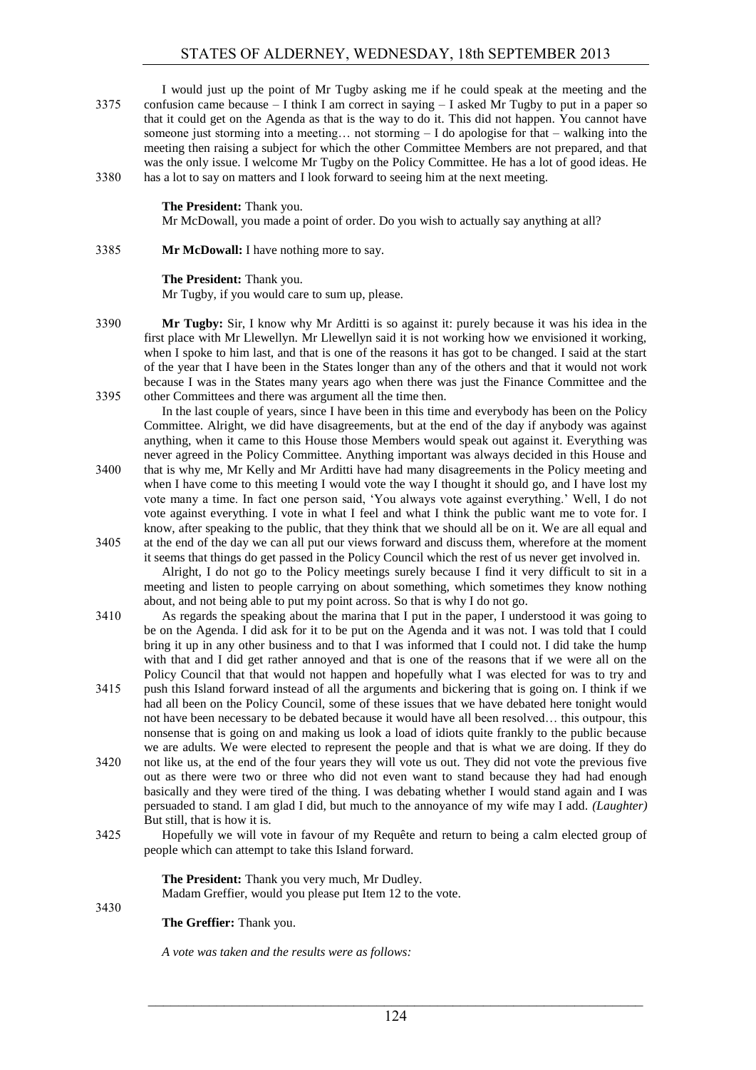I would just up the point of Mr Tugby asking me if he could speak at the meeting and the confusion came because – I think I am correct in saying – I asked Mr Tugby to put in a paper so that it could get on the Agenda as that is the way to do it. This did not happen. You cannot have someone just storming into a meeting… not storming – I do apologise for that – walking into the meeting then raising a subject for which the other Committee Members are not prepared, and that was the only issue. I welcome Mr Tugby on the Policy Committee. He has a lot of good ideas. He has a lot to say on matters and I look forward to seeing him at the next meeting.

**The President:** Thank you.

Mr McDowall, you made a point of order. Do you wish to actually say anything at all?

**Mr McDowall:** I have nothing more to say.

**The President:** Thank you.

Mr Tugby, if you would care to sum up, please.

**Mr Tugby:** Sir, I know why Mr Arditti is so against it: purely because it was his idea in the first place with Mr Llewellyn. Mr Llewellyn said it is not working how we envisioned it working, when I spoke to him last, and that is one of the reasons it has got to be changed. I said at the start of the year that I have been in the States longer than any of the others and that it would not work because I was in the States many years ago when there was just the Finance Committee and the other Committees and there was argument all the time then.

In the last couple of years, since I have been in this time and everybody has been on the Policy Committee. Alright, we did have disagreements, but at the end of the day if anybody was against anything, when it came to this House those Members would speak out against it. Everything was never agreed in the Policy Committee. Anything important was always decided in this House and that is why me, Mr Kelly and Mr Arditti have had many disagreements in the Policy meeting and when I have come to this meeting I would vote the way I thought it should go, and I have lost my vote many a time. In fact one person said, 'You always vote against everything.' Well, I do not vote against everything. I vote in what I feel and what I think the public want me to vote for. I know, after speaking to the public, that they think that we should all be on it. We are all equal and at the end of the day we can all put our views forward and discuss them, wherefore at the moment it seems that things do get passed in the Policy Council which the rest of us never get involved in.

Alright, I do not go to the Policy meetings surely because I find it very difficult to sit in a meeting and listen to people carrying on about something, which sometimes they know nothing about, and not being able to put my point across. So that is why I do not go.

As regards the speaking about the marina that I put in the paper, I understood it was going to be on the Agenda. I did ask for it to be put on the Agenda and it was not. I was told that I could bring it up in any other business and to that I was informed that I could not. I did take the hump with that and I did get rather annoyed and that is one of the reasons that if we were all on the Policy Council that that would not happen and hopefully what I was elected for was to try and push this Island forward instead of all the arguments and bickering that is going on. I think if we had all been on the Policy Council, some of these issues that we have debated here tonight would not have been necessary to be debated because it would have all been resolved… this outpour, this nonsense that is going on and making us look a load of idiots quite frankly to the public because we are adults. We were elected to represent the people and that is what we are doing. If they do not like us, at the end of the four years they will vote us out. They did not vote the previous five out as there were two or three who did not even want to stand because they had had enough basically and they were tired of the thing. I was debating whether I would stand again and I was persuaded to stand. I am glad I did, but much to the annoyance of my wife may I add. *(Laughter)* But still, that is how it is.

Hopefully we will vote in favour of my Requête and return to being a calm elected group of people which can attempt to take this Island forward.

**The President:** Thank you very much, Mr Dudley.

Madam Greffier, would you please put Item 12 to the vote.

**The Greffier:** Thank you.

*A vote was taken and the results were as follows:*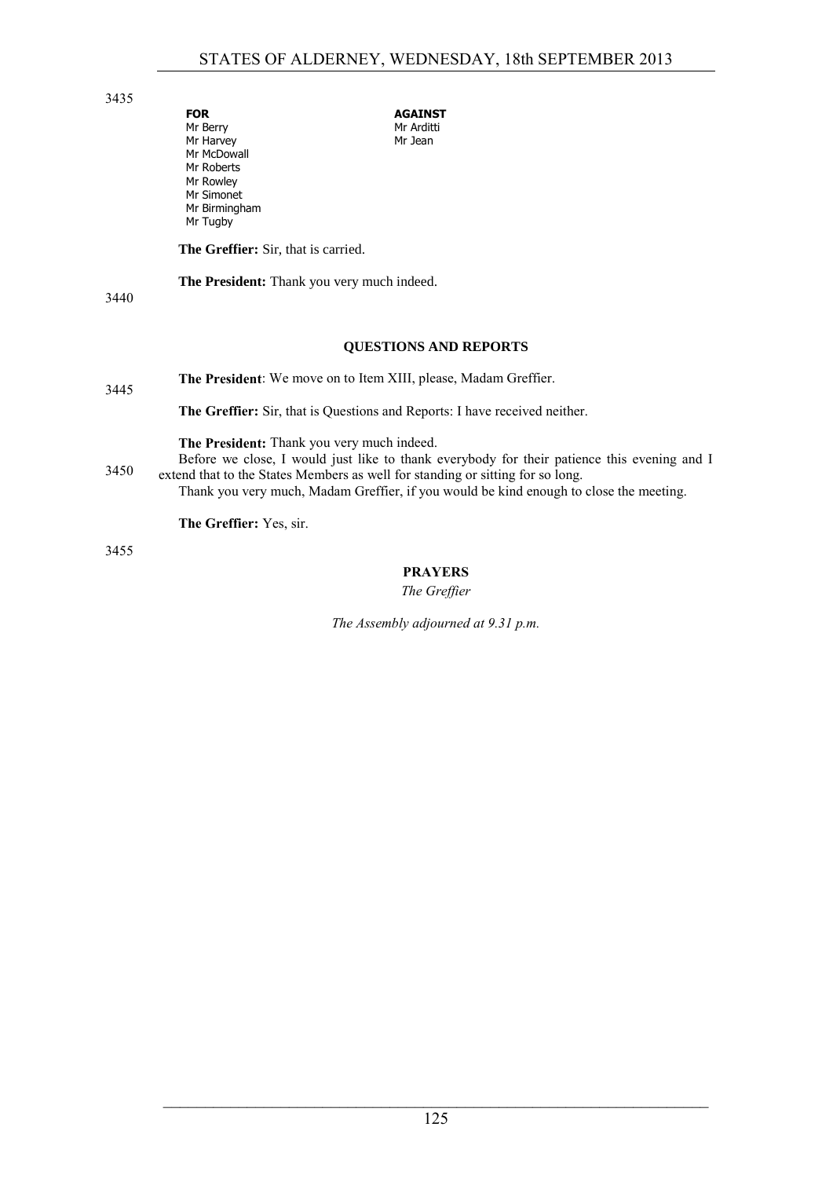| FOR | AGAINST |
|---|---|
| Mr Berry | Mr Arditti |
| Mr Harvey | Mr Jean |
| Mr McDowall | |
| Mr Roberts | |
| Mr Rowley | |
| Mr Simonet | |
| Mr Birmingham | |
| Mr Tugby | |

**The Greffier:** Sir, that is carried.

**The President:** Thank you very much indeed.

## QUESTIONS AND REPORTS

**The President**: We move on to Item XIII, please, Madam Greffier.

**The Greffier:** Sir, that is Questions and Reports: I have received neither.

**The President:** Thank you very much indeed.

Before we close, I would just like to thank everybody for their patience this evening and I extend that to the States Members as well for standing or sitting for so long.

Thank you very much, Madam Greffier, if you would be kind enough to close the meeting.

**The Greffier:** Yes, sir.

**PRAYERS**

*The Greffier*

*The Assembly adjourned at 9.31 p.m.*